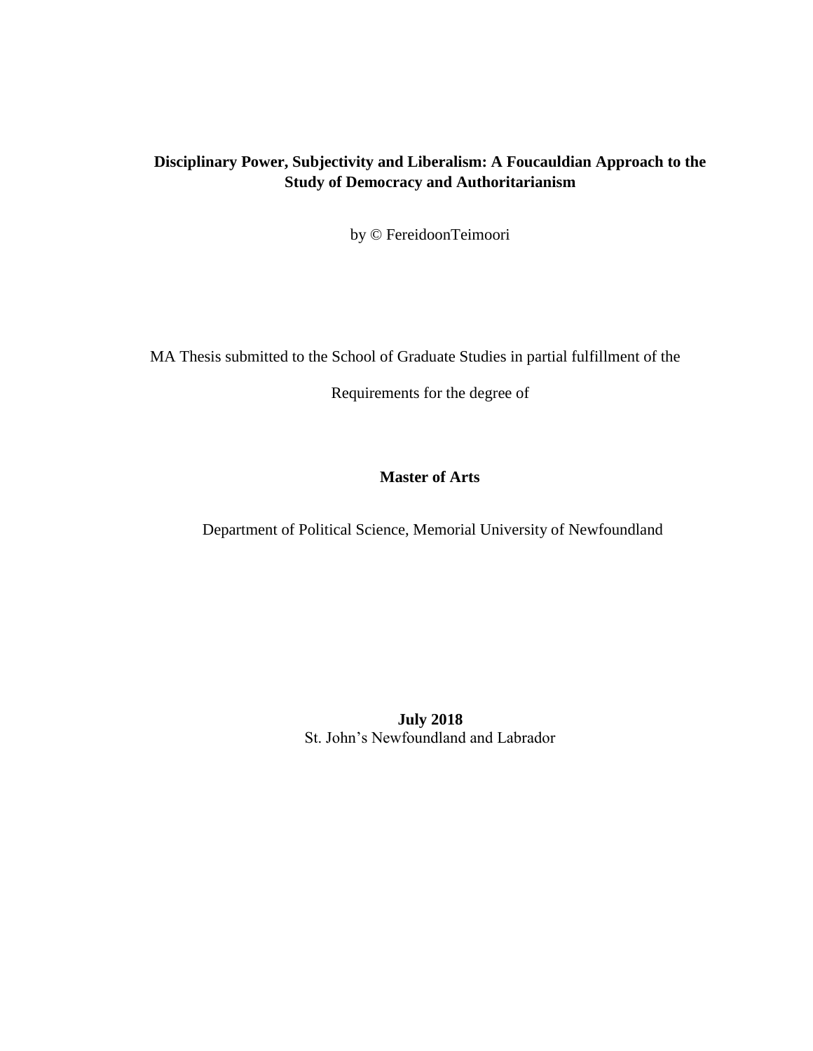# Disciplinary Power, Subjectivity and Liberalism: A Foucauldian Approach to the Study of Democracy and Authoritarianism

by © FereidoonTeimoori

MA Thesis submitted to the School of Graduate Studies in partial fulfillment of the

Requirements for the degree of

**Master of Arts**

Department of Political Science, Memorial University of Newfoundland

**July 2018**

St. John's Newfoundland and Labrador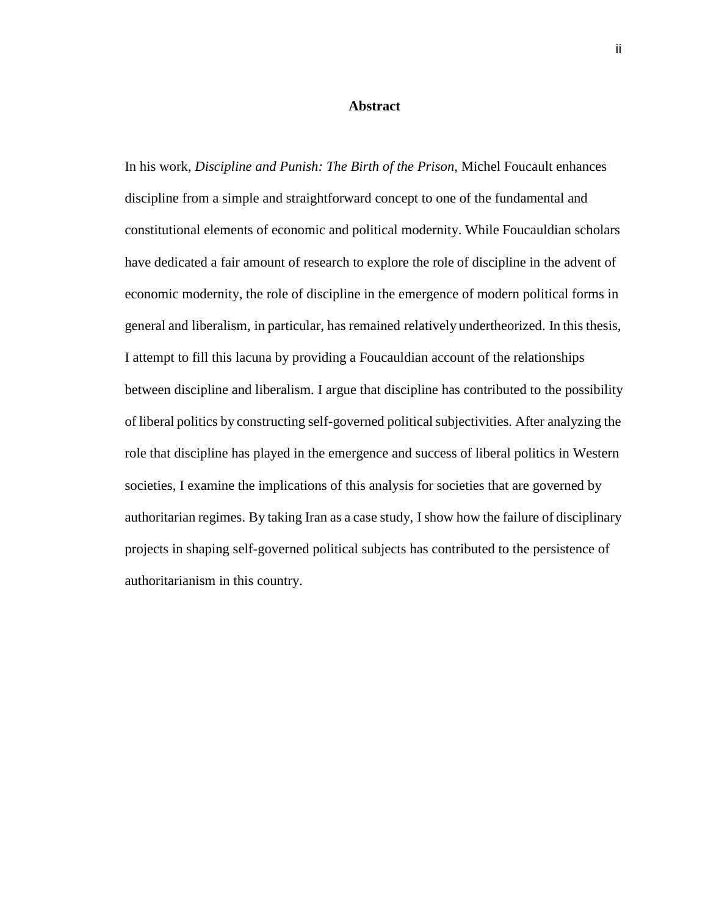# Abstract

In his work, *Discipline and Punish: The Birth of the Prison*, Michel Foucault enhances discipline from a simple and straightforward concept to one of the fundamental and constitutional elements of economic and political modernity. While Foucauldian scholars have dedicated a fair amount of research to explore the role of discipline in the advent of economic modernity, the role of discipline in the emergence of modern political forms in general and liberalism, in particular, has remained relatively undertheorized. In this thesis, I attempt to fill this lacuna by providing a Foucauldian account of the relationships between discipline and liberalism. I argue that discipline has contributed to the possibility of liberal politics by constructing self-governed political subjectivities. After analyzing the role that discipline has played in the emergence and success of liberal politics in Western societies, I examine the implications of this analysis for societies that are governed by authoritarian regimes. By taking Iran as a case study, I show how the failure of disciplinary projects in shaping self-governed political subjects has contributed to the persistence of authoritarianism in this country.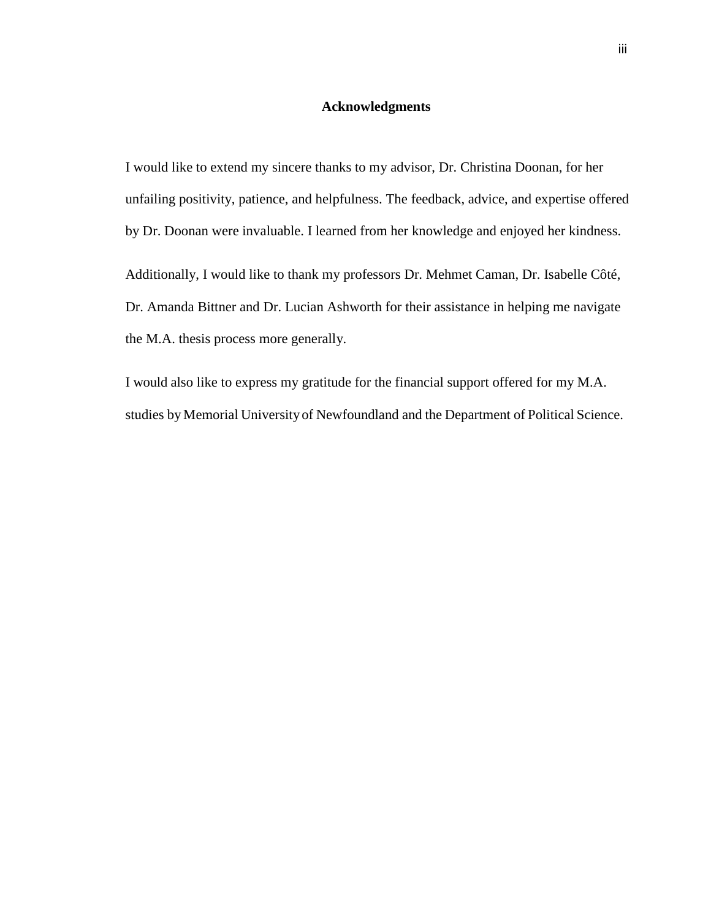## Acknowledgments

I would like to extend my sincere thanks to my advisor, Dr. Christina Doonan, for her unfailing positivity, patience, and helpfulness. The feedback, advice, and expertise offered by Dr. Doonan were invaluable. I learned from her knowledge and enjoyed her kindness.

Additionally, I would like to thank my professors Dr. Mehmet Caman, Dr. Isabelle Côté, Dr. Amanda Bittner and Dr. Lucian Ashworth for their assistance in helping me navigate the M.A. thesis process more generally.

I would also like to express my gratitude for the financial support offered for my M.A. studies by Memorial University of Newfoundland and the Department of Political Science.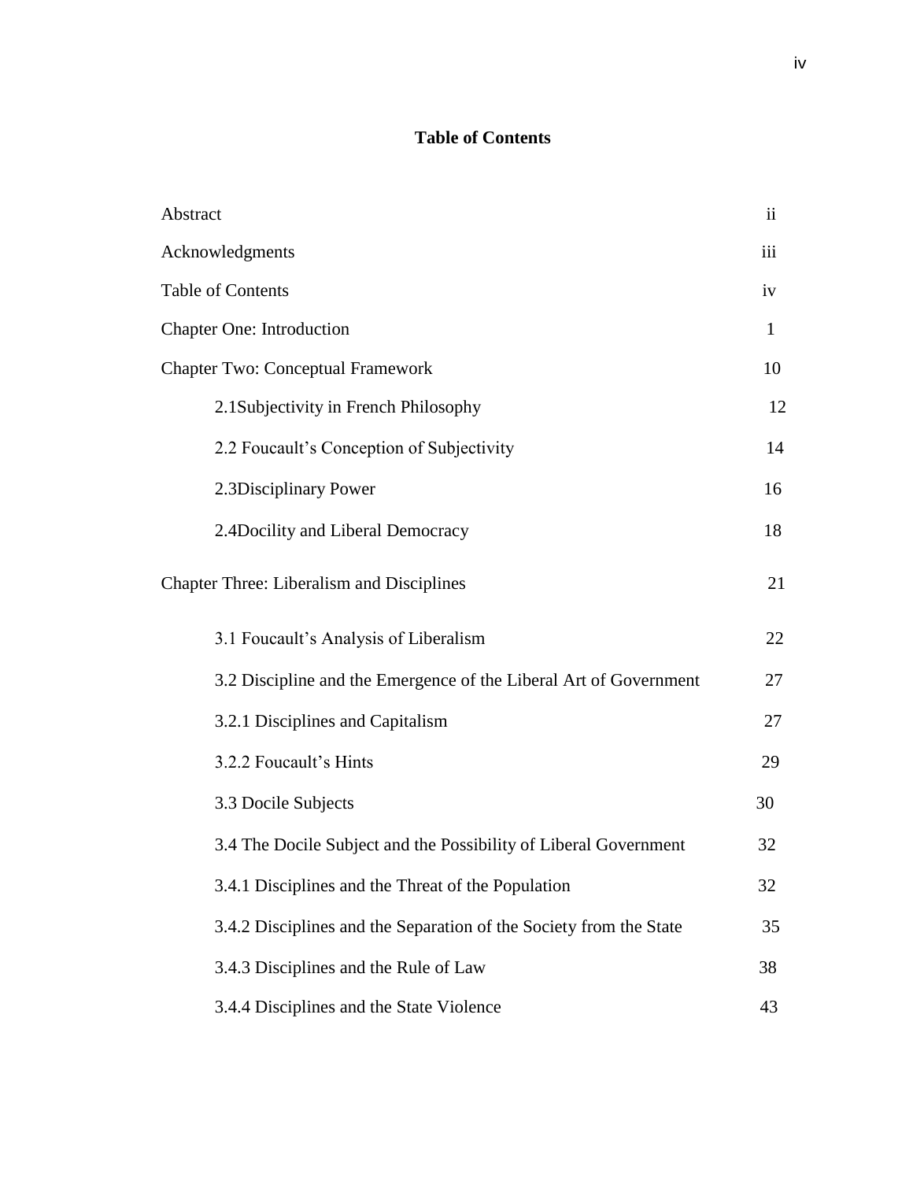# Table of Contents

| | |
|---|---|
| Abstract | ii |
| Acknowledgments | iii |
| Table of Contents | iv |
| Chapter One: Introduction | 1 |
| Chapter Two: Conceptual Framework | 10 |
| 2.1Subjectivity in French Philosophy | 12 |
| 2.2 Foucault's Conception of Subjectivity | 14 |
| 2.3Disciplinary Power | 16 |
| 2.4Docility and Liberal Democracy | 18 |
| Chapter Three: Liberalism and Disciplines | 21 |
| 3.1 Foucault's Analysis of Liberalism | 22 |
| 3.2 Discipline and the Emergence of the Liberal Art of Government | 27 |
| 3.2.1 Disciplines and Capitalism | 27 |
| 3.2.2 Foucault's Hints | 29 |
| 3.3 Docile Subjects | 30 |
| 3.4 The Docile Subject and the Possibility of Liberal Government | 32 |
| 3.4.1 Disciplines and the Threat of the Population | 32 |
| 3.4.2 Disciplines and the Separation of the Society from the State | 35 |
| 3.4.3 Disciplines and the Rule of Law | 38 |
| 3.4.4 Disciplines and the State Violence | 43 |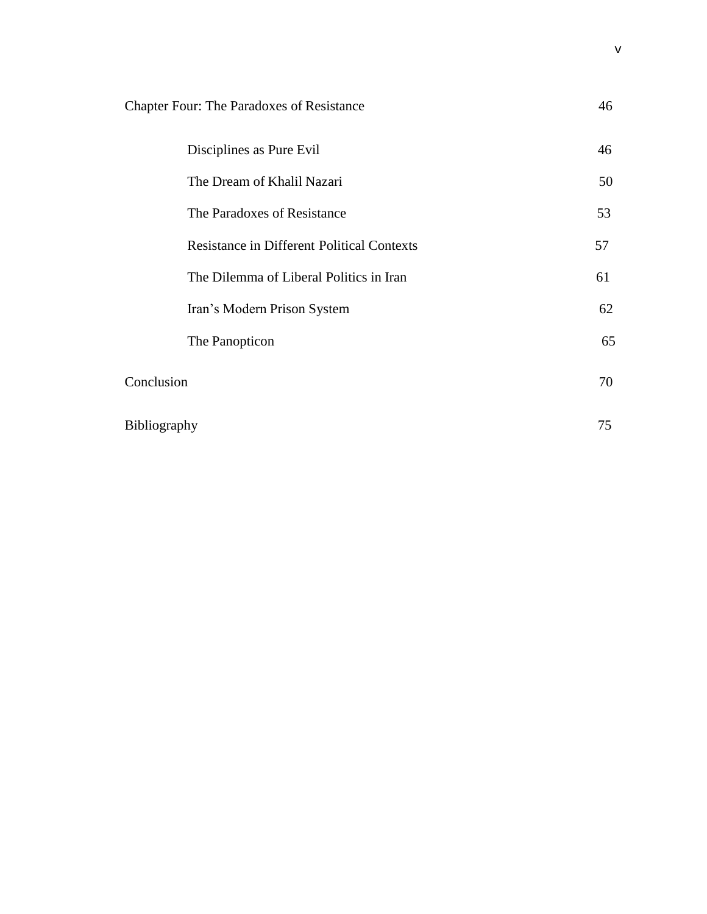Chapter Four: The Paradoxes of Resistance 46

- Disciplines as Pure Evil 46
- The Dream of Khalil Nazari 50
- The Paradoxes of Resistance 53
- Resistance in Different Political Contexts 57
- The Dilemma of Liberal Politics in Iran 61
- Iran's Modern Prison System 62
- The Panopticon 65

Conclusion 70

Bibliography 75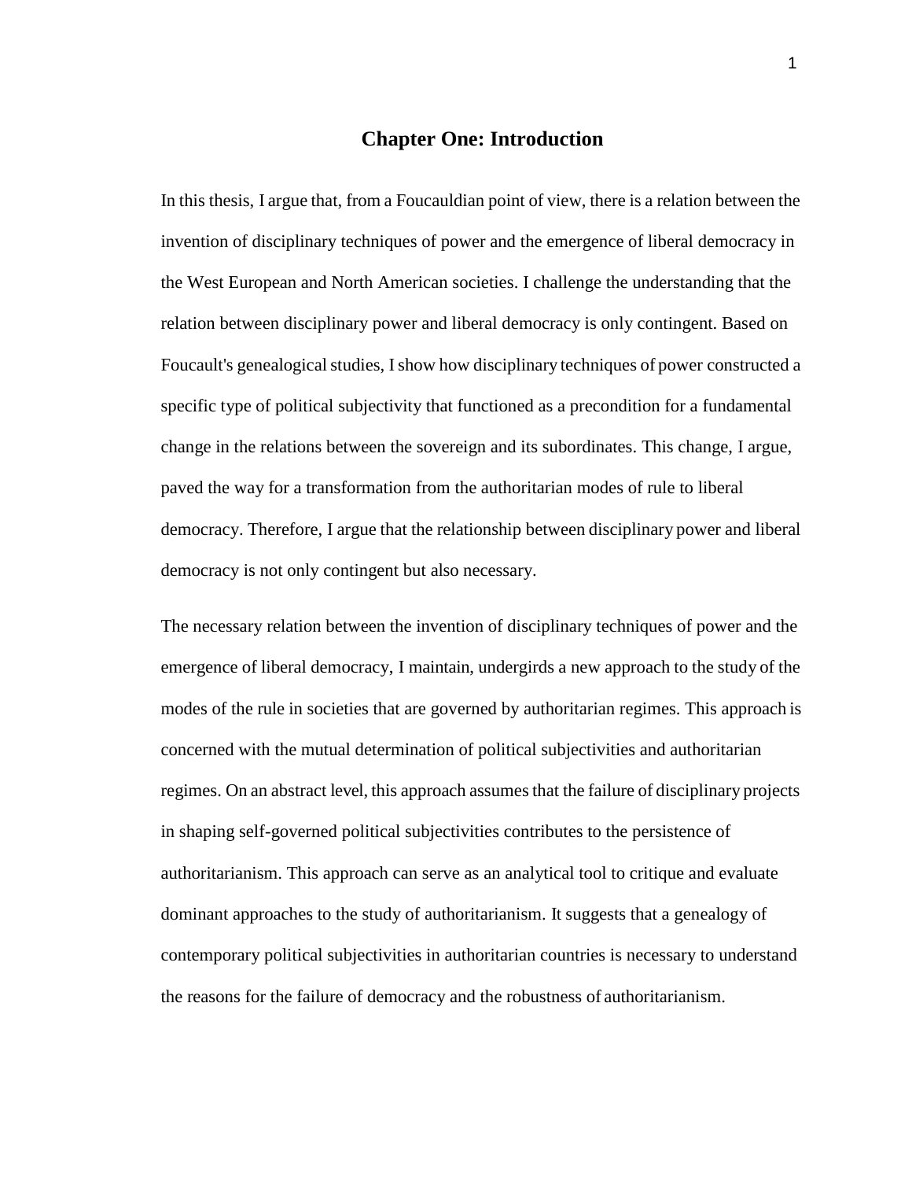# Chapter One: Introduction

In this thesis, I argue that, from a Foucauldian point of view, there is a relation between the invention of disciplinary techniques of power and the emergence of liberal democracy in the West European and North American societies. I challenge the understanding that the relation between disciplinary power and liberal democracy is only contingent. Based on Foucault's genealogical studies, I show how disciplinary techniques of power constructed a specific type of political subjectivity that functioned as a precondition for a fundamental change in the relations between the sovereign and its subordinates. This change, I argue, paved the way for a transformation from the authoritarian modes of rule to liberal democracy. Therefore, I argue that the relationship between disciplinary power and liberal democracy is not only contingent but also necessary.

The necessary relation between the invention of disciplinary techniques of power and the emergence of liberal democracy, I maintain, undergirds a new approach to the study of the modes of the rule in societies that are governed by authoritarian regimes. This approach is concerned with the mutual determination of political subjectivities and authoritarian regimes. On an abstract level, this approach assumes that the failure of disciplinary projects in shaping self-governed political subjectivities contributes to the persistence of authoritarianism. This approach can serve as an analytical tool to critique and evaluate dominant approaches to the study of authoritarianism. It suggests that a genealogy of contemporary political subjectivities in authoritarian countries is necessary to understand the reasons for the failure of democracy and the robustness of authoritarianism.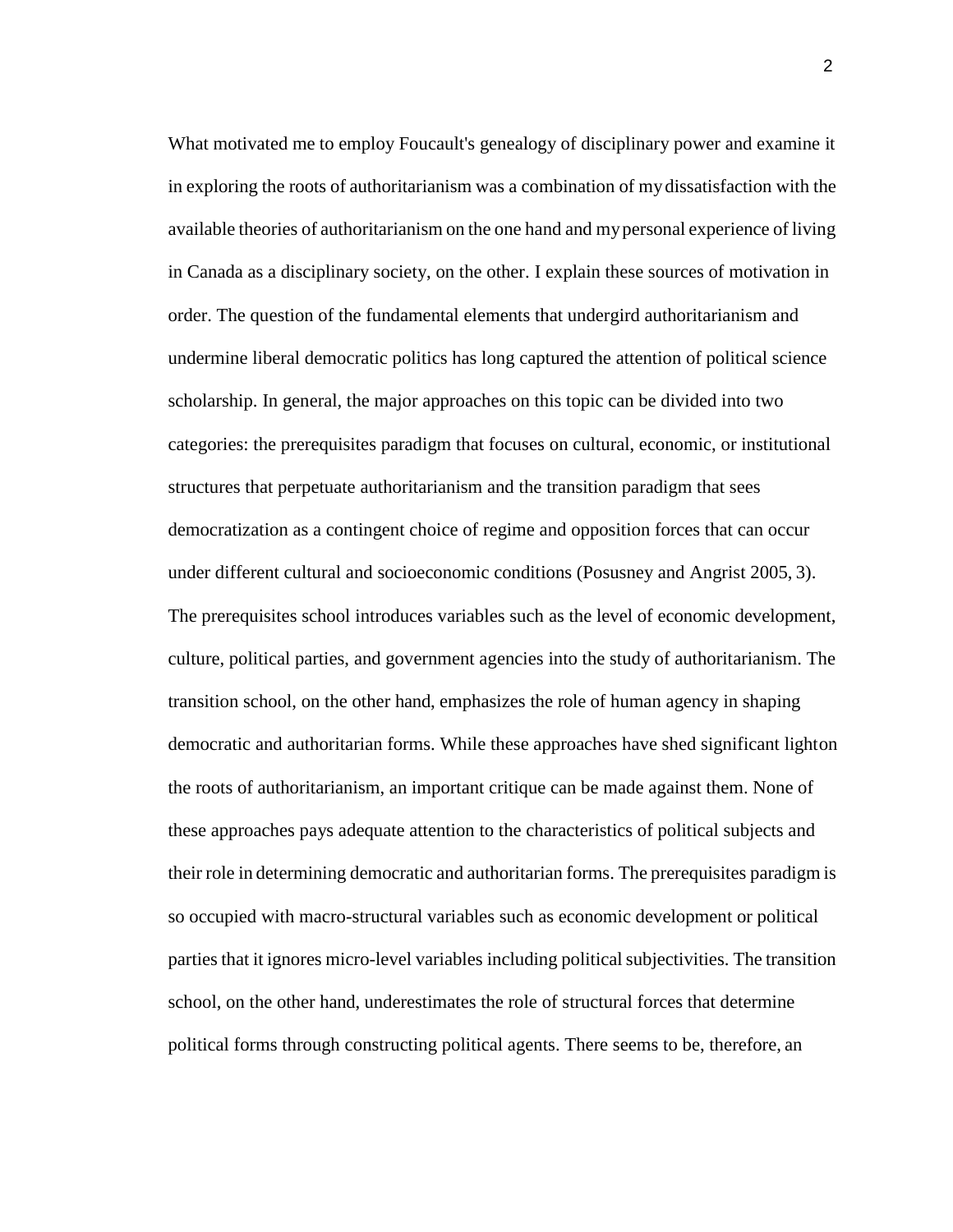What motivated me to employ Foucault's genealogy of disciplinary power and examine it in exploring the roots of authoritarianism was a combination of my dissatisfaction with the available theories of authoritarianism on the one hand and my personal experience of living in Canada as a disciplinary society, on the other. I explain these sources of motivation in order. The question of the fundamental elements that undergird authoritarianism and undermine liberal democratic politics has long captured the attention of political science scholarship. In general, the major approaches on this topic can be divided into two categories: the prerequisites paradigm that focuses on cultural, economic, or institutional structures that perpetuate authoritarianism and the transition paradigm that sees democratization as a contingent choice of regime and opposition forces that can occur under different cultural and socioeconomic conditions (Posusney and Angrist 2005, 3). The prerequisites school introduces variables such as the level of economic development, culture, political parties, and government agencies into the study of authoritarianism. The transition school, on the other hand, emphasizes the role of human agency in shaping democratic and authoritarian forms. While these approaches have shed significant light on the roots of authoritarianism, an important critique can be made against them. None of these approaches pays adequate attention to the characteristics of political subjects and their role in determining democratic and authoritarian forms. The prerequisites paradigm is so occupied with macro-structural variables such as economic development or political parties that it ignores micro-level variables including political subjectivities. The transition school, on the other hand, underestimates the role of structural forces that determine political forms through constructing political agents. There seems to be, therefore, an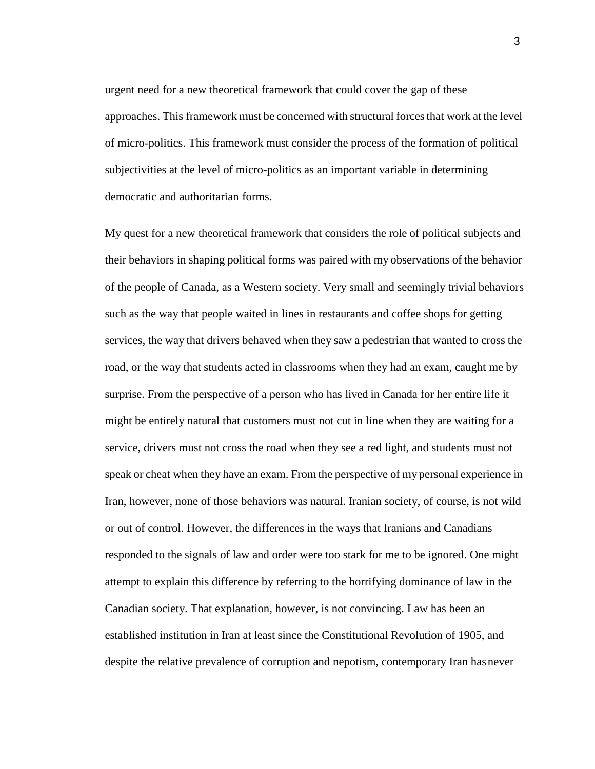urgent need for a new theoretical framework that could cover the gap of these approaches. This framework must be concerned with structural forces that work at the level of micro-politics. This framework must consider the process of the formation of political subjectivities at the level of micro-politics as an important variable in determining democratic and authoritarian forms.

My quest for a new theoretical framework that considers the role of political subjects and their behaviors in shaping political forms was paired with my observations of the behavior of the people of Canada, as a Western society. Very small and seemingly trivial behaviors such as the way that people waited in lines in restaurants and coffee shops for getting services, the way that drivers behaved when they saw a pedestrian that wanted to cross the road, or the way that students acted in classrooms when they had an exam, caught me by surprise. From the perspective of a person who has lived in Canada for her entire life it might be entirely natural that customers must not cut in line when they are waiting for a service, drivers must not cross the road when they see a red light, and students must not speak or cheat when they have an exam. From the perspective of my personal experience in Iran, however, none of those behaviors was natural. Iranian society, of course, is not wild or out of control. However, the differences in the ways that Iranians and Canadians responded to the signals of law and order were too stark for me to be ignored. One might attempt to explain this difference by referring to the horrifying dominance of law in the Canadian society. That explanation, however, is not convincing. Law has been an established institution in Iran at least since the Constitutional Revolution of 1905, and despite the relative prevalence of corruption and nepotism, contemporary Iran has never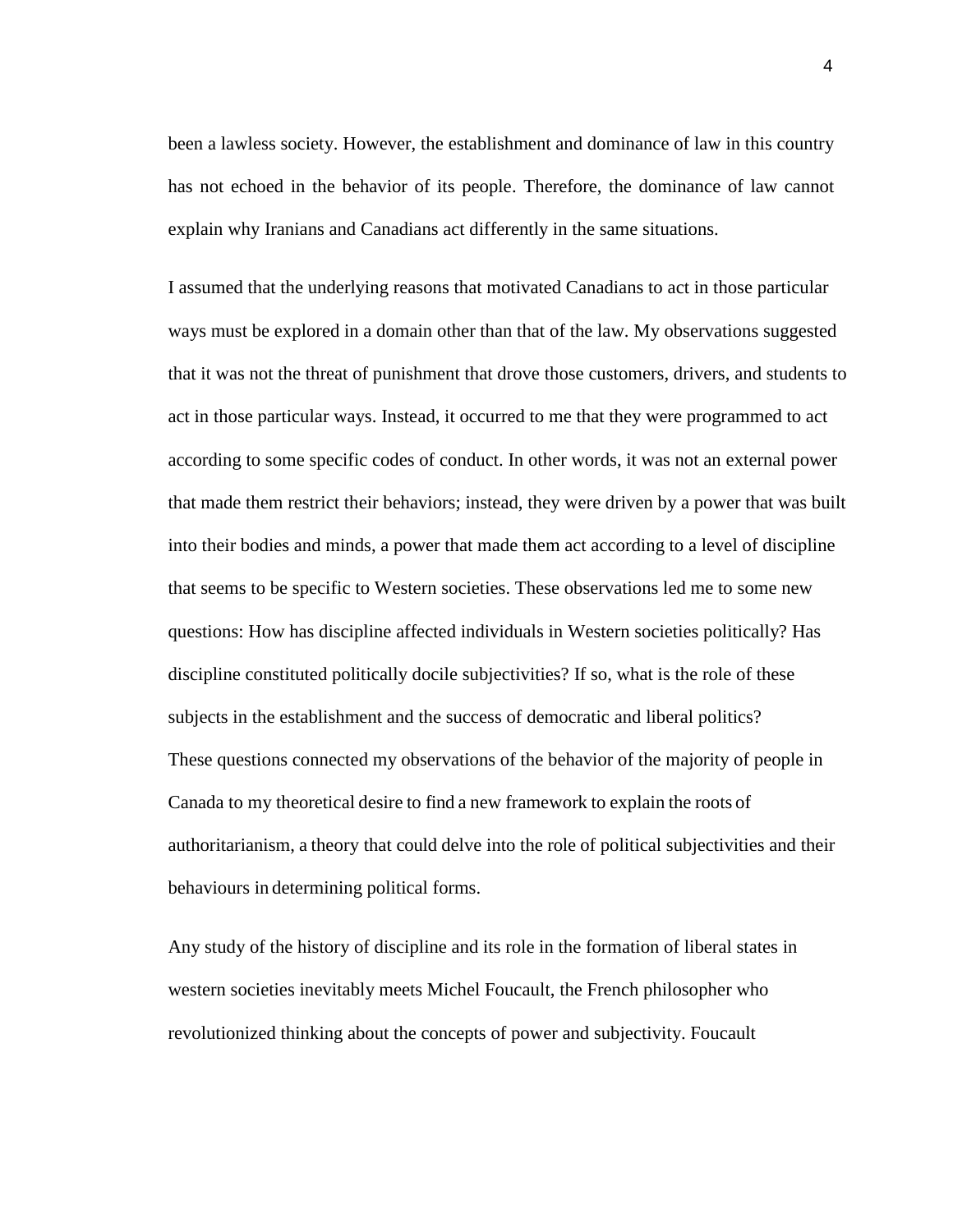been a lawless society. However, the establishment and dominance of law in this country has not echoed in the behavior of its people. Therefore, the dominance of law cannot explain why Iranians and Canadians act differently in the same situations.

I assumed that the underlying reasons that motivated Canadians to act in those particular ways must be explored in a domain other than that of the law. My observations suggested that it was not the threat of punishment that drove those customers, drivers, and students to act in those particular ways. Instead, it occurred to me that they were programmed to act according to some specific codes of conduct. In other words, it was not an external power that made them restrict their behaviors; instead, they were driven by a power that was built into their bodies and minds, a power that made them act according to a level of discipline that seems to be specific to Western societies. These observations led me to some new questions: How has discipline affected individuals in Western societies politically? Has discipline constituted politically docile subjectivities? If so, what is the role of these subjects in the establishment and the success of democratic and liberal politics?
These questions connected my observations of the behavior of the majority of people in Canada to my theoretical desire to find a new framework to explain the roots of authoritarianism, a theory that could delve into the role of political subjectivities and their behaviours in determining political forms.

Any study of the history of discipline and its role in the formation of liberal states in western societies inevitably meets Michel Foucault, the French philosopher who revolutionized thinking about the concepts of power and subjectivity. Foucault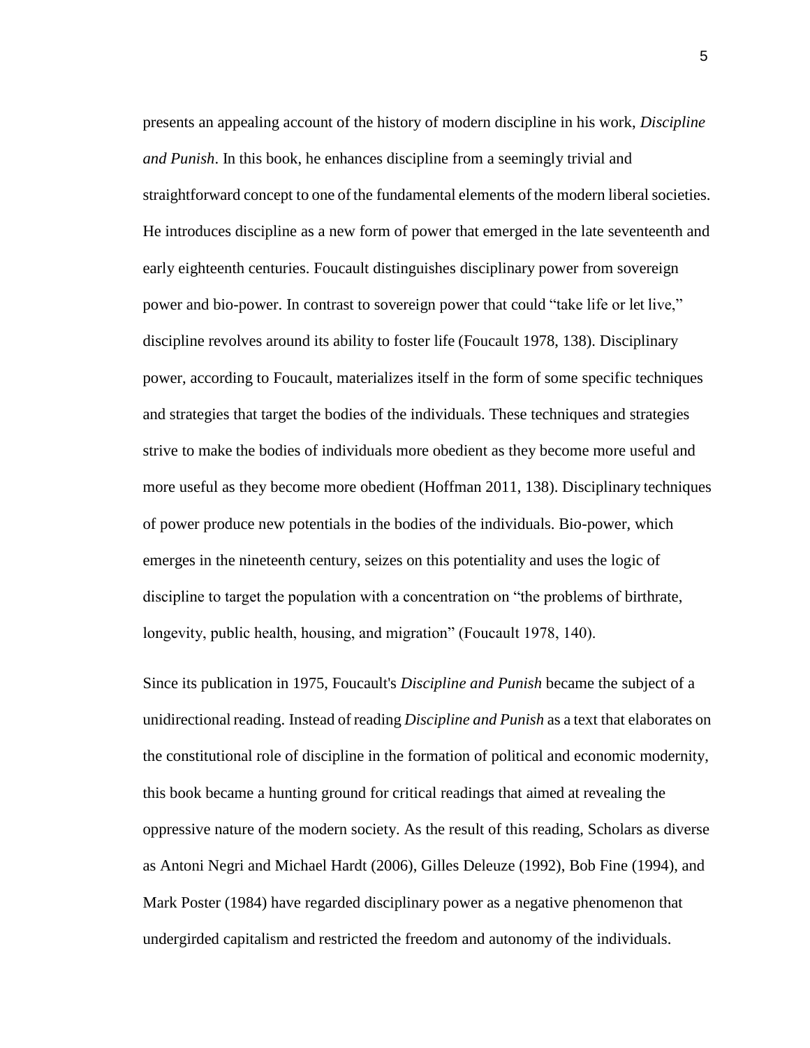presents an appealing account of the history of modern discipline in his work, *Discipline and Punish*. In this book, he enhances discipline from a seemingly trivial and straightforward concept to one of the fundamental elements of the modern liberal societies. He introduces discipline as a new form of power that emerged in the late seventeenth and early eighteenth centuries. Foucault distinguishes disciplinary power from sovereign power and bio-power. In contrast to sovereign power that could "take life or let live," discipline revolves around its ability to foster life (Foucault 1978, 138). Disciplinary power, according to Foucault, materializes itself in the form of some specific techniques and strategies that target the bodies of the individuals. These techniques and strategies strive to make the bodies of individuals more obedient as they become more useful and more useful as they become more obedient (Hoffman 2011, 138). Disciplinary techniques of power produce new potentials in the bodies of the individuals. Bio-power, which emerges in the nineteenth century, seizes on this potentiality and uses the logic of discipline to target the population with a concentration on "the problems of birthrate, longevity, public health, housing, and migration" (Foucault 1978, 140).

Since its publication in 1975, Foucault's *Discipline and Punish* became the subject of a unidirectional reading. Instead of reading *Discipline and Punish* as a text that elaborates on the constitutional role of discipline in the formation of political and economic modernity, this book became a hunting ground for critical readings that aimed at revealing the oppressive nature of the modern society. As the result of this reading, Scholars as diverse as Antoni Negri and Michael Hardt (2006), Gilles Deleuze (1992), Bob Fine (1994), and Mark Poster (1984) have regarded disciplinary power as a negative phenomenon that undergirded capitalism and restricted the freedom and autonomy of the individuals.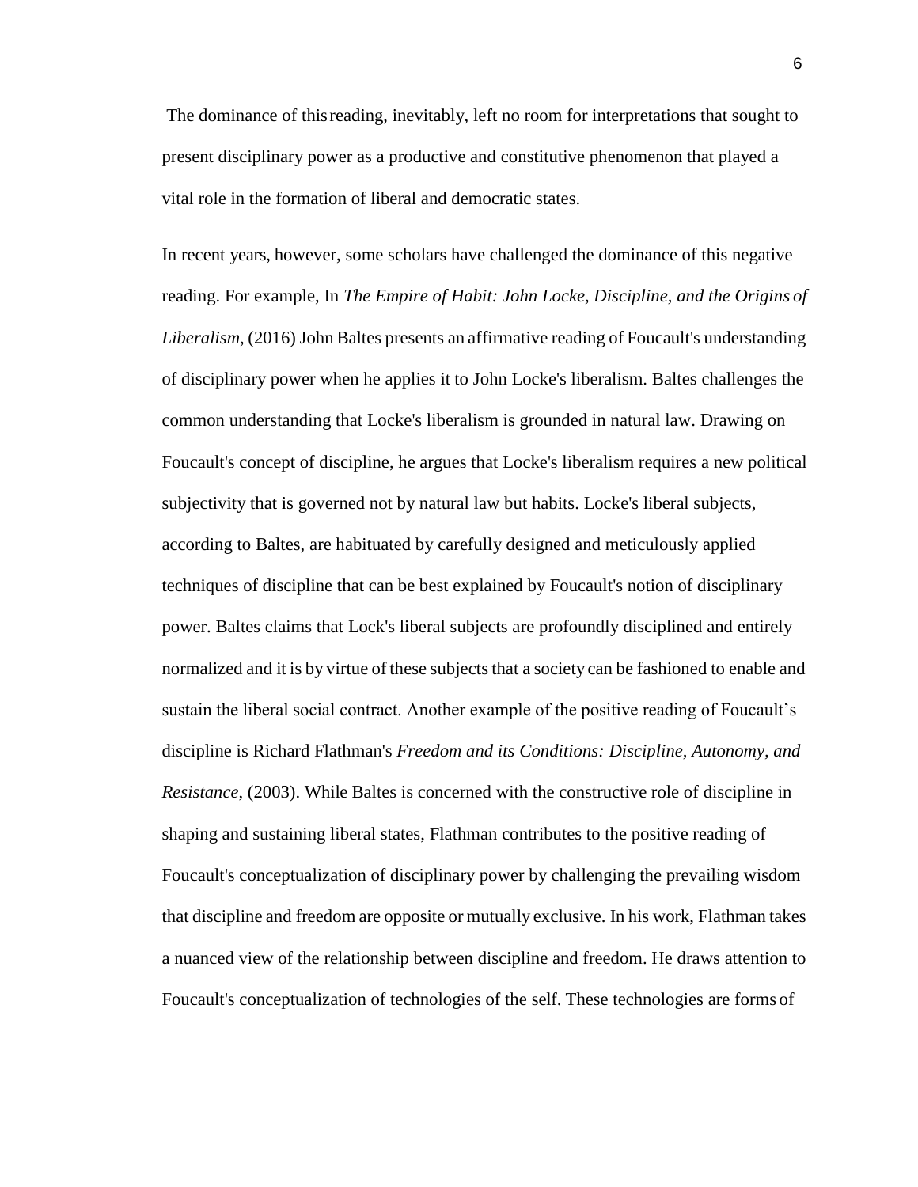The dominance of this reading, inevitably, left no room for interpretations that sought to present disciplinary power as a productive and constitutive phenomenon that played a vital role in the formation of liberal and democratic states.

In recent years, however, some scholars have challenged the dominance of this negative reading. For example, In *The Empire of Habit: John Locke, Discipline, and the Origins of Liberalism*, (2016) John Baltes presents an affirmative reading of Foucault's understanding of disciplinary power when he applies it to John Locke's liberalism. Baltes challenges the common understanding that Locke's liberalism is grounded in natural law. Drawing on Foucault's concept of discipline, he argues that Locke's liberalism requires a new political subjectivity that is governed not by natural law but habits. Locke's liberal subjects, according to Baltes, are habituated by carefully designed and meticulously applied techniques of discipline that can be best explained by Foucault's notion of disciplinary power. Baltes claims that Lock's liberal subjects are profoundly disciplined and entirely normalized and it is by virtue of these subjects that a society can be fashioned to enable and sustain the liberal social contract. Another example of the positive reading of Foucault's discipline is Richard Flathman's *Freedom and its Conditions: Discipline, Autonomy, and Resistance,* (2003). While Baltes is concerned with the constructive role of discipline in shaping and sustaining liberal states, Flathman contributes to the positive reading of Foucault's conceptualization of disciplinary power by challenging the prevailing wisdom that discipline and freedom are opposite or mutually exclusive. In his work, Flathman takes a nuanced view of the relationship between discipline and freedom. He draws attention to Foucault's conceptualization of technologies of the self. These technologies are forms of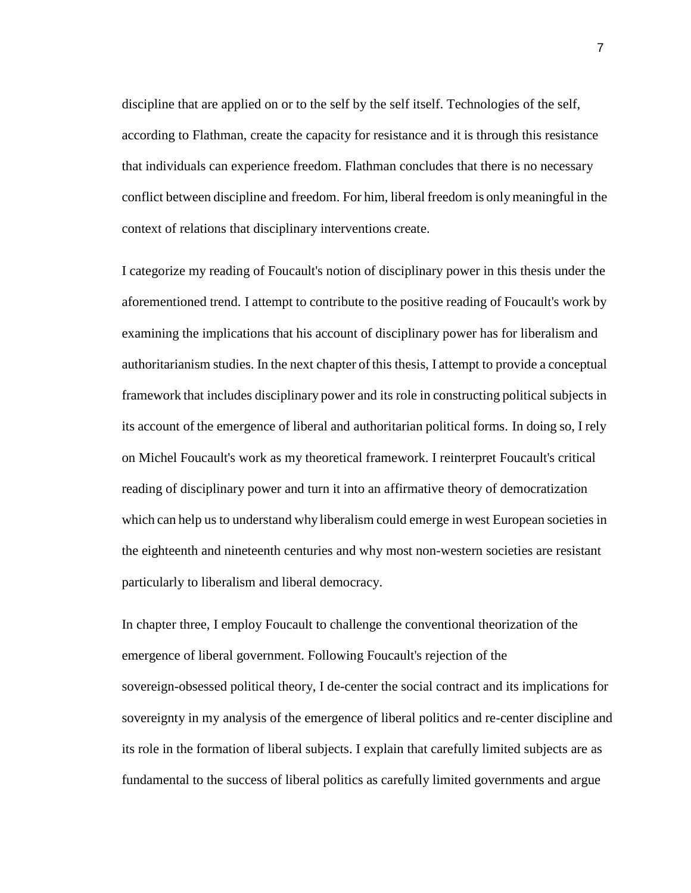discipline that are applied on or to the self by the self itself. Technologies of the self, according to Flathman, create the capacity for resistance and it is through this resistance that individuals can experience freedom. Flathman concludes that there is no necessary conflict between discipline and freedom. For him, liberal freedom is only meaningful in the context of relations that disciplinary interventions create.

I categorize my reading of Foucault's notion of disciplinary power in this thesis under the aforementioned trend. I attempt to contribute to the positive reading of Foucault's work by examining the implications that his account of disciplinary power has for liberalism and authoritarianism studies. In the next chapter of this thesis, I attempt to provide a conceptual framework that includes disciplinary power and its role in constructing political subjects in its account of the emergence of liberal and authoritarian political forms. In doing so, I rely on Michel Foucault's work as my theoretical framework. I reinterpret Foucault's critical reading of disciplinary power and turn it into an affirmative theory of democratization which can help us to understand why liberalism could emerge in west European societies in the eighteenth and nineteenth centuries and why most non-western societies are resistant particularly to liberalism and liberal democracy.

In chapter three, I employ Foucault to challenge the conventional theorization of the emergence of liberal government. Following Foucault's rejection of the sovereign-obsessed political theory, I de-center the social contract and its implications for sovereignty in my analysis of the emergence of liberal politics and re-center discipline and its role in the formation of liberal subjects. I explain that carefully limited subjects are as fundamental to the success of liberal politics as carefully limited governments and argue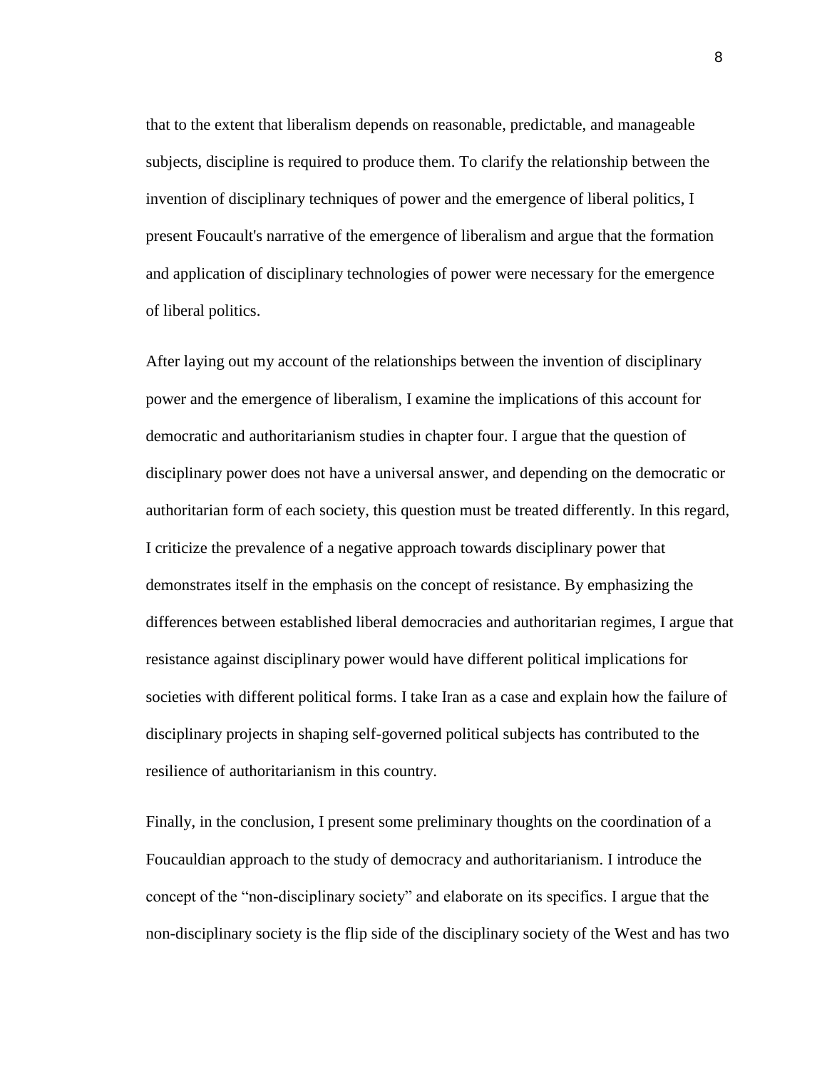that to the extent that liberalism depends on reasonable, predictable, and manageable subjects, discipline is required to produce them. To clarify the relationship between the invention of disciplinary techniques of power and the emergence of liberal politics, I present Foucault's narrative of the emergence of liberalism and argue that the formation and application of disciplinary technologies of power were necessary for the emergence of liberal politics.

After laying out my account of the relationships between the invention of disciplinary power and the emergence of liberalism, I examine the implications of this account for democratic and authoritarianism studies in chapter four. I argue that the question of disciplinary power does not have a universal answer, and depending on the democratic or authoritarian form of each society, this question must be treated differently. In this regard, I criticize the prevalence of a negative approach towards disciplinary power that demonstrates itself in the emphasis on the concept of resistance. By emphasizing the differences between established liberal democracies and authoritarian regimes, I argue that resistance against disciplinary power would have different political implications for societies with different political forms. I take Iran as a case and explain how the failure of disciplinary projects in shaping self-governed political subjects has contributed to the resilience of authoritarianism in this country.

Finally, in the conclusion, I present some preliminary thoughts on the coordination of a Foucauldian approach to the study of democracy and authoritarianism. I introduce the concept of the "non-disciplinary society" and elaborate on its specifics. I argue that the non-disciplinary society is the flip side of the disciplinary society of the West and has two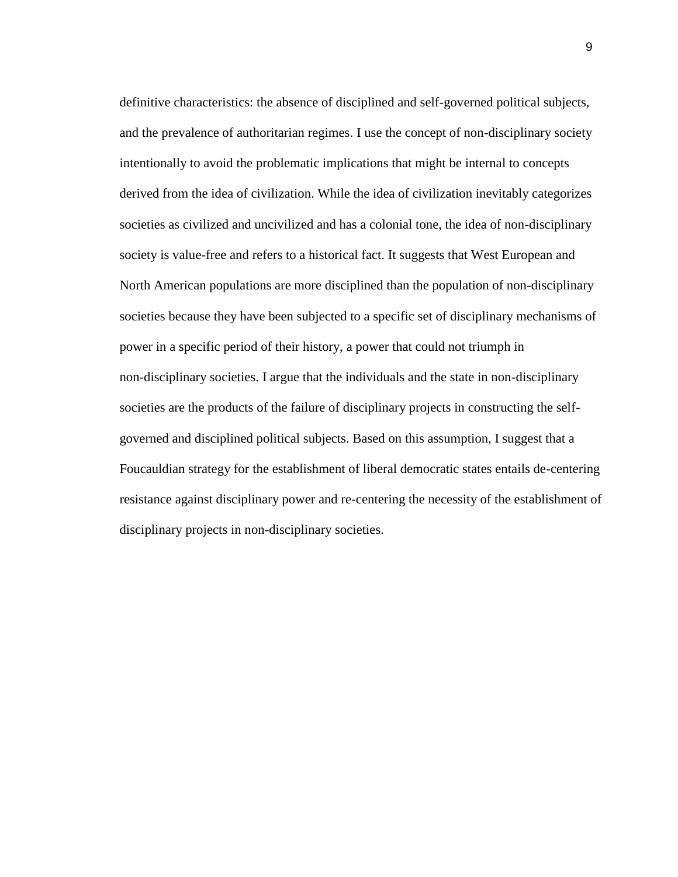definitive characteristics: the absence of disciplined and self-governed political subjects, and the prevalence of authoritarian regimes. I use the concept of non-disciplinary society intentionally to avoid the problematic implications that might be internal to concepts derived from the idea of civilization. While the idea of civilization inevitably categorizes societies as civilized and uncivilized and has a colonial tone, the idea of non-disciplinary society is value-free and refers to a historical fact. It suggests that West European and North American populations are more disciplined than the population of non-disciplinary societies because they have been subjected to a specific set of disciplinary mechanisms of power in a specific period of their history, a power that could not triumph in non-disciplinary societies. I argue that the individuals and the state in non-disciplinary societies are the products of the failure of disciplinary projects in constructing the self-governed and disciplined political subjects. Based on this assumption, I suggest that a Foucauldian strategy for the establishment of liberal democratic states entails de-centering resistance against disciplinary power and re-centering the necessity of the establishment of disciplinary projects in non-disciplinary societies.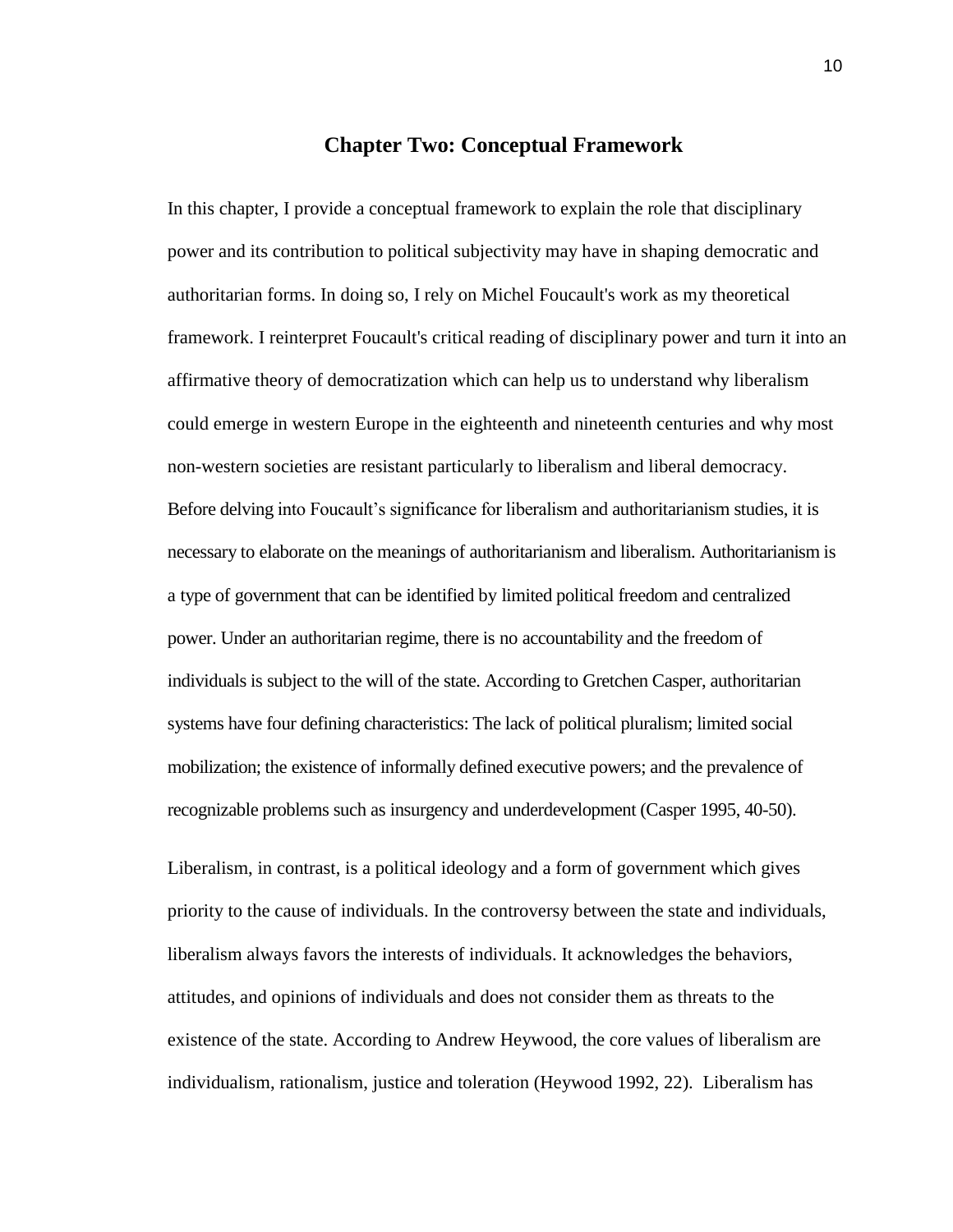## Chapter Two: Conceptual Framework

In this chapter, I provide a conceptual framework to explain the role that disciplinary power and its contribution to political subjectivity may have in shaping democratic and authoritarian forms. In doing so, I rely on Michel Foucault's work as my theoretical framework. I reinterpret Foucault's critical reading of disciplinary power and turn it into an affirmative theory of democratization which can help us to understand why liberalism could emerge in western Europe in the eighteenth and nineteenth centuries and why most non-western societies are resistant particularly to liberalism and liberal democracy. Before delving into Foucault's significance for liberalism and authoritarianism studies, it is necessary to elaborate on the meanings of authoritarianism and liberalism. Authoritarianism is a type of government that can be identified by limited political freedom and centralized power. Under an authoritarian regime, there is no accountability and the freedom of individuals is subject to the will of the state. According to Gretchen Casper, authoritarian systems have four defining characteristics: The lack of political pluralism; limited social mobilization; the existence of informally defined executive powers; and the prevalence of recognizable problems such as insurgency and underdevelopment (Casper 1995, 40-50).

Liberalism, in contrast, is a political ideology and a form of government which gives priority to the cause of individuals. In the controversy between the state and individuals, liberalism always favors the interests of individuals. It acknowledges the behaviors, attitudes, and opinions of individuals and does not consider them as threats to the existence of the state. According to Andrew Heywood, the core values of liberalism are individualism, rationalism, justice and toleration (Heywood 1992, 22). Liberalism has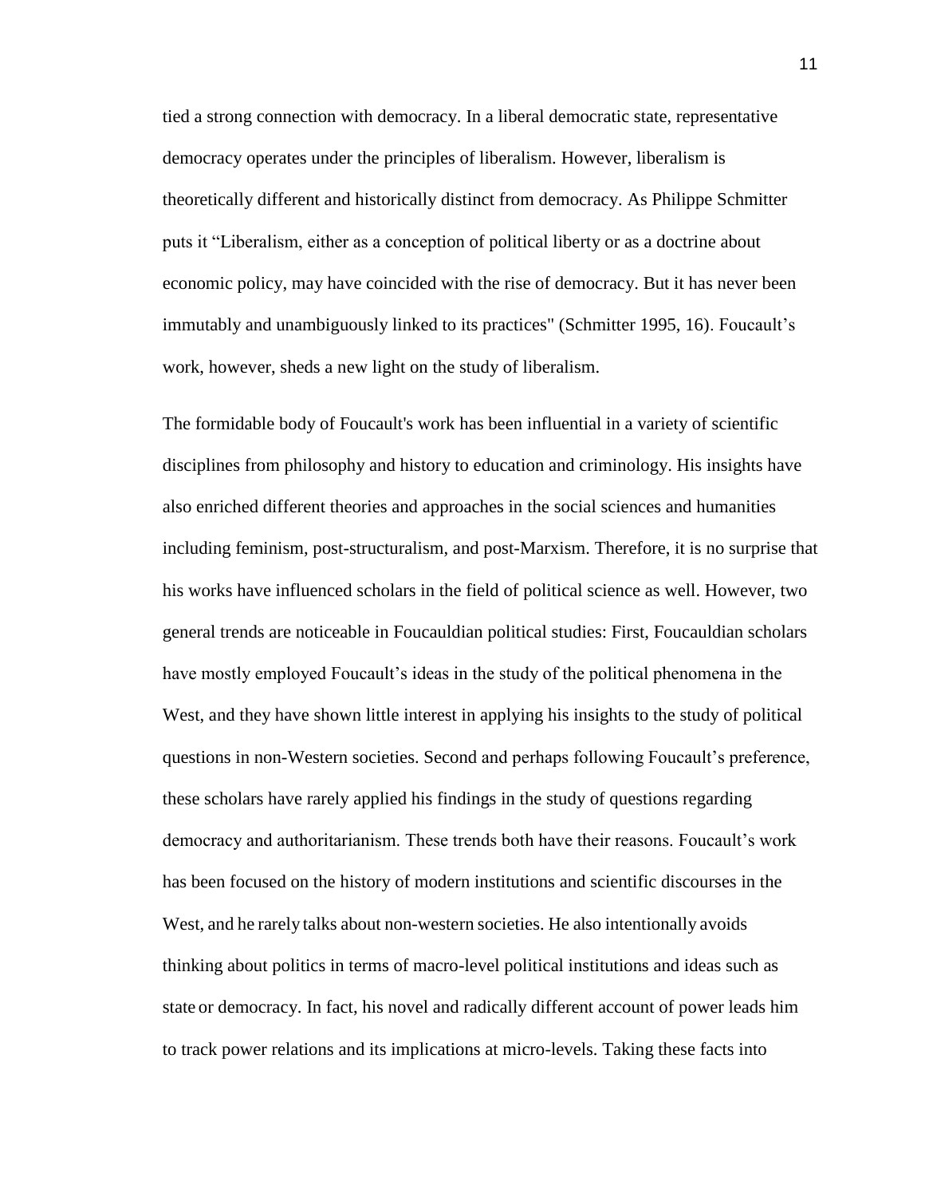tied a strong connection with democracy. In a liberal democratic state, representative democracy operates under the principles of liberalism. However, liberalism is theoretically different and historically distinct from democracy. As Philippe Schmitter puts it "Liberalism, either as a conception of political liberty or as a doctrine about economic policy, may have coincided with the rise of democracy. But it has never been immutably and unambiguously linked to its practices" (Schmitter 1995, 16). Foucault's work, however, sheds a new light on the study of liberalism.

The formidable body of Foucault's work has been influential in a variety of scientific disciplines from philosophy and history to education and criminology. His insights have also enriched different theories and approaches in the social sciences and humanities including feminism, post-structuralism, and post-Marxism. Therefore, it is no surprise that his works have influenced scholars in the field of political science as well. However, two general trends are noticeable in Foucauldian political studies: First, Foucauldian scholars have mostly employed Foucault's ideas in the study of the political phenomena in the West, and they have shown little interest in applying his insights to the study of political questions in non-Western societies. Second and perhaps following Foucault's preference, these scholars have rarely applied his findings in the study of questions regarding democracy and authoritarianism. These trends both have their reasons. Foucault's work has been focused on the history of modern institutions and scientific discourses in the West, and he rarely talks about non-western societies. He also intentionally avoids thinking about politics in terms of macro-level political institutions and ideas such as state or democracy. In fact, his novel and radically different account of power leads him to track power relations and its implications at micro-levels. Taking these facts into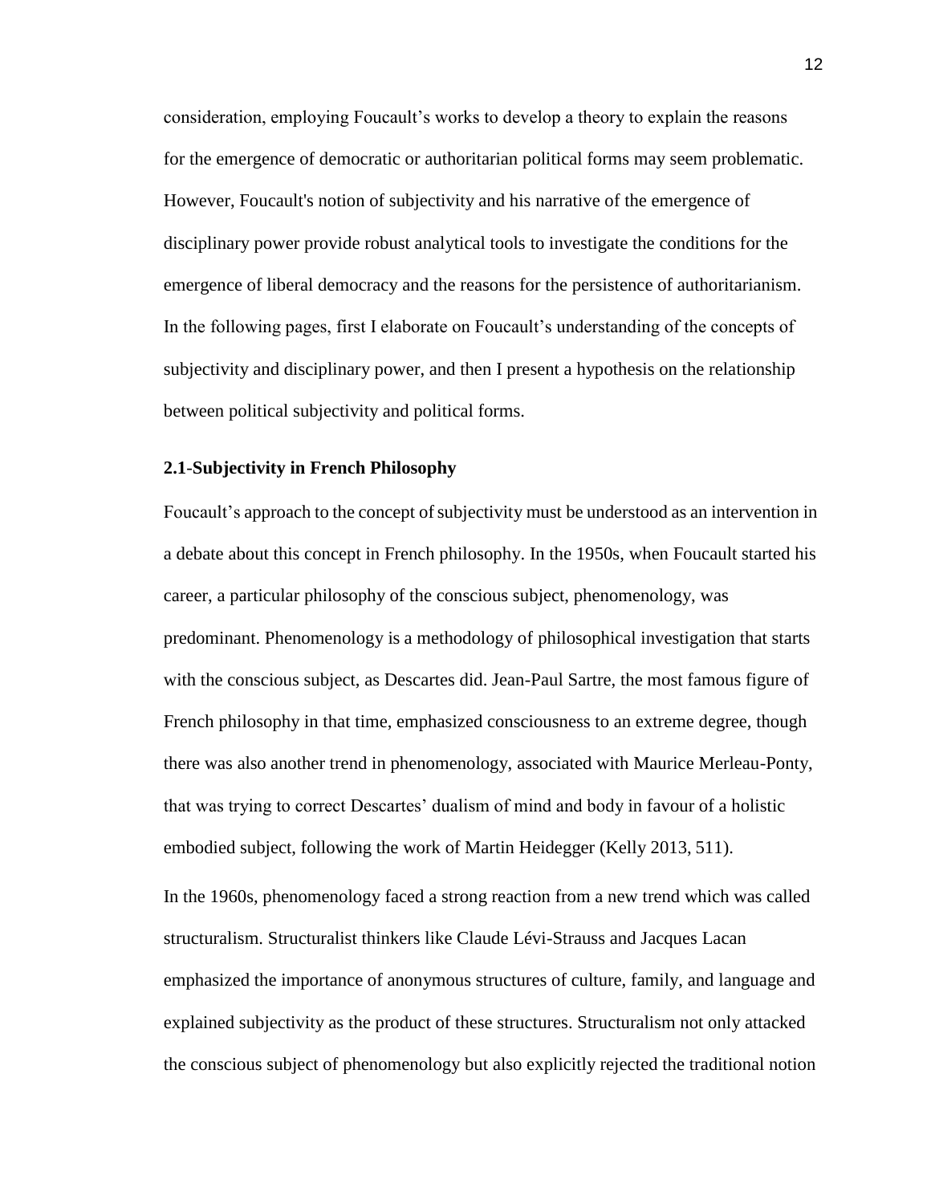consideration, employing Foucault's works to develop a theory to explain the reasons for the emergence of democratic or authoritarian political forms may seem problematic. However, Foucault's notion of subjectivity and his narrative of the emergence of disciplinary power provide robust analytical tools to investigate the conditions for the emergence of liberal democracy and the reasons for the persistence of authoritarianism. In the following pages, first I elaborate on Foucault's understanding of the concepts of subjectivity and disciplinary power, and then I present a hypothesis on the relationship between political subjectivity and political forms.

### 2.1-Subjectivity in French Philosophy

Foucault's approach to the concept of subjectivity must be understood as an intervention in a debate about this concept in French philosophy. In the 1950s, when Foucault started his career, a particular philosophy of the conscious subject, phenomenology, was predominant. Phenomenology is a methodology of philosophical investigation that starts with the conscious subject, as Descartes did. Jean-Paul Sartre, the most famous figure of French philosophy in that time, emphasized consciousness to an extreme degree, though there was also another trend in phenomenology, associated with Maurice Merleau-Ponty, that was trying to correct Descartes' dualism of mind and body in favour of a holistic embodied subject, following the work of Martin Heidegger (Kelly 2013, 511).

In the 1960s, phenomenology faced a strong reaction from a new trend which was called structuralism. Structuralist thinkers like Claude Lévi-Strauss and Jacques Lacan emphasized the importance of anonymous structures of culture, family, and language and explained subjectivity as the product of these structures. Structuralism not only attacked the conscious subject of phenomenology but also explicitly rejected the traditional notion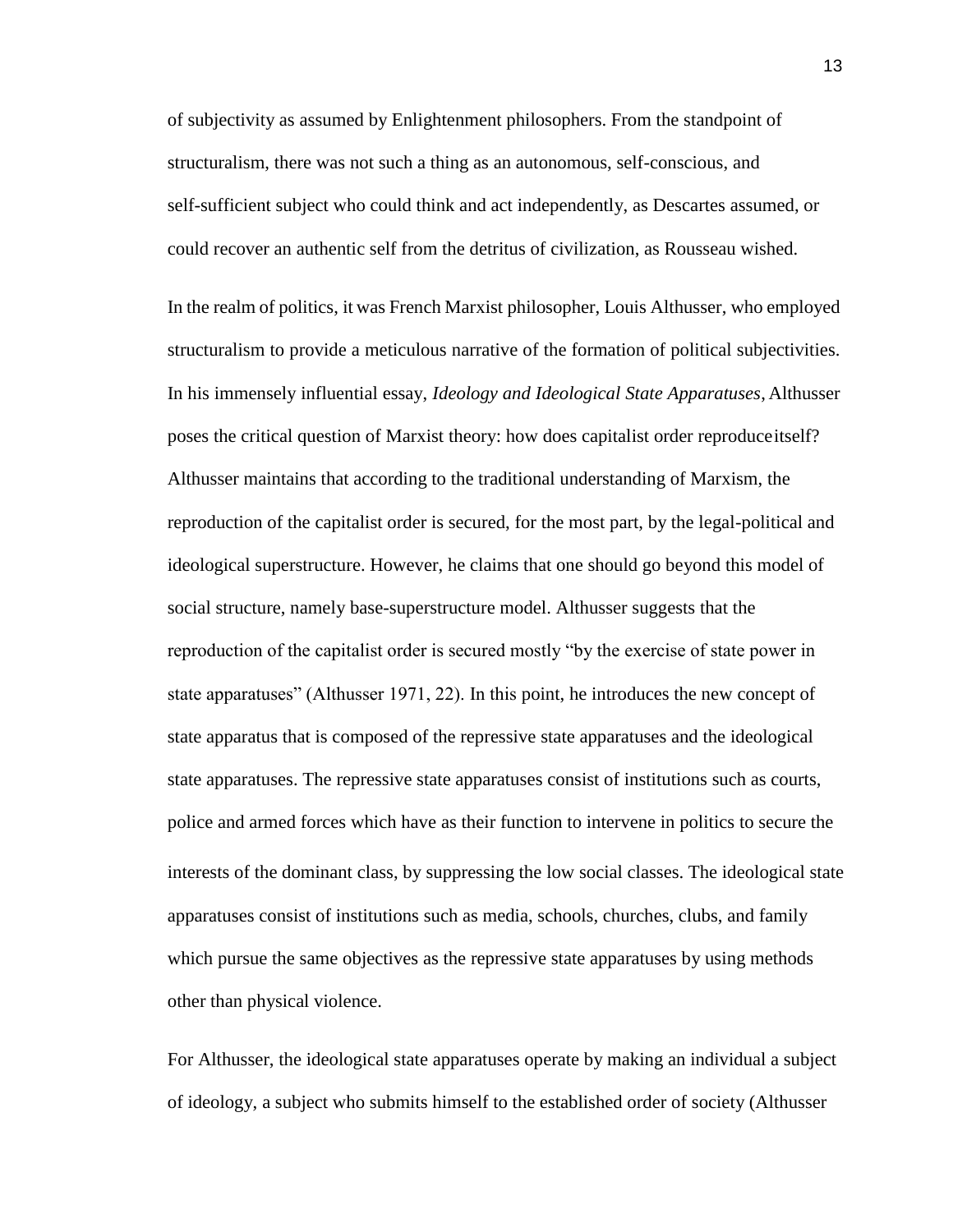of subjectivity as assumed by Enlightenment philosophers. From the standpoint of structuralism, there was not such a thing as an autonomous, self-conscious, and self-sufficient subject who could think and act independently, as Descartes assumed, or could recover an authentic self from the detritus of civilization, as Rousseau wished.

In the realm of politics, it was French Marxist philosopher, Louis Althusser, who employed structuralism to provide a meticulous narrative of the formation of political subjectivities. In his immensely influential essay, *Ideology and Ideological State Apparatuses*, Althusser poses the critical question of Marxist theory: how does capitalist order reproduce itself? Althusser maintains that according to the traditional understanding of Marxism, the reproduction of the capitalist order is secured, for the most part, by the legal-political and ideological superstructure. However, he claims that one should go beyond this model of social structure, namely base-superstructure model. Althusser suggests that the reproduction of the capitalist order is secured mostly "by the exercise of state power in state apparatuses" (Althusser 1971, 22). In this point, he introduces the new concept of state apparatus that is composed of the repressive state apparatuses and the ideological state apparatuses. The repressive state apparatuses consist of institutions such as courts, police and armed forces which have as their function to intervene in politics to secure the interests of the dominant class, by suppressing the low social classes. The ideological state apparatuses consist of institutions such as media, schools, churches, clubs, and family which pursue the same objectives as the repressive state apparatuses by using methods other than physical violence.

For Althusser, the ideological state apparatuses operate by making an individual a subject of ideology, a subject who submits himself to the established order of society (Althusser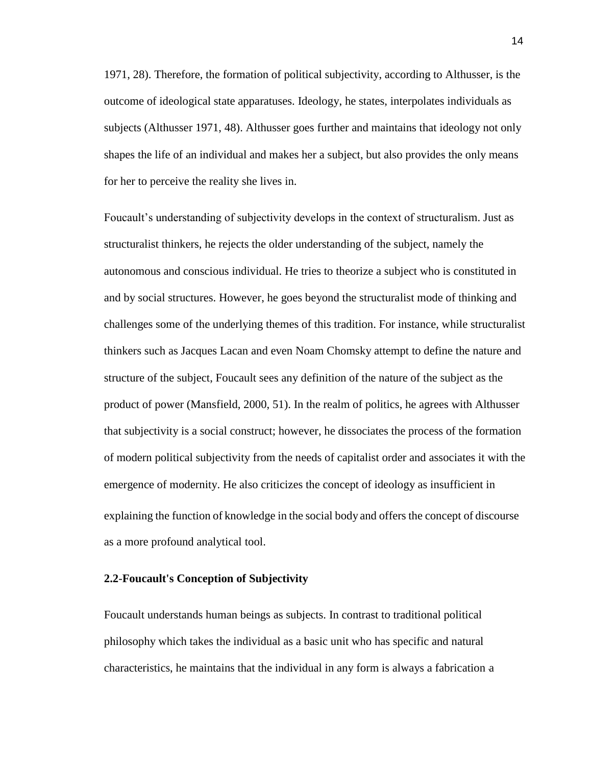1971, 28). Therefore, the formation of political subjectivity, according to Althusser, is the outcome of ideological state apparatuses. Ideology, he states, interpolates individuals as subjects (Althusser 1971, 48). Althusser goes further and maintains that ideology not only shapes the life of an individual and makes her a subject, but also provides the only means for her to perceive the reality she lives in.

Foucault's understanding of subjectivity develops in the context of structuralism. Just as structuralist thinkers, he rejects the older understanding of the subject, namely the autonomous and conscious individual. He tries to theorize a subject who is constituted in and by social structures. However, he goes beyond the structuralist mode of thinking and challenges some of the underlying themes of this tradition. For instance, while structuralist thinkers such as Jacques Lacan and even Noam Chomsky attempt to define the nature and structure of the subject, Foucault sees any definition of the nature of the subject as the product of power (Mansfield, 2000, 51). In the realm of politics, he agrees with Althusser that subjectivity is a social construct; however, he dissociates the process of the formation of modern political subjectivity from the needs of capitalist order and associates it with the emergence of modernity. He also criticizes the concept of ideology as insufficient in explaining the function of knowledge in the social body and offers the concept of discourse as a more profound analytical tool.

### 2.2-Foucault's Conception of Subjectivity

Foucault understands human beings as subjects. In contrast to traditional political philosophy which takes the individual as a basic unit who has specific and natural characteristics, he maintains that the individual in any form is always a fabrication a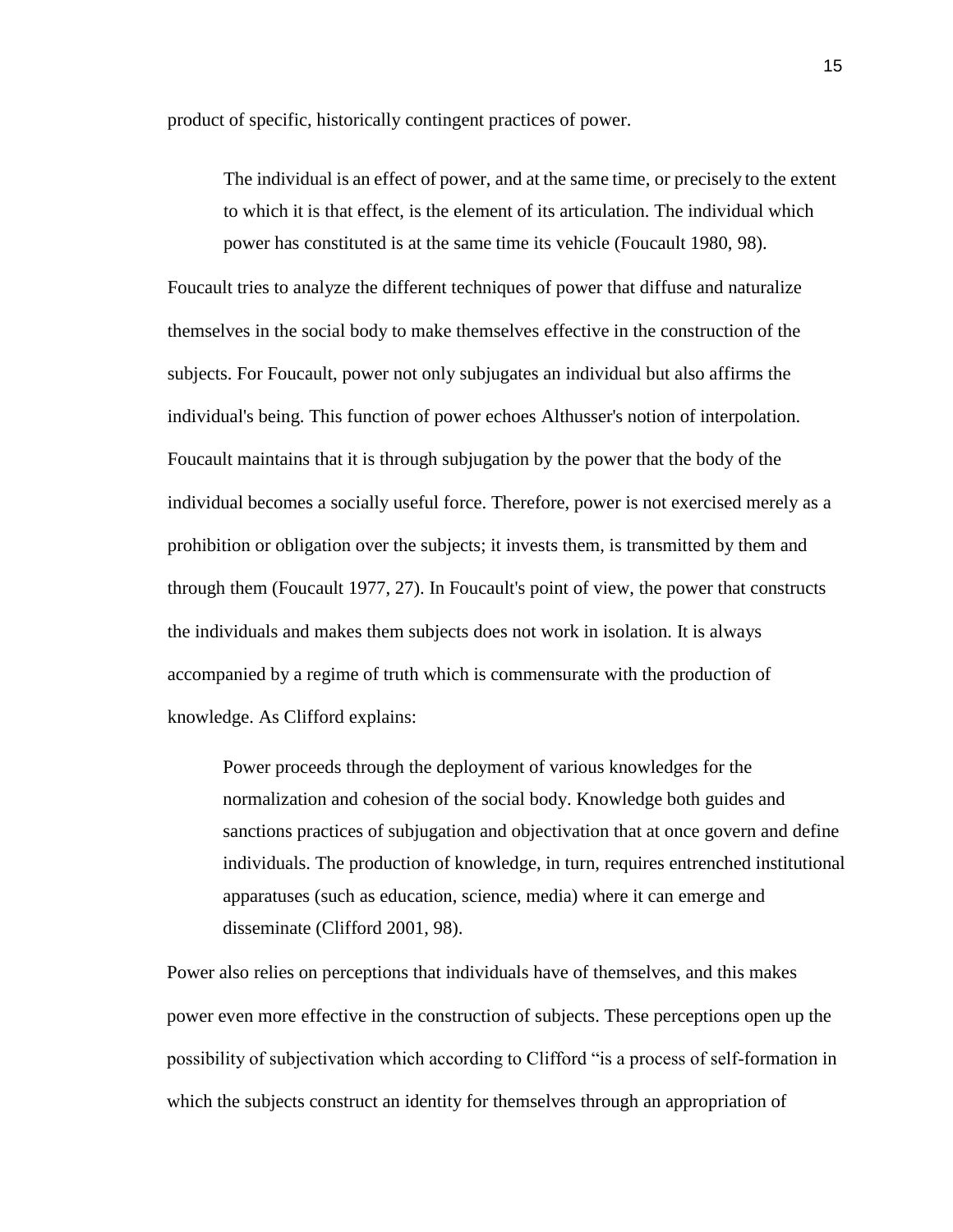product of specific, historically contingent practices of power.

> The individual is an effect of power, and at the same time, or precisely to the extent to which it is that effect, is the element of its articulation. The individual which power has constituted is at the same time its vehicle (Foucault 1980, 98).

Foucault tries to analyze the different techniques of power that diffuse and naturalize themselves in the social body to make themselves effective in the construction of the subjects. For Foucault, power not only subjugates an individual but also affirms the individual's being. This function of power echoes Althusser's notion of interpolation. Foucault maintains that it is through subjugation by the power that the body of the individual becomes a socially useful force. Therefore, power is not exercised merely as a prohibition or obligation over the subjects; it invests them, is transmitted by them and through them (Foucault 1977, 27). In Foucault's point of view, the power that constructs the individuals and makes them subjects does not work in isolation. It is always accompanied by a regime of truth which is commensurate with the production of knowledge. As Clifford explains:

> Power proceeds through the deployment of various knowledges for the normalization and cohesion of the social body. Knowledge both guides and sanctions practices of subjugation and objectivation that at once govern and define individuals. The production of knowledge, in turn, requires entrenched institutional apparatuses (such as education, science, media) where it can emerge and disseminate (Clifford 2001, 98).

Power also relies on perceptions that individuals have of themselves, and this makes power even more effective in the construction of subjects. These perceptions open up the possibility of subjectivation which according to Clifford "is a process of self-formation in which the subjects construct an identity for themselves through an appropriation of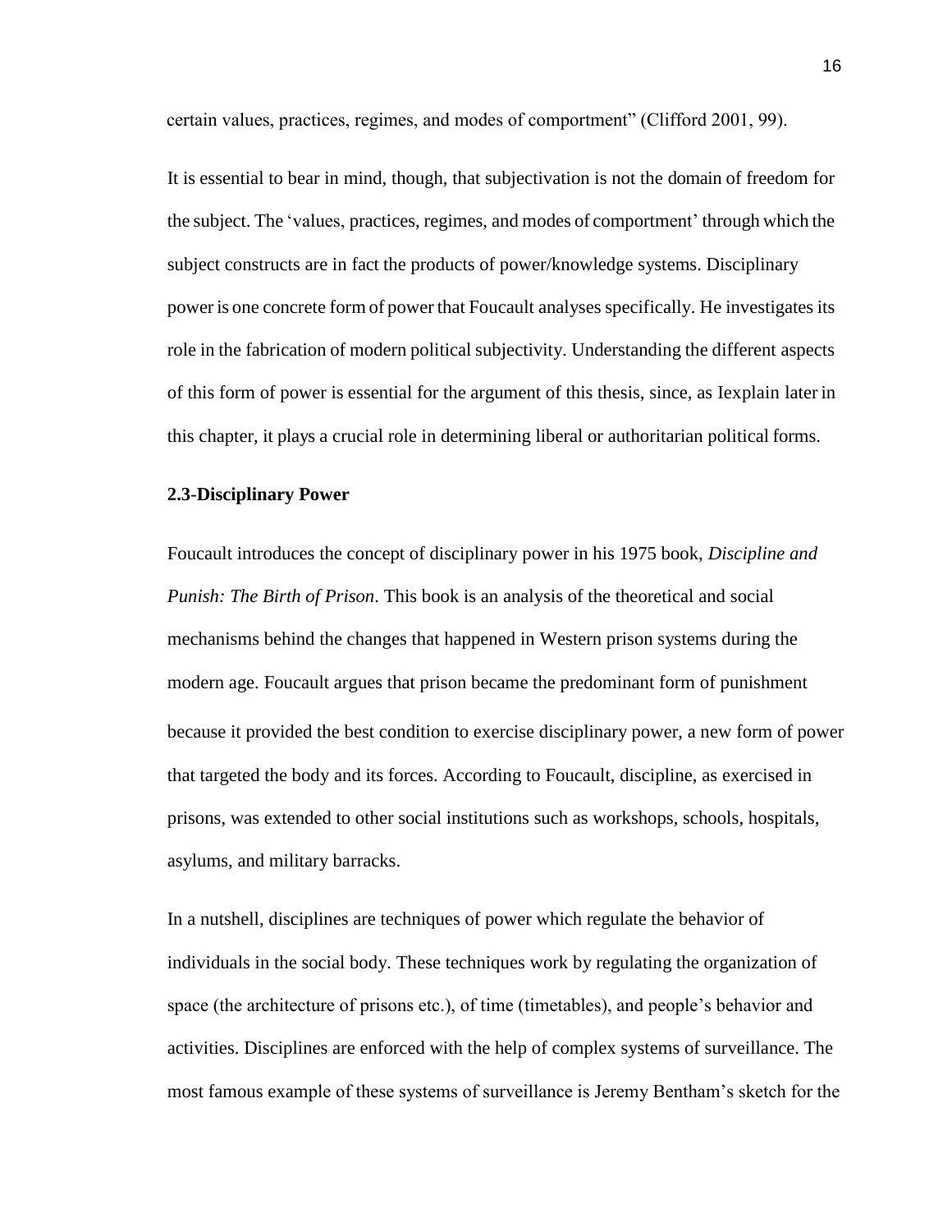certain values, practices, regimes, and modes of comportment" (Clifford 2001, 99).

It is essential to bear in mind, though, that subjectivation is not the domain of freedom for the subject. The 'values, practices, regimes, and modes of comportment' through which the subject constructs are in fact the products of power/knowledge systems. Disciplinary power is one concrete form of power that Foucault analyses specifically. He investigates its role in the fabrication of modern political subjectivity. Understanding the different aspects of this form of power is essential for the argument of this thesis, since, as Iexplain later in this chapter, it plays a crucial role in determining liberal or authoritarian political forms.

### 2.3-Disciplinary Power

Foucault introduces the concept of disciplinary power in his 1975 book, *Discipline and Punish: The Birth of Prison*. This book is an analysis of the theoretical and social mechanisms behind the changes that happened in Western prison systems during the modern age. Foucault argues that prison became the predominant form of punishment because it provided the best condition to exercise disciplinary power, a new form of power that targeted the body and its forces. According to Foucault, discipline, as exercised in prisons, was extended to other social institutions such as workshops, schools, hospitals, asylums, and military barracks.

In a nutshell, disciplines are techniques of power which regulate the behavior of individuals in the social body. These techniques work by regulating the organization of space (the architecture of prisons etc.), of time (timetables), and people's behavior and activities. Disciplines are enforced with the help of complex systems of surveillance. The most famous example of these systems of surveillance is Jeremy Bentham's sketch for the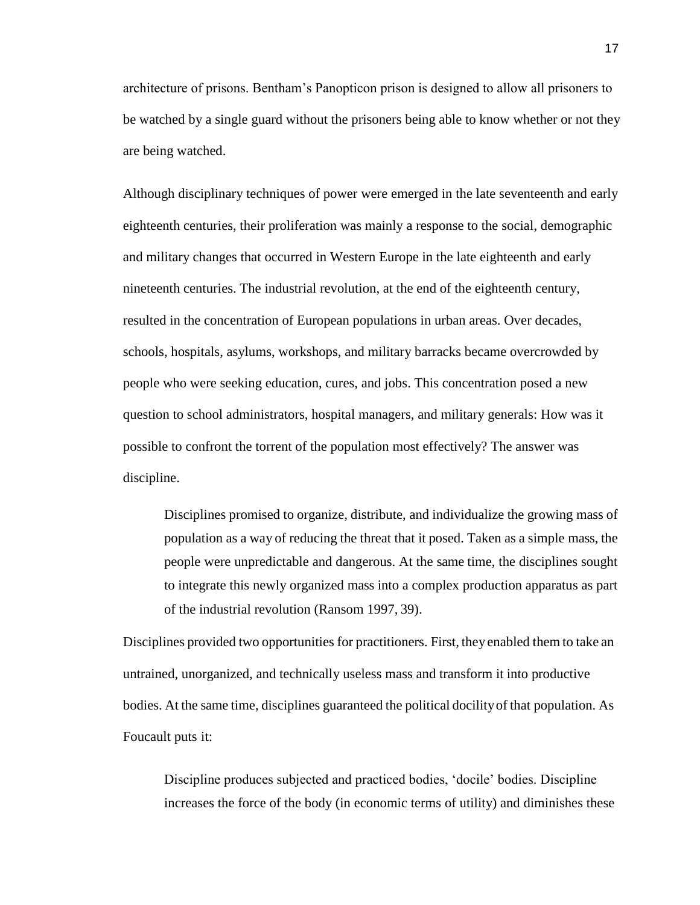architecture of prisons. Bentham's Panopticon prison is designed to allow all prisoners to be watched by a single guard without the prisoners being able to know whether or not they are being watched.

Although disciplinary techniques of power were emerged in the late seventeenth and early eighteenth centuries, their proliferation was mainly a response to the social, demographic and military changes that occurred in Western Europe in the late eighteenth and early nineteenth centuries. The industrial revolution, at the end of the eighteenth century, resulted in the concentration of European populations in urban areas. Over decades, schools, hospitals, asylums, workshops, and military barracks became overcrowded by people who were seeking education, cures, and jobs. This concentration posed a new question to school administrators, hospital managers, and military generals: How was it possible to confront the torrent of the population most effectively? The answer was discipline.

> Disciplines promised to organize, distribute, and individualize the growing mass of population as a way of reducing the threat that it posed. Taken as a simple mass, the people were unpredictable and dangerous. At the same time, the disciplines sought to integrate this newly organized mass into a complex production apparatus as part of the industrial revolution (Ransom 1997, 39).

Disciplines provided two opportunities for practitioners. First, they enabled them to take an untrained, unorganized, and technically useless mass and transform it into productive bodies. At the same time, disciplines guaranteed the political docility of that population. As Foucault puts it:

> Discipline produces subjected and practiced bodies, 'docile' bodies. Discipline increases the force of the body (in economic terms of utility) and diminishes these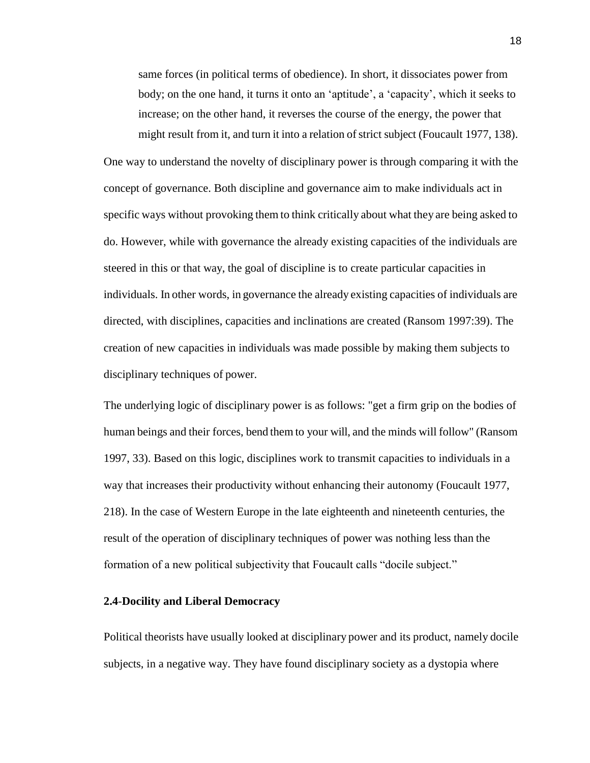> same forces (in political terms of obedience). In short, it dissociates power from body; on the one hand, it turns it onto an 'aptitude', a 'capacity', which it seeks to increase; on the other hand, it reverses the course of the energy, the power that might result from it, and turn it into a relation of strict subject (Foucault 1977, 138).

One way to understand the novelty of disciplinary power is through comparing it with the concept of governance. Both discipline and governance aim to make individuals act in specific ways without provoking them to think critically about what they are being asked to do. However, while with governance the already existing capacities of the individuals are steered in this or that way, the goal of discipline is to create particular capacities in individuals. In other words, in governance the already existing capacities of individuals are directed, with disciplines, capacities and inclinations are created (Ransom 1997:39). The creation of new capacities in individuals was made possible by making them subjects to disciplinary techniques of power.

The underlying logic of disciplinary power is as follows: "get a firm grip on the bodies of human beings and their forces, bend them to your will, and the minds will follow" (Ransom 1997, 33). Based on this logic, disciplines work to transmit capacities to individuals in a way that increases their productivity without enhancing their autonomy (Foucault 1977, 218). In the case of Western Europe in the late eighteenth and nineteenth centuries, the result of the operation of disciplinary techniques of power was nothing less than the formation of a new political subjectivity that Foucault calls "docile subject."

### 2.4-Docility and Liberal Democracy

Political theorists have usually looked at disciplinary power and its product, namely docile subjects, in a negative way. They have found disciplinary society as a dystopia where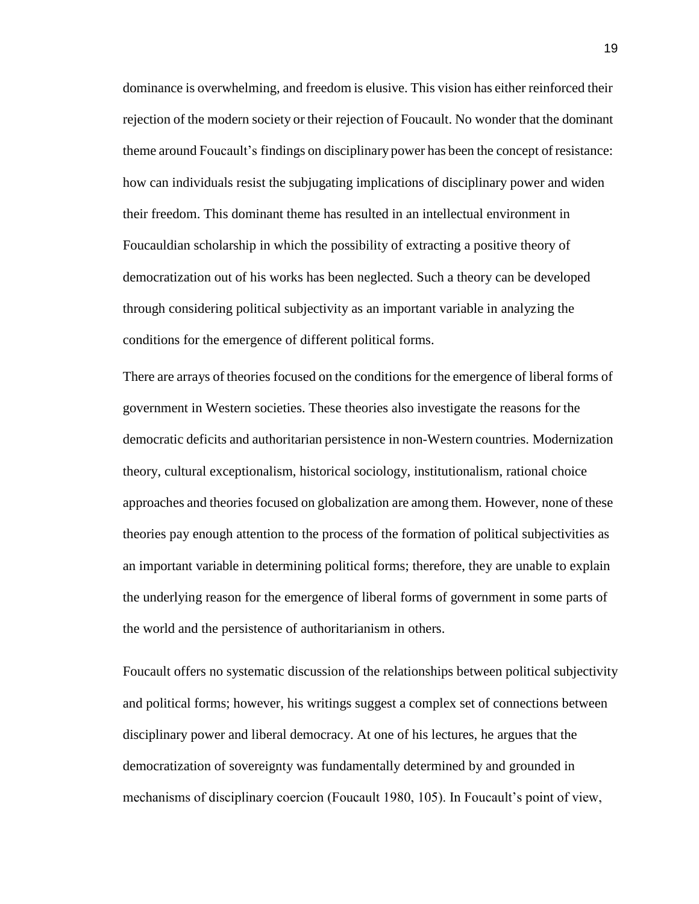dominance is overwhelming, and freedom is elusive. This vision has either reinforced their rejection of the modern society or their rejection of Foucault. No wonder that the dominant theme around Foucault's findings on disciplinary power has been the concept of resistance: how can individuals resist the subjugating implications of disciplinary power and widen their freedom. This dominant theme has resulted in an intellectual environment in Foucauldian scholarship in which the possibility of extracting a positive theory of democratization out of his works has been neglected. Such a theory can be developed through considering political subjectivity as an important variable in analyzing the conditions for the emergence of different political forms.

There are arrays of theories focused on the conditions for the emergence of liberal forms of government in Western societies. These theories also investigate the reasons for the democratic deficits and authoritarian persistence in non-Western countries. Modernization theory, cultural exceptionalism, historical sociology, institutionalism, rational choice approaches and theories focused on globalization are among them. However, none of these theories pay enough attention to the process of the formation of political subjectivities as an important variable in determining political forms; therefore, they are unable to explain the underlying reason for the emergence of liberal forms of government in some parts of the world and the persistence of authoritarianism in others.

Foucault offers no systematic discussion of the relationships between political subjectivity and political forms; however, his writings suggest a complex set of connections between disciplinary power and liberal democracy. At one of his lectures, he argues that the democratization of sovereignty was fundamentally determined by and grounded in mechanisms of disciplinary coercion (Foucault 1980, 105). In Foucault's point of view,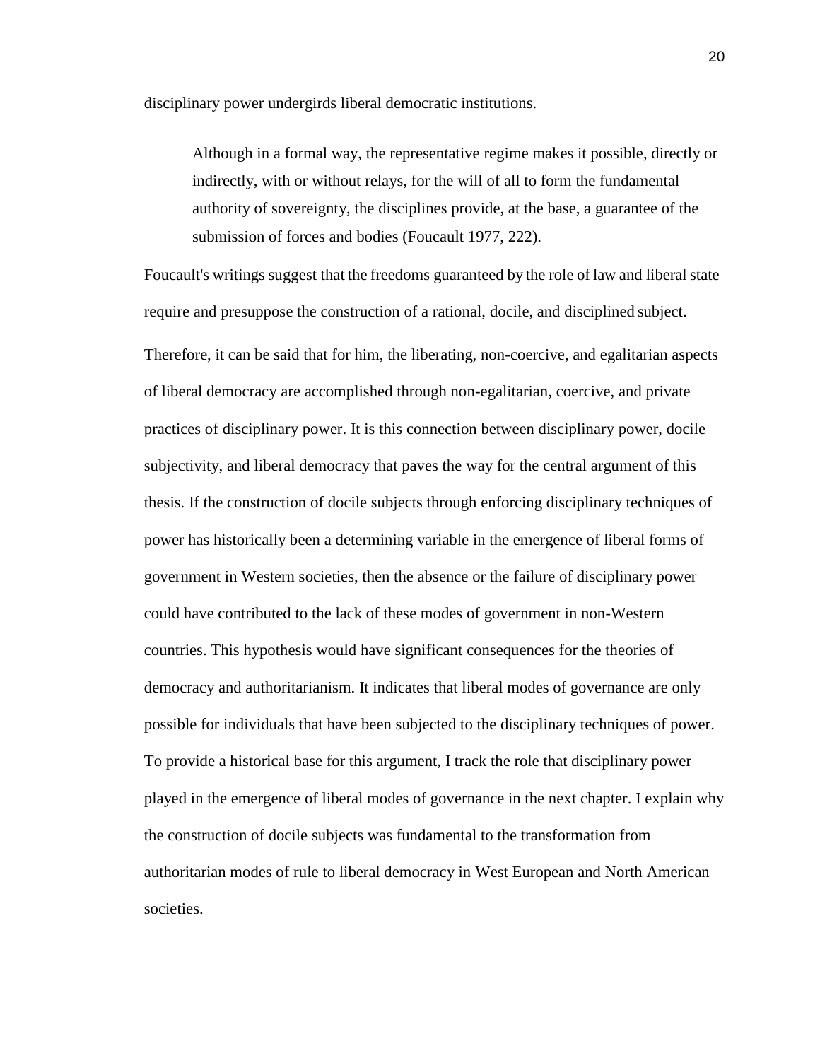disciplinary power undergirds liberal democratic institutions.

> Although in a formal way, the representative regime makes it possible, directly or indirectly, with or without relays, for the will of all to form the fundamental authority of sovereignty, the disciplines provide, at the base, a guarantee of the submission of forces and bodies (Foucault 1977, 222).

Foucault's writings suggest that the freedoms guaranteed by the role of law and liberal state require and presuppose the construction of a rational, docile, and disciplined subject. Therefore, it can be said that for him, the liberating, non-coercive, and egalitarian aspects of liberal democracy are accomplished through non-egalitarian, coercive, and private practices of disciplinary power. It is this connection between disciplinary power, docile subjectivity, and liberal democracy that paves the way for the central argument of this thesis. If the construction of docile subjects through enforcing disciplinary techniques of power has historically been a determining variable in the emergence of liberal forms of government in Western societies, then the absence or the failure of disciplinary power could have contributed to the lack of these modes of government in non-Western countries. This hypothesis would have significant consequences for the theories of democracy and authoritarianism. It indicates that liberal modes of governance are only possible for individuals that have been subjected to the disciplinary techniques of power. To provide a historical base for this argument, I track the role that disciplinary power played in the emergence of liberal modes of governance in the next chapter. I explain why the construction of docile subjects was fundamental to the transformation from authoritarian modes of rule to liberal democracy in West European and North American societies.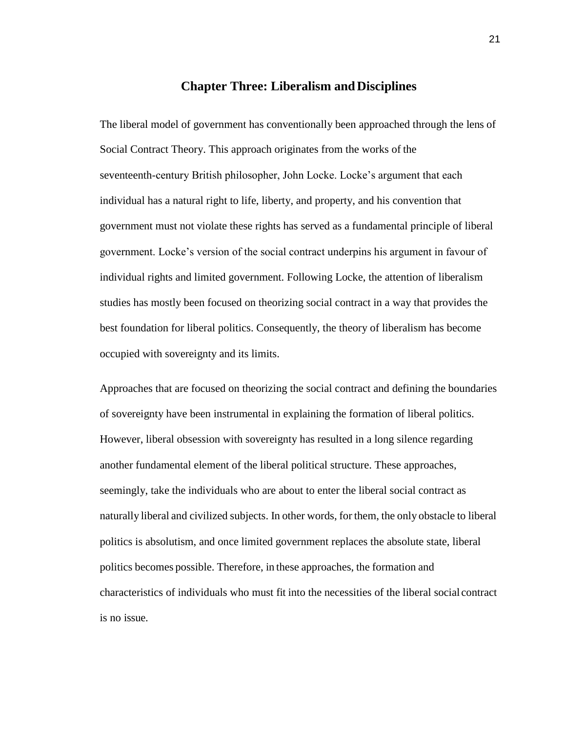# Chapter Three: Liberalism and Disciplines

The liberal model of government has conventionally been approached through the lens of Social Contract Theory. This approach originates from the works of the seventeenth-century British philosopher, John Locke. Locke's argument that each individual has a natural right to life, liberty, and property, and his convention that government must not violate these rights has served as a fundamental principle of liberal government. Locke's version of the social contract underpins his argument in favour of individual rights and limited government. Following Locke, the attention of liberalism studies has mostly been focused on theorizing social contract in a way that provides the best foundation for liberal politics. Consequently, the theory of liberalism has become occupied with sovereignty and its limits.

Approaches that are focused on theorizing the social contract and defining the boundaries of sovereignty have been instrumental in explaining the formation of liberal politics. However, liberal obsession with sovereignty has resulted in a long silence regarding another fundamental element of the liberal political structure. These approaches, seemingly, take the individuals who are about to enter the liberal social contract as naturally liberal and civilized subjects. In other words, for them, the only obstacle to liberal politics is absolutism, and once limited government replaces the absolute state, liberal politics becomes possible. Therefore, in these approaches, the formation and characteristics of individuals who must fit into the necessities of the liberal social contract is no issue.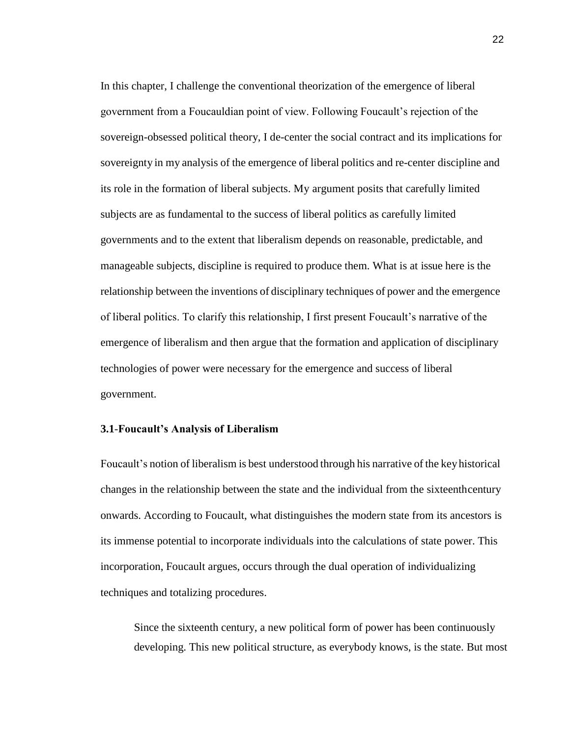In this chapter, I challenge the conventional theorization of the emergence of liberal government from a Foucauldian point of view. Following Foucault's rejection of the sovereign-obsessed political theory, I de-center the social contract and its implications for sovereignty in my analysis of the emergence of liberal politics and re-center discipline and its role in the formation of liberal subjects. My argument posits that carefully limited subjects are as fundamental to the success of liberal politics as carefully limited governments and to the extent that liberalism depends on reasonable, predictable, and manageable subjects, discipline is required to produce them. What is at issue here is the relationship between the inventions of disciplinary techniques of power and the emergence of liberal politics. To clarify this relationship, I first present Foucault's narrative of the emergence of liberalism and then argue that the formation and application of disciplinary technologies of power were necessary for the emergence and success of liberal government.

### 3.1-Foucault's Analysis of Liberalism

Foucault's notion of liberalism is best understood through his narrative of the key historical changes in the relationship between the state and the individual from the sixteenthcentury onwards. According to Foucault, what distinguishes the modern state from its ancestors is its immense potential to incorporate individuals into the calculations of state power. This incorporation, Foucault argues, occurs through the dual operation of individualizing techniques and totalizing procedures.

> Since the sixteenth century, a new political form of power has been continuously developing. This new political structure, as everybody knows, is the state. But most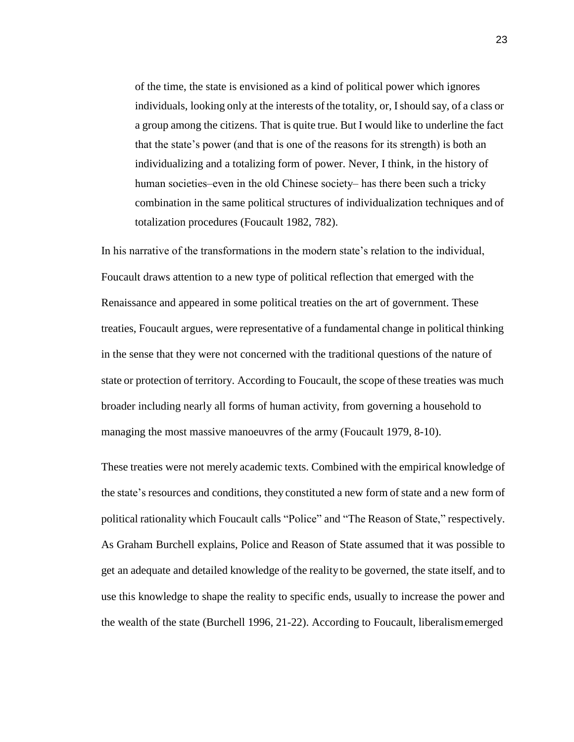> of the time, the state is envisioned as a kind of political power which ignores individuals, looking only at the interests of the totality, or, I should say, of a class or a group among the citizens. That is quite true. But I would like to underline the fact that the state's power (and that is one of the reasons for its strength) is both an individualizing and a totalizing form of power. Never, I think, in the history of human societies–even in the old Chinese society– has there been such a tricky combination in the same political structures of individualization techniques and of totalization procedures (Foucault 1982, 782).

In his narrative of the transformations in the modern state's relation to the individual, Foucault draws attention to a new type of political reflection that emerged with the Renaissance and appeared in some political treaties on the art of government. These treaties, Foucault argues, were representative of a fundamental change in political thinking in the sense that they were not concerned with the traditional questions of the nature of state or protection of territory. According to Foucault, the scope of these treaties was much broader including nearly all forms of human activity, from governing a household to managing the most massive manoeuvres of the army (Foucault 1979, 8-10).

These treaties were not merely academic texts. Combined with the empirical knowledge of the state's resources and conditions, they constituted a new form of state and a new form of political rationality which Foucault calls "Police" and "The Reason of State," respectively. As Graham Burchell explains, Police and Reason of State assumed that it was possible to get an adequate and detailed knowledge of the reality to be governed, the state itself, and to use this knowledge to shape the reality to specific ends, usually to increase the power and the wealth of the state (Burchell 1996, 21-22). According to Foucault, liberalism emerged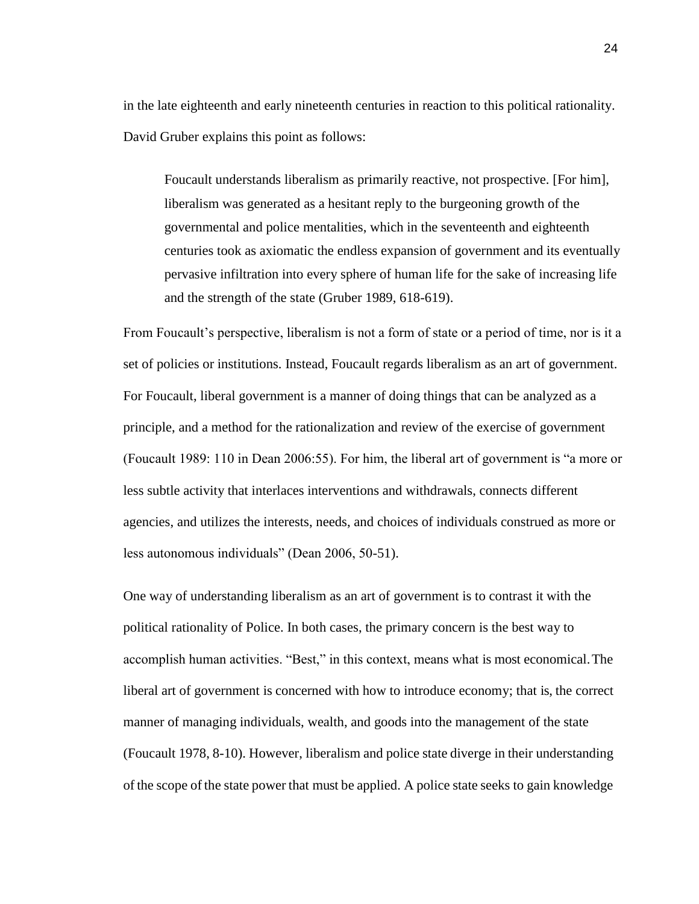in the late eighteenth and early nineteenth centuries in reaction to this political rationality. David Gruber explains this point as follows:

> Foucault understands liberalism as primarily reactive, not prospective. [For him], liberalism was generated as a hesitant reply to the burgeoning growth of the governmental and police mentalities, which in the seventeenth and eighteenth centuries took as axiomatic the endless expansion of government and its eventually pervasive infiltration into every sphere of human life for the sake of increasing life and the strength of the state (Gruber 1989, 618-619).

From Foucault's perspective, liberalism is not a form of state or a period of time, nor is it a set of policies or institutions. Instead, Foucault regards liberalism as an art of government. For Foucault, liberal government is a manner of doing things that can be analyzed as a principle, and a method for the rationalization and review of the exercise of government (Foucault 1989: 110 in Dean 2006:55). For him, the liberal art of government is "a more or less subtle activity that interlaces interventions and withdrawals, connects different agencies, and utilizes the interests, needs, and choices of individuals construed as more or less autonomous individuals" (Dean 2006, 50-51).

One way of understanding liberalism as an art of government is to contrast it with the political rationality of Police. In both cases, the primary concern is the best way to accomplish human activities. "Best," in this context, means what is most economical. The liberal art of government is concerned with how to introduce economy; that is, the correct manner of managing individuals, wealth, and goods into the management of the state (Foucault 1978, 8-10). However, liberalism and police state diverge in their understanding of the scope of the state power that must be applied. A police state seeks to gain knowledge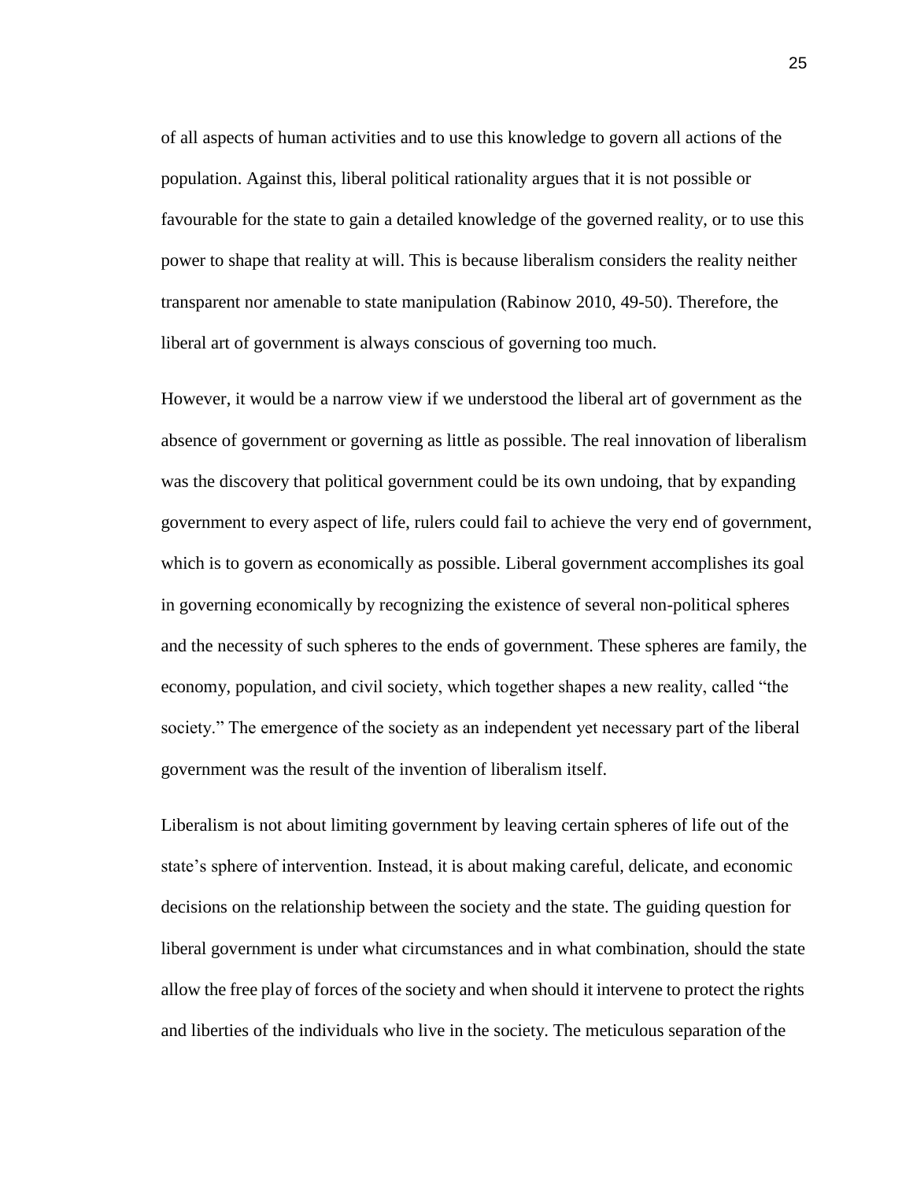of all aspects of human activities and to use this knowledge to govern all actions of the population. Against this, liberal political rationality argues that it is not possible or favourable for the state to gain a detailed knowledge of the governed reality, or to use this power to shape that reality at will. This is because liberalism considers the reality neither transparent nor amenable to state manipulation (Rabinow 2010, 49-50). Therefore, the liberal art of government is always conscious of governing too much.

However, it would be a narrow view if we understood the liberal art of government as the absence of government or governing as little as possible. The real innovation of liberalism was the discovery that political government could be its own undoing, that by expanding government to every aspect of life, rulers could fail to achieve the very end of government, which is to govern as economically as possible. Liberal government accomplishes its goal in governing economically by recognizing the existence of several non-political spheres and the necessity of such spheres to the ends of government. These spheres are family, the economy, population, and civil society, which together shapes a new reality, called "the society." The emergence of the society as an independent yet necessary part of the liberal government was the result of the invention of liberalism itself.

Liberalism is not about limiting government by leaving certain spheres of life out of the state's sphere of intervention. Instead, it is about making careful, delicate, and economic decisions on the relationship between the society and the state. The guiding question for liberal government is under what circumstances and in what combination, should the state allow the free play of forces of the society and when should it intervene to protect the rights and liberties of the individuals who live in the society. The meticulous separation of the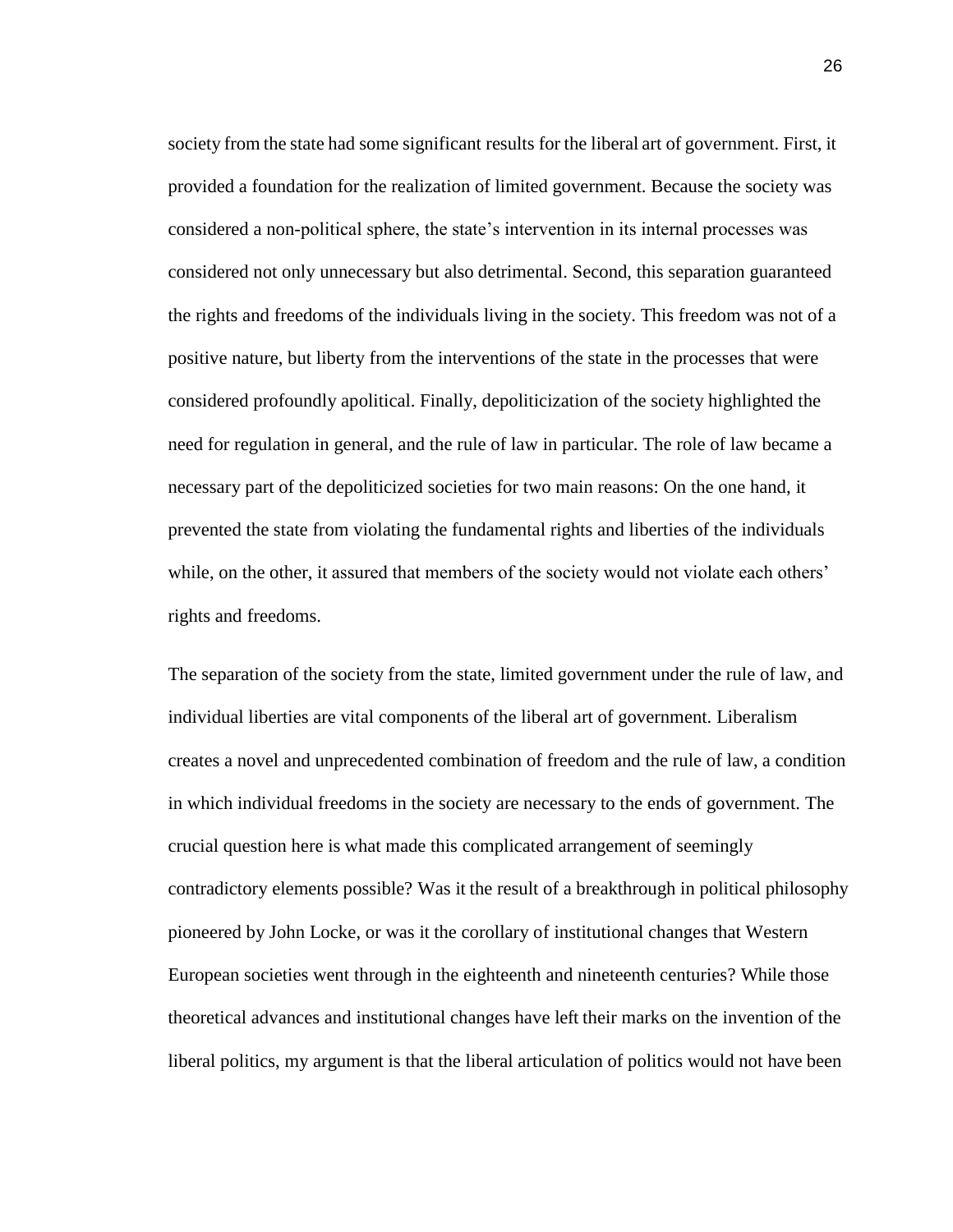society from the state had some significant results for the liberal art of government. First, it provided a foundation for the realization of limited government. Because the society was considered a non-political sphere, the state's intervention in its internal processes was considered not only unnecessary but also detrimental. Second, this separation guaranteed the rights and freedoms of the individuals living in the society. This freedom was not of a positive nature, but liberty from the interventions of the state in the processes that were considered profoundly apolitical. Finally, depoliticization of the society highlighted the need for regulation in general, and the rule of law in particular. The role of law became a necessary part of the depoliticized societies for two main reasons: On the one hand, it prevented the state from violating the fundamental rights and liberties of the individuals while, on the other, it assured that members of the society would not violate each others' rights and freedoms.

The separation of the society from the state, limited government under the rule of law, and individual liberties are vital components of the liberal art of government. Liberalism creates a novel and unprecedented combination of freedom and the rule of law, a condition in which individual freedoms in the society are necessary to the ends of government. The crucial question here is what made this complicated arrangement of seemingly contradictory elements possible? Was it the result of a breakthrough in political philosophy pioneered by John Locke, or was it the corollary of institutional changes that Western European societies went through in the eighteenth and nineteenth centuries? While those theoretical advances and institutional changes have left their marks on the invention of the liberal politics, my argument is that the liberal articulation of politics would not have been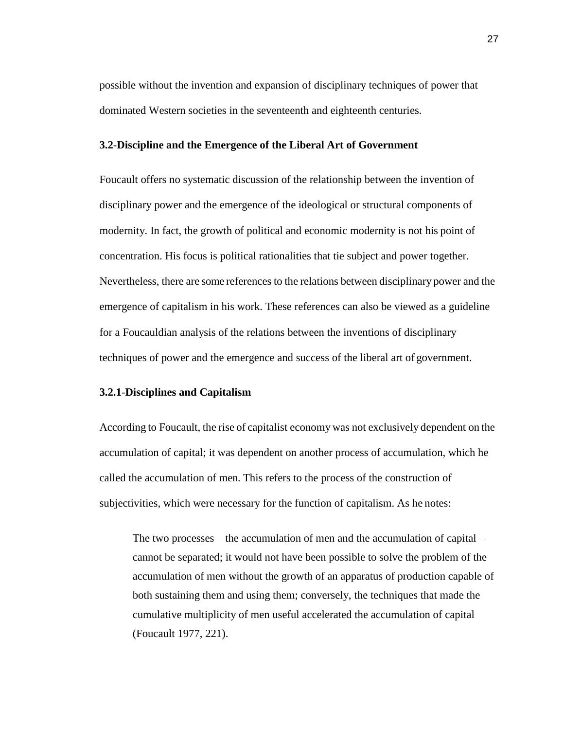possible without the invention and expansion of disciplinary techniques of power that dominated Western societies in the seventeenth and eighteenth centuries.

### 3.2-Discipline and the Emergence of the Liberal Art of Government

Foucault offers no systematic discussion of the relationship between the invention of disciplinary power and the emergence of the ideological or structural components of modernity. In fact, the growth of political and economic modernity is not his point of concentration. His focus is political rationalities that tie subject and power together. Nevertheless, there are some references to the relations between disciplinary power and the emergence of capitalism in his work. These references can also be viewed as a guideline for a Foucauldian analysis of the relations between the inventions of disciplinary techniques of power and the emergence and success of the liberal art of government.

#### 3.2.1-Disciplines and Capitalism

According to Foucault, the rise of capitalist economy was not exclusively dependent on the accumulation of capital; it was dependent on another process of accumulation, which he called the accumulation of men. This refers to the process of the construction of subjectivities, which were necessary for the function of capitalism. As he notes:

> The two processes – the accumulation of men and the accumulation of capital – cannot be separated; it would not have been possible to solve the problem of the accumulation of men without the growth of an apparatus of production capable of both sustaining them and using them; conversely, the techniques that made the cumulative multiplicity of men useful accelerated the accumulation of capital (Foucault 1977, 221).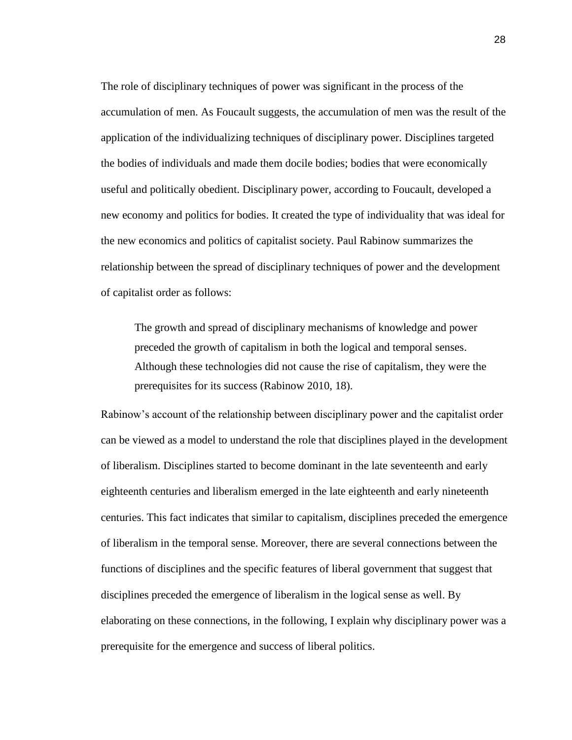The role of disciplinary techniques of power was significant in the process of the accumulation of men. As Foucault suggests, the accumulation of men was the result of the application of the individualizing techniques of disciplinary power. Disciplines targeted the bodies of individuals and made them docile bodies; bodies that were economically useful and politically obedient. Disciplinary power, according to Foucault, developed a new economy and politics for bodies. It created the type of individuality that was ideal for the new economics and politics of capitalist society. Paul Rabinow summarizes the relationship between the spread of disciplinary techniques of power and the development of capitalist order as follows:

> The growth and spread of disciplinary mechanisms of knowledge and power preceded the growth of capitalism in both the logical and temporal senses. Although these technologies did not cause the rise of capitalism, they were the prerequisites for its success (Rabinow 2010, 18).

Rabinow's account of the relationship between disciplinary power and the capitalist order can be viewed as a model to understand the role that disciplines played in the development of liberalism. Disciplines started to become dominant in the late seventeenth and early eighteenth centuries and liberalism emerged in the late eighteenth and early nineteenth centuries. This fact indicates that similar to capitalism, disciplines preceded the emergence of liberalism in the temporal sense. Moreover, there are several connections between the functions of disciplines and the specific features of liberal government that suggest that disciplines preceded the emergence of liberalism in the logical sense as well. By elaborating on these connections, in the following, I explain why disciplinary power was a prerequisite for the emergence and success of liberal politics.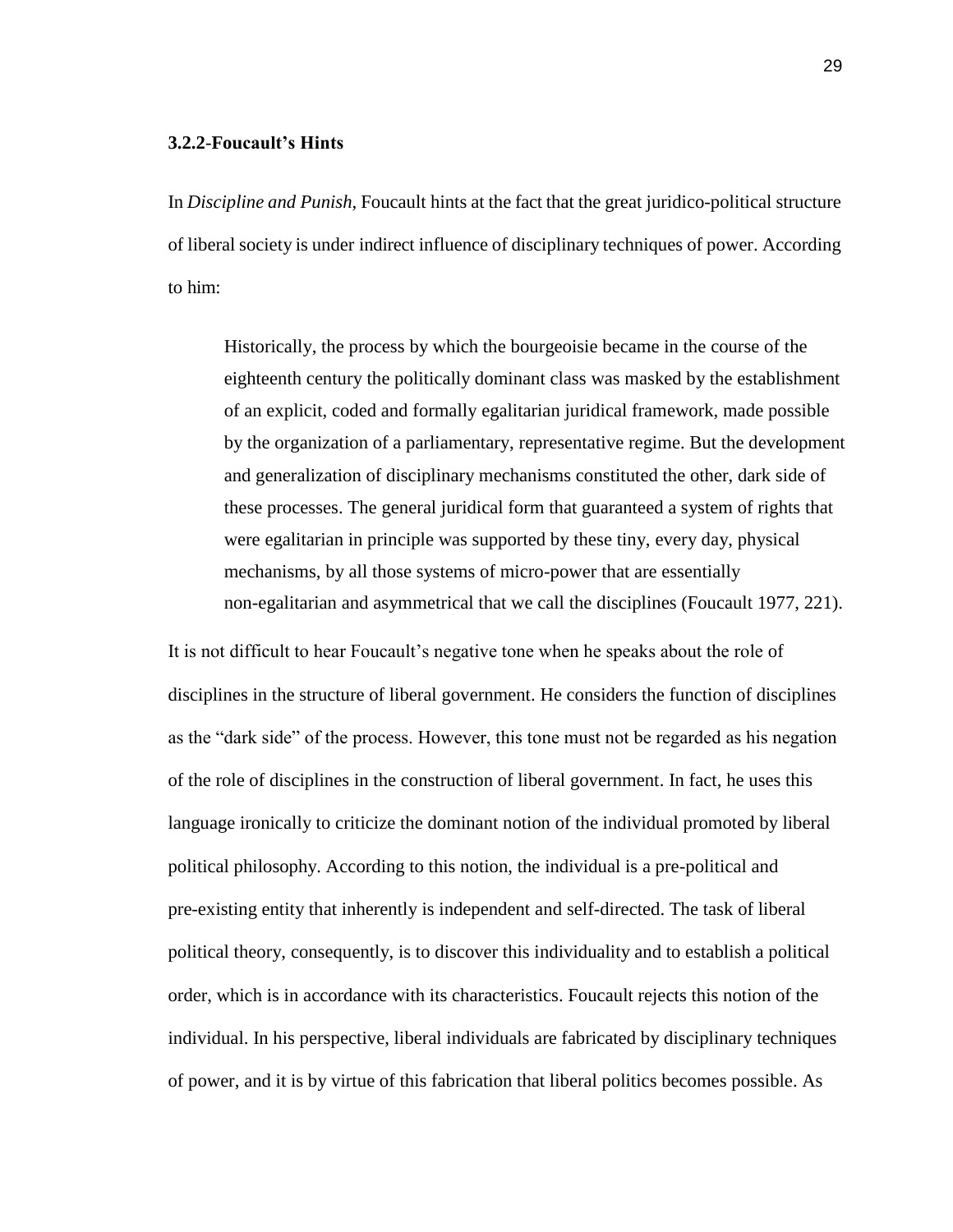### 3.2.2-Foucault's Hints

In *Discipline and Punish*, Foucault hints at the fact that the great juridico-political structure of liberal society is under indirect influence of disciplinary techniques of power. According to him:

> Historically, the process by which the bourgeoisie became in the course of the eighteenth century the politically dominant class was masked by the establishment of an explicit, coded and formally egalitarian juridical framework, made possible by the organization of a parliamentary, representative regime. But the development and generalization of disciplinary mechanisms constituted the other, dark side of these processes. The general juridical form that guaranteed a system of rights that were egalitarian in principle was supported by these tiny, every day, physical mechanisms, by all those systems of micro-power that are essentially non-egalitarian and asymmetrical that we call the disciplines (Foucault 1977, 221).

It is not difficult to hear Foucault's negative tone when he speaks about the role of disciplines in the structure of liberal government. He considers the function of disciplines as the "dark side" of the process. However, this tone must not be regarded as his negation of the role of disciplines in the construction of liberal government. In fact, he uses this language ironically to criticize the dominant notion of the individual promoted by liberal political philosophy. According to this notion, the individual is a pre-political and pre-existing entity that inherently is independent and self-directed. The task of liberal political theory, consequently, is to discover this individuality and to establish a political order, which is in accordance with its characteristics. Foucault rejects this notion of the individual. In his perspective, liberal individuals are fabricated by disciplinary techniques of power, and it is by virtue of this fabrication that liberal politics becomes possible. As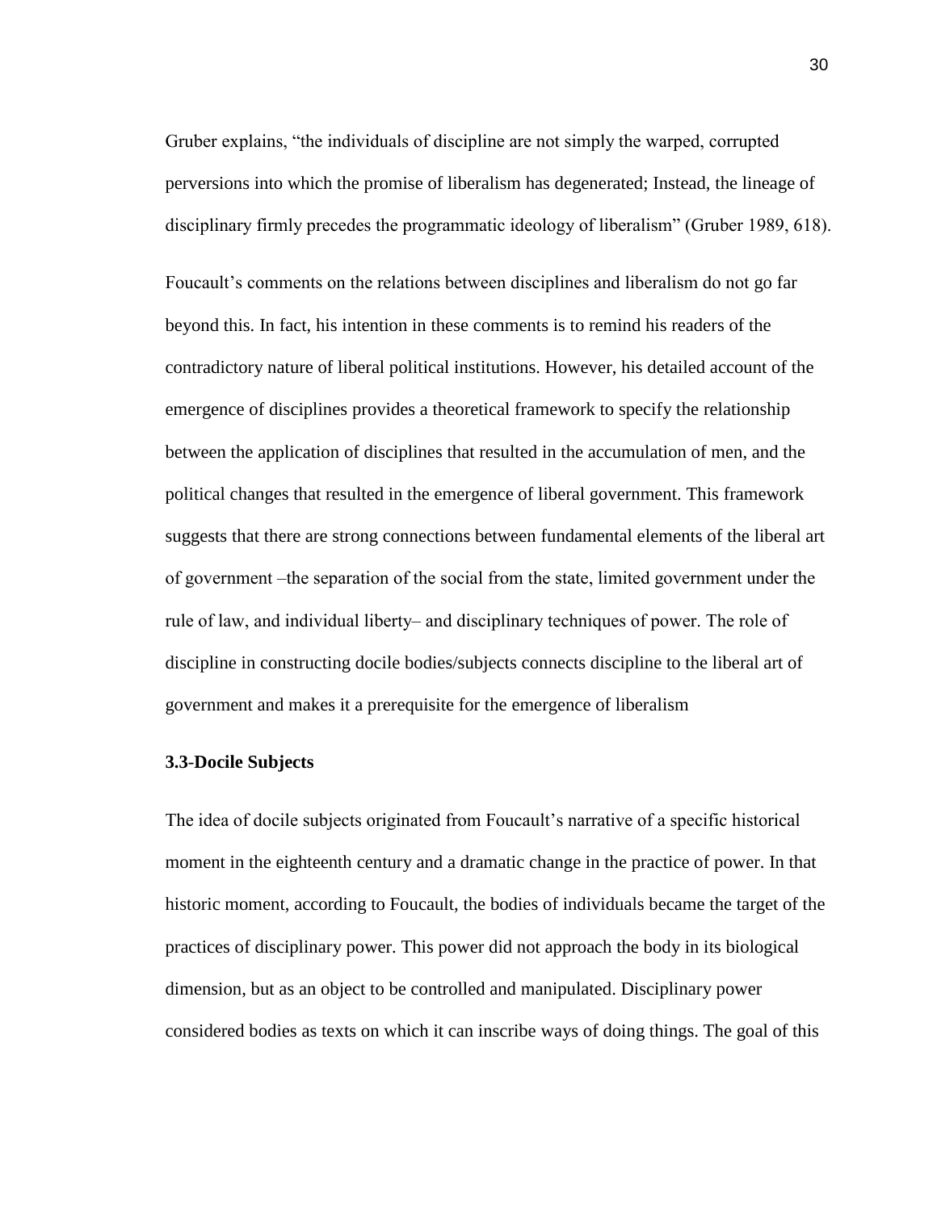Gruber explains, "the individuals of discipline are not simply the warped, corrupted perversions into which the promise of liberalism has degenerated; Instead, the lineage of disciplinary firmly precedes the programmatic ideology of liberalism" (Gruber 1989, 618).

Foucault's comments on the relations between disciplines and liberalism do not go far beyond this. In fact, his intention in these comments is to remind his readers of the contradictory nature of liberal political institutions. However, his detailed account of the emergence of disciplines provides a theoretical framework to specify the relationship between the application of disciplines that resulted in the accumulation of men, and the political changes that resulted in the emergence of liberal government. This framework suggests that there are strong connections between fundamental elements of the liberal art of government –the separation of the social from the state, limited government under the rule of law, and individual liberty– and disciplinary techniques of power. The role of discipline in constructing docile bodies/subjects connects discipline to the liberal art of government and makes it a prerequisite for the emergence of liberalism

### 3.3-Docile Subjects

The idea of docile subjects originated from Foucault's narrative of a specific historical moment in the eighteenth century and a dramatic change in the practice of power. In that historic moment, according to Foucault, the bodies of individuals became the target of the practices of disciplinary power. This power did not approach the body in its biological dimension, but as an object to be controlled and manipulated. Disciplinary power considered bodies as texts on which it can inscribe ways of doing things. The goal of this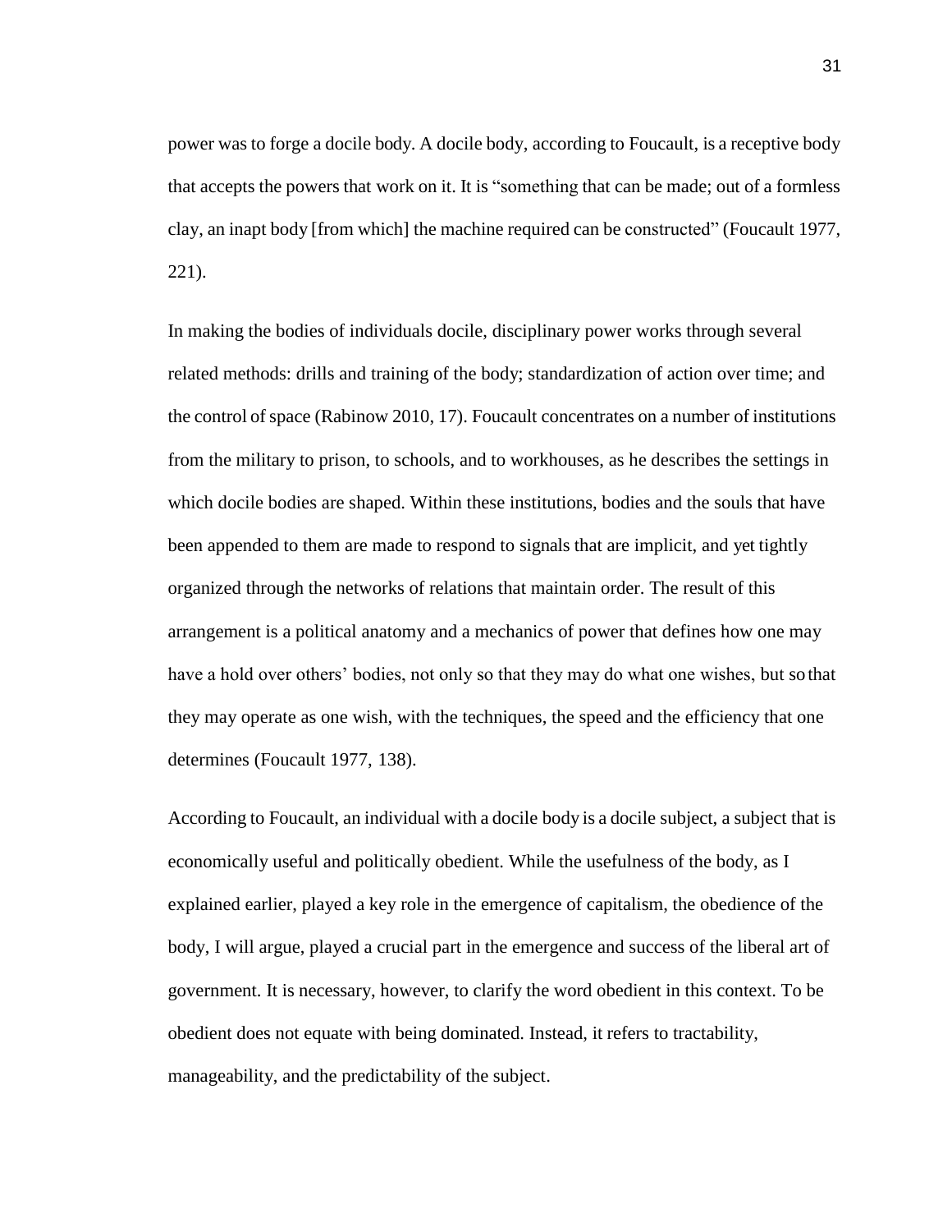power was to forge a docile body. A docile body, according to Foucault, is a receptive body that accepts the powers that work on it. It is "something that can be made; out of a formless clay, an inapt body [from which] the machine required can be constructed" (Foucault 1977, 221).

In making the bodies of individuals docile, disciplinary power works through several related methods: drills and training of the body; standardization of action over time; and the control of space (Rabinow 2010, 17). Foucault concentrates on a number of institutions from the military to prison, to schools, and to workhouses, as he describes the settings in which docile bodies are shaped. Within these institutions, bodies and the souls that have been appended to them are made to respond to signals that are implicit, and yet tightly organized through the networks of relations that maintain order. The result of this arrangement is a political anatomy and a mechanics of power that defines how one may have a hold over others' bodies, not only so that they may do what one wishes, but so that they may operate as one wish, with the techniques, the speed and the efficiency that one determines (Foucault 1977, 138).

According to Foucault, an individual with a docile body is a docile subject, a subject that is economically useful and politically obedient. While the usefulness of the body, as I explained earlier, played a key role in the emergence of capitalism, the obedience of the body, I will argue, played a crucial part in the emergence and success of the liberal art of government. It is necessary, however, to clarify the word obedient in this context. To be obedient does not equate with being dominated. Instead, it refers to tractability, manageability, and the predictability of the subject.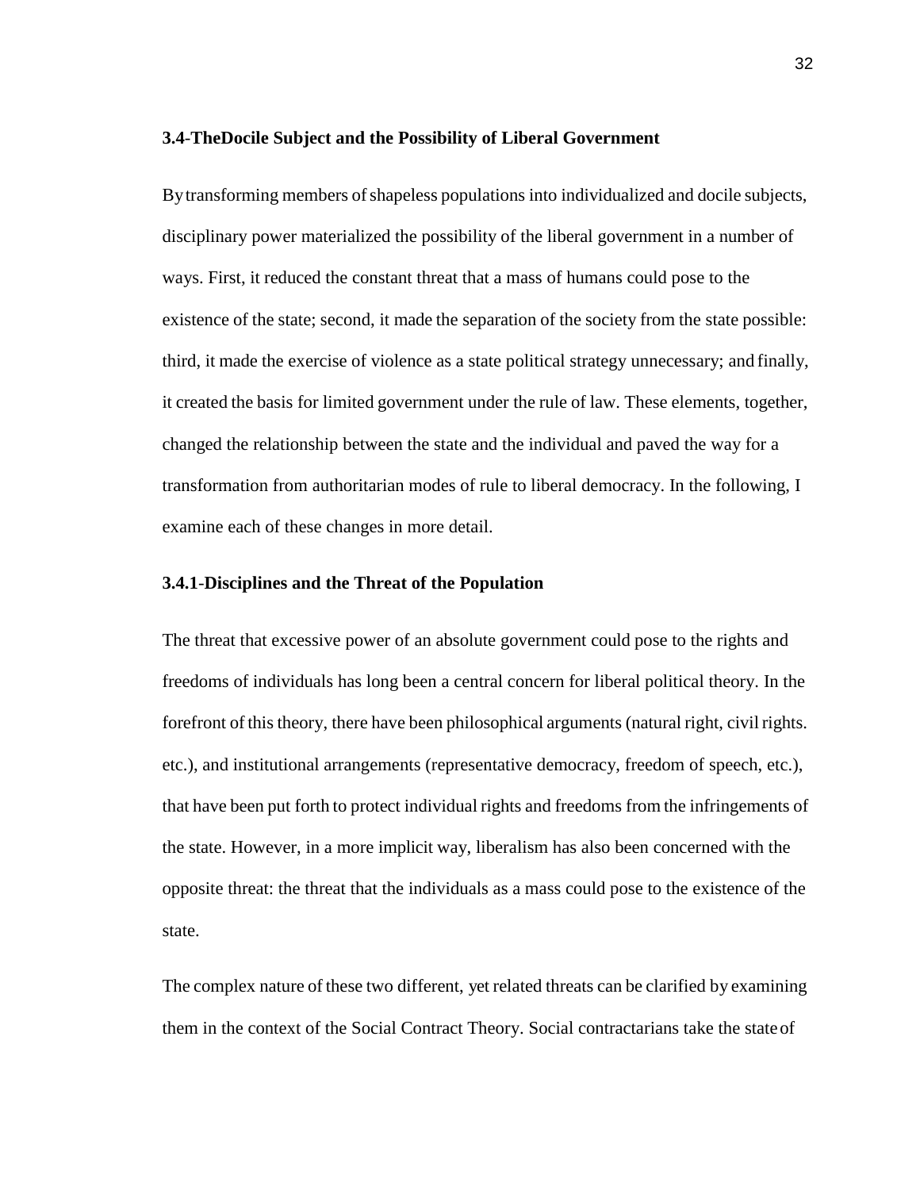### 3.4-TheDocile Subject and the Possibility of Liberal Government

By transforming members of shapeless populations into individualized and docile subjects, disciplinary power materialized the possibility of the liberal government in a number of ways. First, it reduced the constant threat that a mass of humans could pose to the existence of the state; second, it made the separation of the society from the state possible: third, it made the exercise of violence as a state political strategy unnecessary; and finally, it created the basis for limited government under the rule of law. These elements, together, changed the relationship between the state and the individual and paved the way for a transformation from authoritarian modes of rule to liberal democracy. In the following, I examine each of these changes in more detail.

#### 3.4.1-Disciplines and the Threat of the Population

The threat that excessive power of an absolute government could pose to the rights and freedoms of individuals has long been a central concern for liberal political theory. In the forefront of this theory, there have been philosophical arguments (natural right, civil rights. etc.), and institutional arrangements (representative democracy, freedom of speech, etc.), that have been put forth to protect individual rights and freedoms from the infringements of the state. However, in a more implicit way, liberalism has also been concerned with the opposite threat: the threat that the individuals as a mass could pose to the existence of the state.

The complex nature of these two different, yet related threats can be clarified by examining them in the context of the Social Contract Theory. Social contractarians take the state of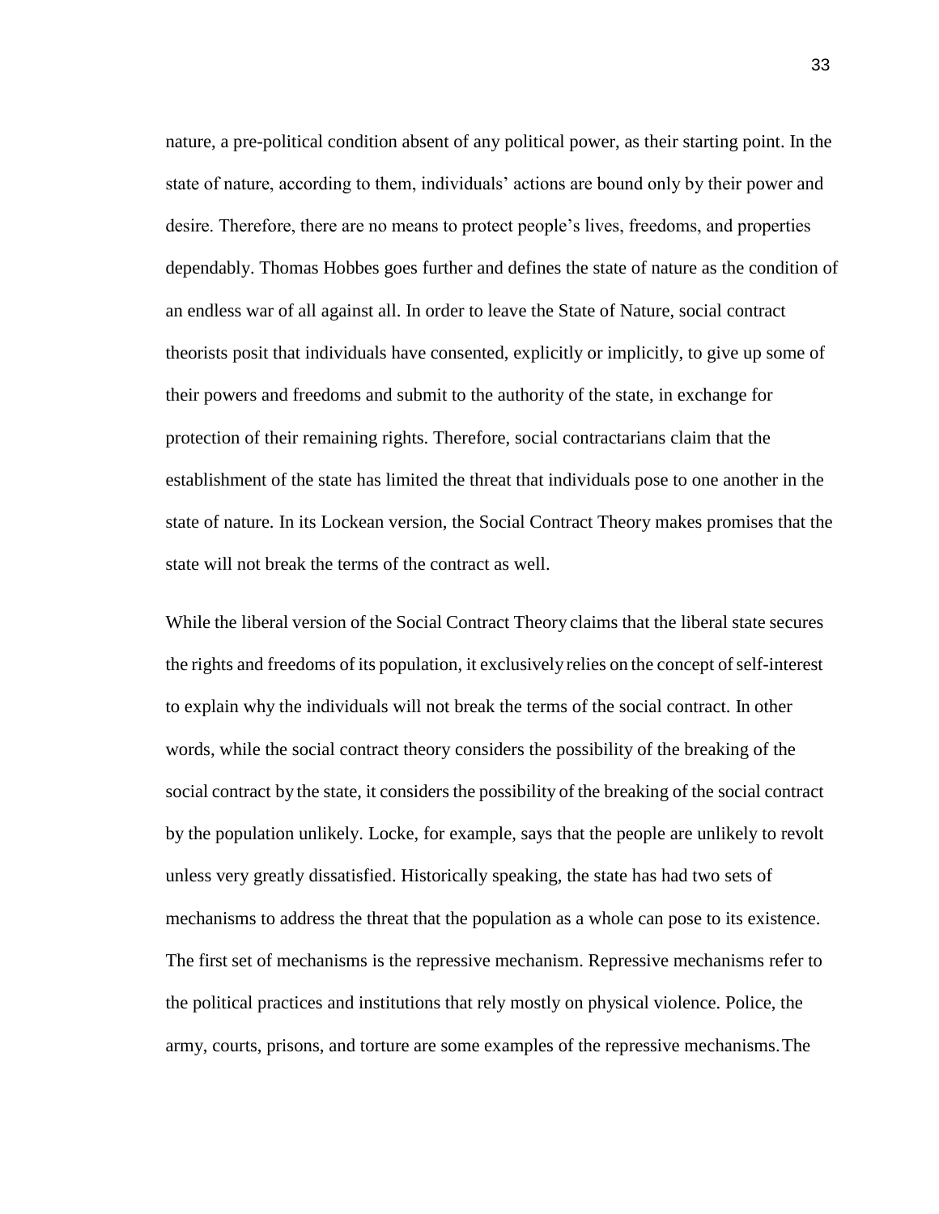nature, a pre-political condition absent of any political power, as their starting point. In the state of nature, according to them, individuals' actions are bound only by their power and desire. Therefore, there are no means to protect people's lives, freedoms, and properties dependably. Thomas Hobbes goes further and defines the state of nature as the condition of an endless war of all against all. In order to leave the State of Nature, social contract theorists posit that individuals have consented, explicitly or implicitly, to give up some of their powers and freedoms and submit to the authority of the state, in exchange for protection of their remaining rights. Therefore, social contractarians claim that the establishment of the state has limited the threat that individuals pose to one another in the state of nature. In its Lockean version, the Social Contract Theory makes promises that the state will not break the terms of the contract as well.

While the liberal version of the Social Contract Theory claims that the liberal state secures the rights and freedoms of its population, it exclusively relies on the concept of self-interest to explain why the individuals will not break the terms of the social contract. In other words, while the social contract theory considers the possibility of the breaking of the social contract by the state, it considers the possibility of the breaking of the social contract by the population unlikely. Locke, for example, says that the people are unlikely to revolt unless very greatly dissatisfied. Historically speaking, the state has had two sets of mechanisms to address the threat that the population as a whole can pose to its existence. The first set of mechanisms is the repressive mechanism. Repressive mechanisms refer to the political practices and institutions that rely mostly on physical violence. Police, the army, courts, prisons, and torture are some examples of the repressive mechanisms. The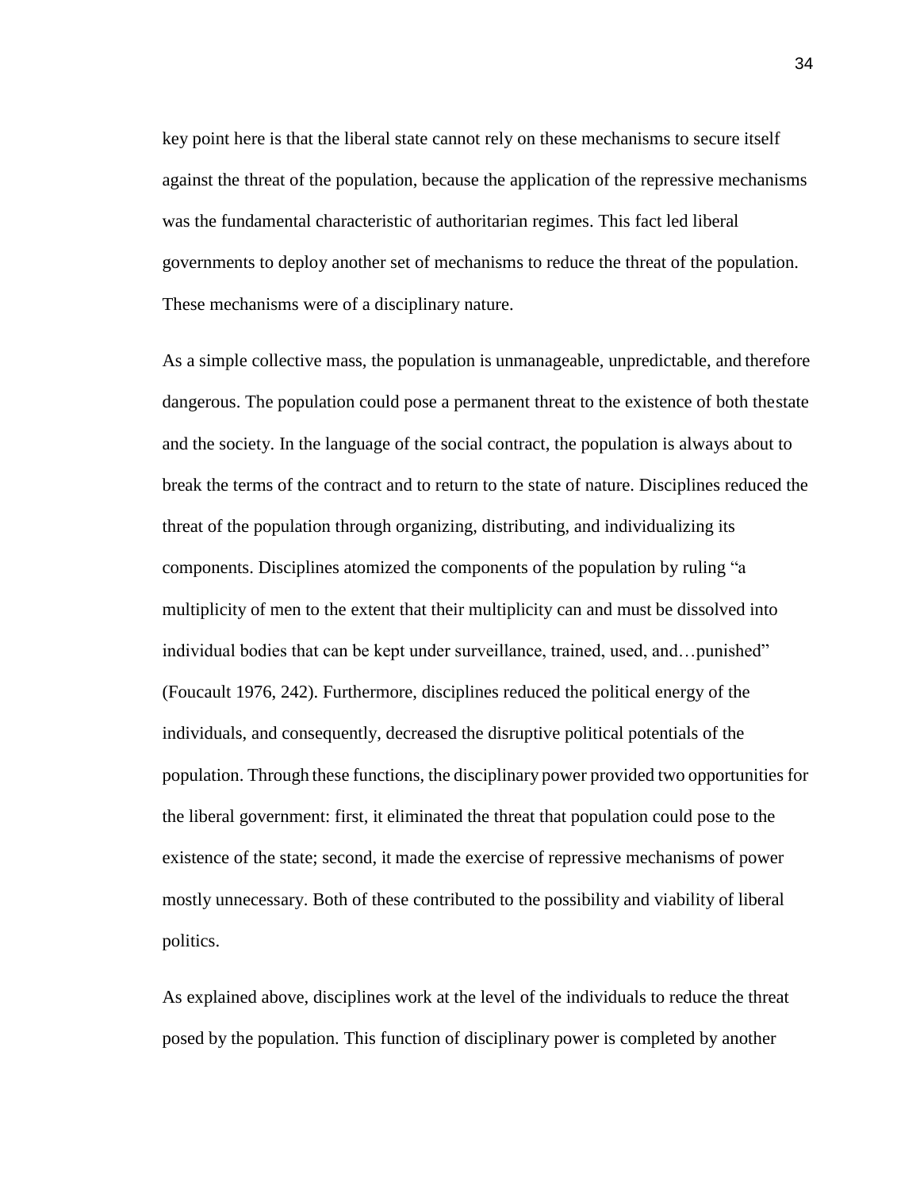key point here is that the liberal state cannot rely on these mechanisms to secure itself against the threat of the population, because the application of the repressive mechanisms was the fundamental characteristic of authoritarian regimes. This fact led liberal governments to deploy another set of mechanisms to reduce the threat of the population. These mechanisms were of a disciplinary nature.

As a simple collective mass, the population is unmanageable, unpredictable, and therefore dangerous. The population could pose a permanent threat to the existence of both the state and the society. In the language of the social contract, the population is always about to break the terms of the contract and to return to the state of nature. Disciplines reduced the threat of the population through organizing, distributing, and individualizing its components. Disciplines atomized the components of the population by ruling "a multiplicity of men to the extent that their multiplicity can and must be dissolved into individual bodies that can be kept under surveillance, trained, used, and…punished" (Foucault 1976, 242). Furthermore, disciplines reduced the political energy of the individuals, and consequently, decreased the disruptive political potentials of the population. Through these functions, the disciplinary power provided two opportunities for the liberal government: first, it eliminated the threat that population could pose to the existence of the state; second, it made the exercise of repressive mechanisms of power mostly unnecessary. Both of these contributed to the possibility and viability of liberal politics.

As explained above, disciplines work at the level of the individuals to reduce the threat posed by the population. This function of disciplinary power is completed by another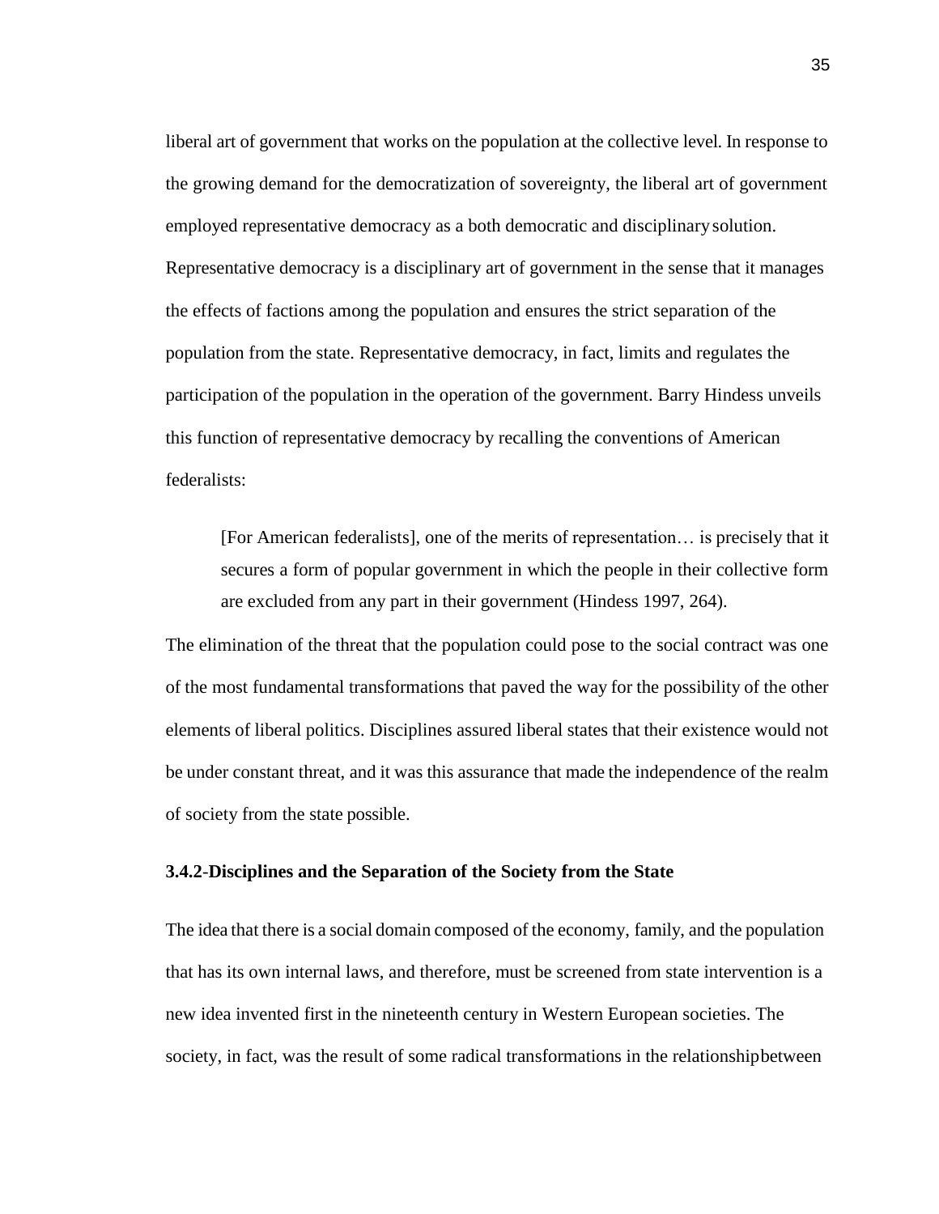liberal art of government that works on the population at the collective level. In response to the growing demand for the democratization of sovereignty, the liberal art of government employed representative democracy as a both democratic and disciplinary solution. Representative democracy is a disciplinary art of government in the sense that it manages the effects of factions among the population and ensures the strict separation of the population from the state. Representative democracy, in fact, limits and regulates the participation of the population in the operation of the government. Barry Hindess unveils this function of representative democracy by recalling the conventions of American federalists:

> [For American federalists], one of the merits of representation… is precisely that it secures a form of popular government in which the people in their collective form are excluded from any part in their government (Hindess 1997, 264).

The elimination of the threat that the population could pose to the social contract was one of the most fundamental transformations that paved the way for the possibility of the other elements of liberal politics. Disciplines assured liberal states that their existence would not be under constant threat, and it was this assurance that made the independence of the realm of society from the state possible.

### 3.4.2-Disciplines and the Separation of the Society from the State

The idea that there is a social domain composed of the economy, family, and the population that has its own internal laws, and therefore, must be screened from state intervention is a new idea invented first in the nineteenth century in Western European societies. The society, in fact, was the result of some radical transformations in the relationship between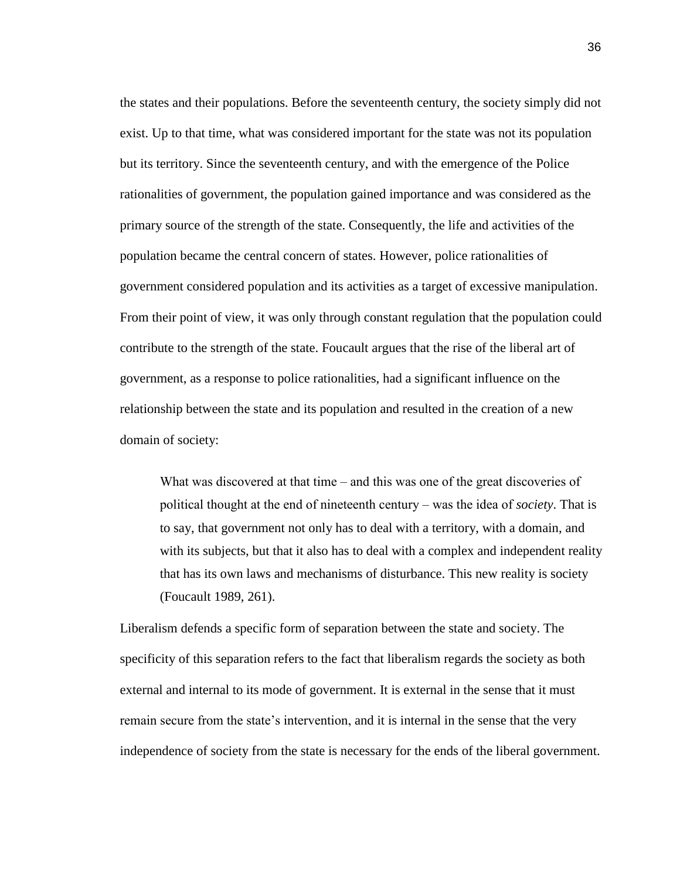the states and their populations. Before the seventeenth century, the society simply did not exist. Up to that time, what was considered important for the state was not its population but its territory. Since the seventeenth century, and with the emergence of the Police rationalities of government, the population gained importance and was considered as the primary source of the strength of the state. Consequently, the life and activities of the population became the central concern of states. However, police rationalities of government considered population and its activities as a target of excessive manipulation. From their point of view, it was only through constant regulation that the population could contribute to the strength of the state. Foucault argues that the rise of the liberal art of government, as a response to police rationalities, had a significant influence on the relationship between the state and its population and resulted in the creation of a new domain of society:

> What was discovered at that time – and this was one of the great discoveries of political thought at the end of nineteenth century – was the idea of *society*. That is to say, that government not only has to deal with a territory, with a domain, and with its subjects, but that it also has to deal with a complex and independent reality that has its own laws and mechanisms of disturbance. This new reality is society (Foucault 1989, 261).

Liberalism defends a specific form of separation between the state and society. The specificity of this separation refers to the fact that liberalism regards the society as both external and internal to its mode of government. It is external in the sense that it must remain secure from the state's intervention, and it is internal in the sense that the very independence of society from the state is necessary for the ends of the liberal government.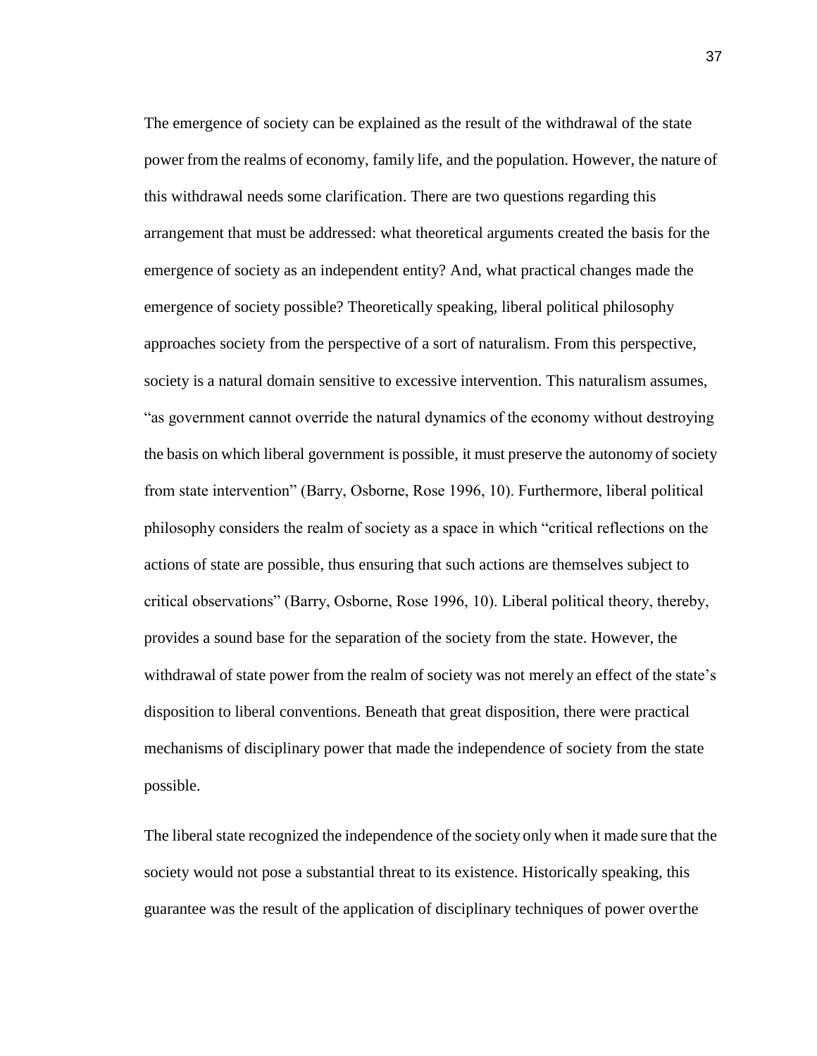The emergence of society can be explained as the result of the withdrawal of the state power from the realms of economy, family life, and the population. However, the nature of this withdrawal needs some clarification. There are two questions regarding this arrangement that must be addressed: what theoretical arguments created the basis for the emergence of society as an independent entity? And, what practical changes made the emergence of society possible? Theoretically speaking, liberal political philosophy approaches society from the perspective of a sort of naturalism. From this perspective, society is a natural domain sensitive to excessive intervention. This naturalism assumes, "as government cannot override the natural dynamics of the economy without destroying the basis on which liberal government is possible, it must preserve the autonomy of society from state intervention" (Barry, Osborne, Rose 1996, 10). Furthermore, liberal political philosophy considers the realm of society as a space in which "critical reflections on the actions of state are possible, thus ensuring that such actions are themselves subject to critical observations" (Barry, Osborne, Rose 1996, 10). Liberal political theory, thereby, provides a sound base for the separation of the society from the state. However, the withdrawal of state power from the realm of society was not merely an effect of the state's disposition to liberal conventions. Beneath that great disposition, there were practical mechanisms of disciplinary power that made the independence of society from the state possible.

The liberal state recognized the independence of the society only when it made sure that the society would not pose a substantial threat to its existence. Historically speaking, this guarantee was the result of the application of disciplinary techniques of power over the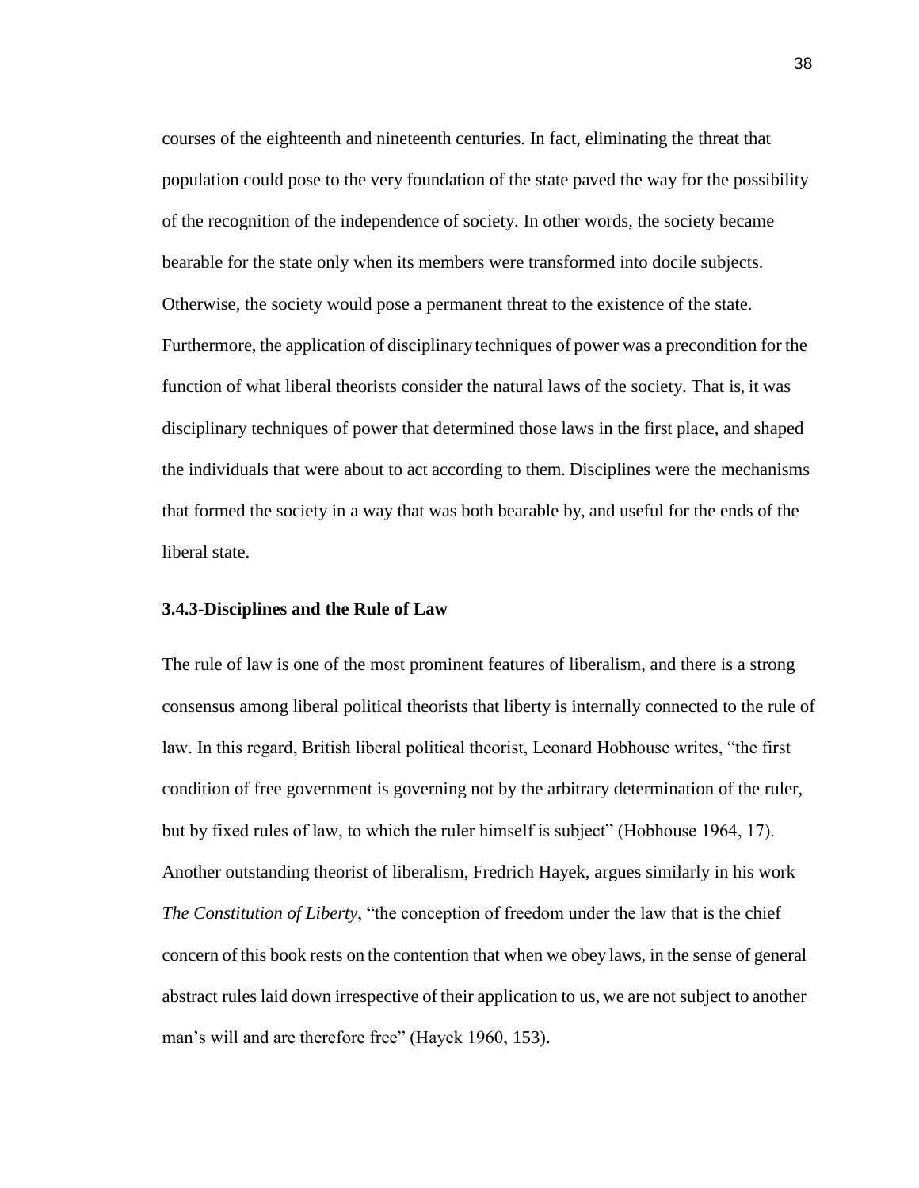courses of the eighteenth and nineteenth centuries. In fact, eliminating the threat that population could pose to the very foundation of the state paved the way for the possibility of the recognition of the independence of society. In other words, the society became bearable for the state only when its members were transformed into docile subjects. Otherwise, the society would pose a permanent threat to the existence of the state. Furthermore, the application of disciplinary techniques of power was a precondition for the function of what liberal theorists consider the natural laws of the society. That is, it was disciplinary techniques of power that determined those laws in the first place, and shaped the individuals that were about to act according to them. Disciplines were the mechanisms that formed the society in a way that was both bearable by, and useful for the ends of the liberal state.

### 3.4.3-Disciplines and the Rule of Law

The rule of law is one of the most prominent features of liberalism, and there is a strong consensus among liberal political theorists that liberty is internally connected to the rule of law. In this regard, British liberal political theorist, Leonard Hobhouse writes, "the first condition of free government is governing not by the arbitrary determination of the ruler, but by fixed rules of law, to which the ruler himself is subject" (Hobhouse 1964, 17). Another outstanding theorist of liberalism, Fredrich Hayek, argues similarly in his work *The Constitution of Liberty*, "the conception of freedom under the law that is the chief concern of this book rests on the contention that when we obey laws, in the sense of general abstract rules laid down irrespective of their application to us, we are not subject to another man's will and are therefore free" (Hayek 1960, 153).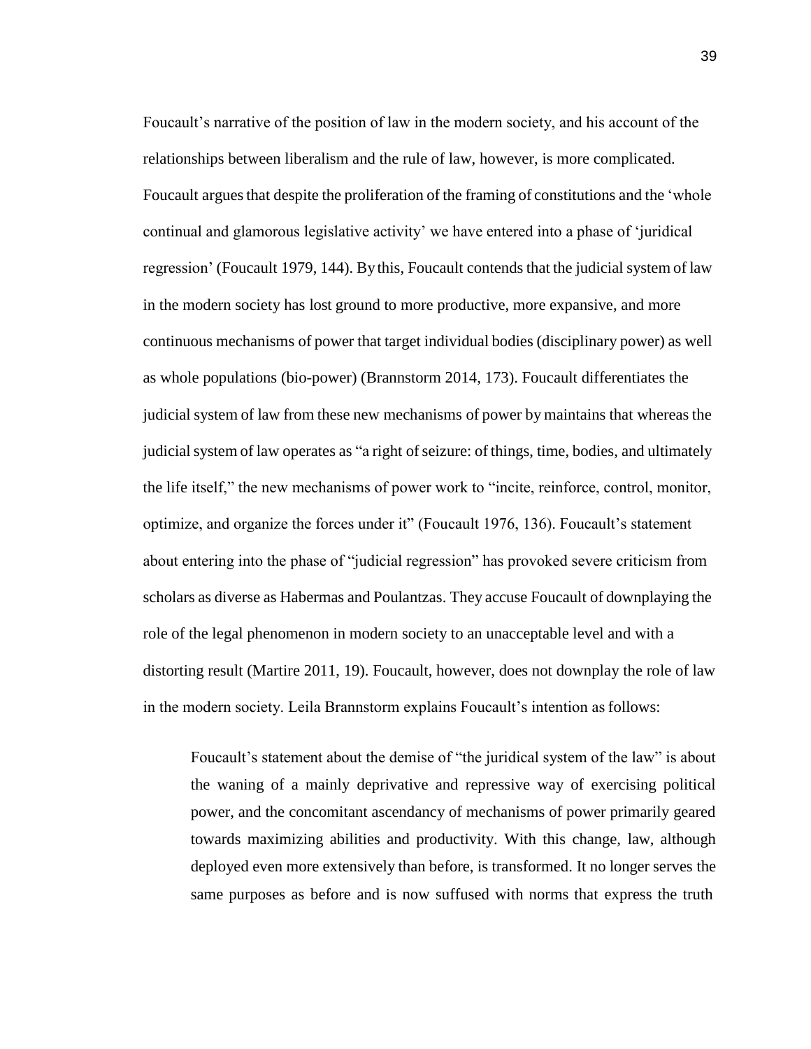Foucault's narrative of the position of law in the modern society, and his account of the relationships between liberalism and the rule of law, however, is more complicated. Foucault argues that despite the proliferation of the framing of constitutions and the 'whole continual and glamorous legislative activity' we have entered into a phase of 'juridical regression' (Foucault 1979, 144). By this, Foucault contends that the judicial system of law in the modern society has lost ground to more productive, more expansive, and more continuous mechanisms of power that target individual bodies (disciplinary power) as well as whole populations (bio-power) (Brannstorm 2014, 173). Foucault differentiates the judicial system of law from these new mechanisms of power by maintains that whereas the judicial system of law operates as "a right of seizure: of things, time, bodies, and ultimately the life itself," the new mechanisms of power work to "incite, reinforce, control, monitor, optimize, and organize the forces under it" (Foucault 1976, 136). Foucault's statement about entering into the phase of "judicial regression" has provoked severe criticism from scholars as diverse as Habermas and Poulantzas. They accuse Foucault of downplaying the role of the legal phenomenon in modern society to an unacceptable level and with a distorting result (Martire 2011, 19). Foucault, however, does not downplay the role of law in the modern society. Leila Brannstorm explains Foucault's intention as follows:

> Foucault's statement about the demise of "the juridical system of the law" is about the waning of a mainly deprivative and repressive way of exercising political power, and the concomitant ascendancy of mechanisms of power primarily geared towards maximizing abilities and productivity. With this change, law, although deployed even more extensively than before, is transformed. It no longer serves the same purposes as before and is now suffused with norms that express the truth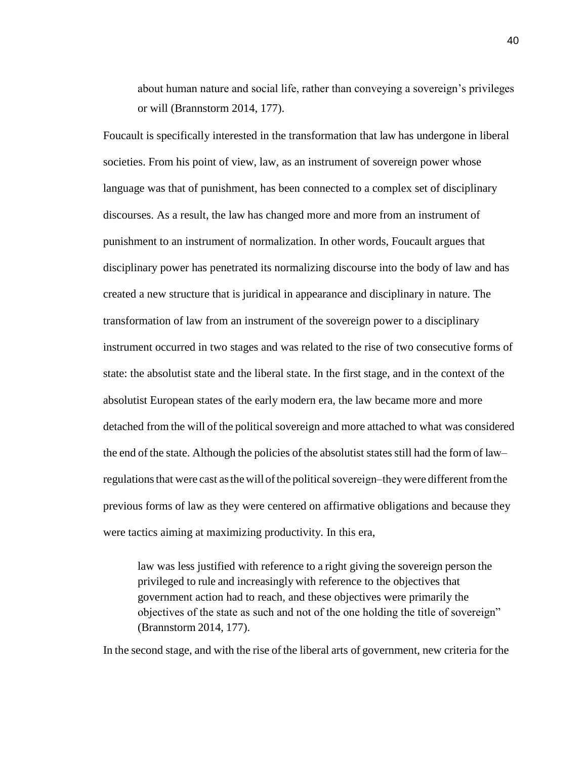> about human nature and social life, rather than conveying a sovereign's privileges or will (Brannstorm 2014, 177).

Foucault is specifically interested in the transformation that law has undergone in liberal societies. From his point of view, law, as an instrument of sovereign power whose language was that of punishment, has been connected to a complex set of disciplinary discourses. As a result, the law has changed more and more from an instrument of punishment to an instrument of normalization. In other words, Foucault argues that disciplinary power has penetrated its normalizing discourse into the body of law and has created a new structure that is juridical in appearance and disciplinary in nature. The transformation of law from an instrument of the sovereign power to a disciplinary instrument occurred in two stages and was related to the rise of two consecutive forms of state: the absolutist state and the liberal state. In the first stage, and in the context of the absolutist European states of the early modern era, the law became more and more detached from the will of the political sovereign and more attached to what was considered the end of the state. Although the policies of the absolutist states still had the form of law–regulations that were cast as the will of the political sovereign–they were different from the previous forms of law as they were centered on affirmative obligations and because they were tactics aiming at maximizing productivity. In this era,

> law was less justified with reference to a right giving the sovereign person the privileged to rule and increasingly with reference to the objectives that government action had to reach, and these objectives were primarily the objectives of the state as such and not of the one holding the title of sovereign" (Brannstorm 2014, 177).

In the second stage, and with the rise of the liberal arts of government, new criteria for the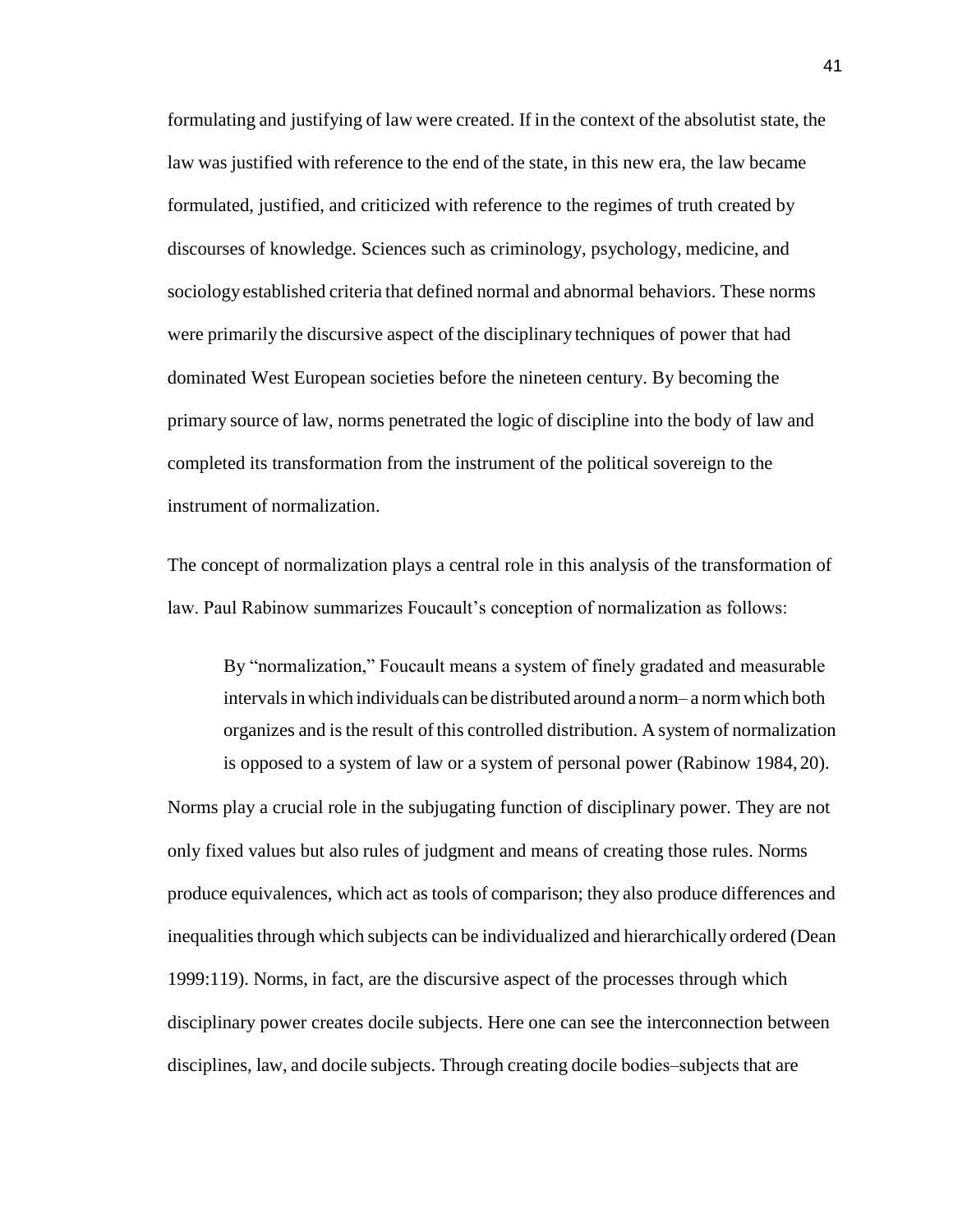formulating and justifying of law were created. If in the context of the absolutist state, the law was justified with reference to the end of the state, in this new era, the law became formulated, justified, and criticized with reference to the regimes of truth created by discourses of knowledge. Sciences such as criminology, psychology, medicine, and sociology established criteria that defined normal and abnormal behaviors. These norms were primarily the discursive aspect of the disciplinary techniques of power that had dominated West European societies before the nineteen century. By becoming the primary source of law, norms penetrated the logic of discipline into the body of law and completed its transformation from the instrument of the political sovereign to the instrument of normalization.

The concept of normalization plays a central role in this analysis of the transformation of law. Paul Rabinow summarizes Foucault's conception of normalization as follows:

> By "normalization," Foucault means a system of finely gradated and measurable intervals in which individuals can be distributed around a norm– a norm which both organizes and is the result of this controlled distribution. A system of normalization is opposed to a system of law or a system of personal power (Rabinow 1984, 20).

Norms play a crucial role in the subjugating function of disciplinary power. They are not only fixed values but also rules of judgment and means of creating those rules. Norms produce equivalences, which act as tools of comparison; they also produce differences and inequalities through which subjects can be individualized and hierarchically ordered (Dean 1999:119). Norms, in fact, are the discursive aspect of the processes through which disciplinary power creates docile subjects. Here one can see the interconnection between disciplines, law, and docile subjects. Through creating docile bodies–subjects that are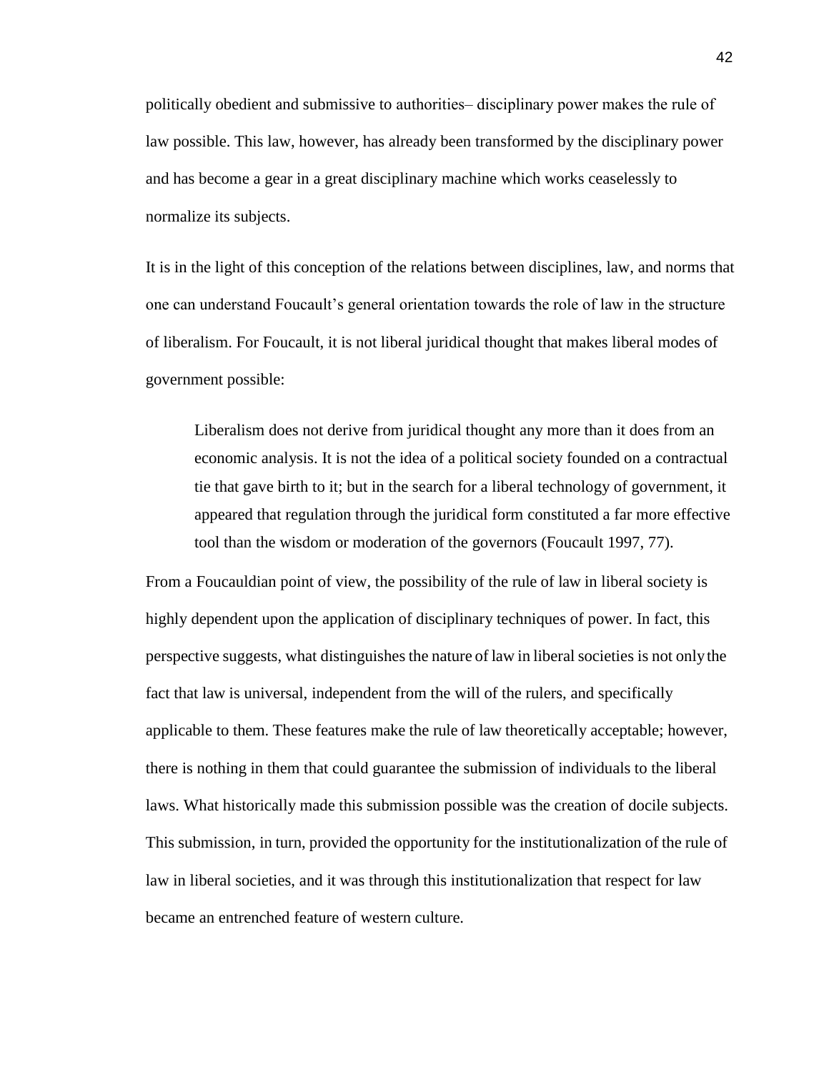politically obedient and submissive to authorities– disciplinary power makes the rule of law possible. This law, however, has already been transformed by the disciplinary power and has become a gear in a great disciplinary machine which works ceaselessly to normalize its subjects.

It is in the light of this conception of the relations between disciplines, law, and norms that one can understand Foucault's general orientation towards the role of law in the structure of liberalism. For Foucault, it is not liberal juridical thought that makes liberal modes of government possible:

> Liberalism does not derive from juridical thought any more than it does from an economic analysis. It is not the idea of a political society founded on a contractual tie that gave birth to it; but in the search for a liberal technology of government, it appeared that regulation through the juridical form constituted a far more effective tool than the wisdom or moderation of the governors (Foucault 1997, 77).

From a Foucauldian point of view, the possibility of the rule of law in liberal society is highly dependent upon the application of disciplinary techniques of power. In fact, this perspective suggests, what distinguishes the nature of law in liberal societies is not only the fact that law is universal, independent from the will of the rulers, and specifically applicable to them. These features make the rule of law theoretically acceptable; however, there is nothing in them that could guarantee the submission of individuals to the liberal laws. What historically made this submission possible was the creation of docile subjects. This submission, in turn, provided the opportunity for the institutionalization of the rule of law in liberal societies, and it was through this institutionalization that respect for law became an entrenched feature of western culture.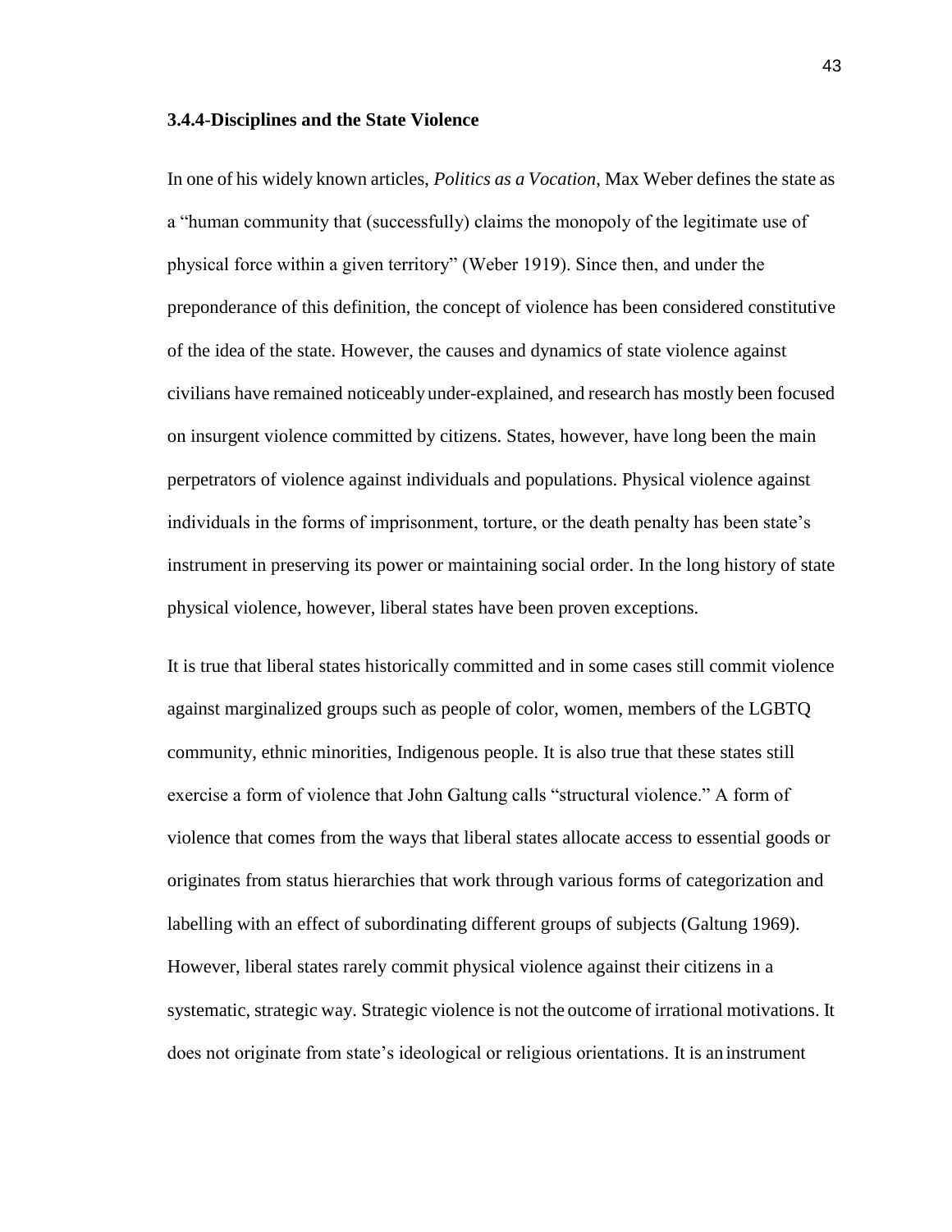### 3.4.4-Disciplines and the State Violence

In one of his widely known articles, *Politics as a Vocation*, Max Weber defines the state as a "human community that (successfully) claims the monopoly of the legitimate use of physical force within a given territory" (Weber 1919). Since then, and under the preponderance of this definition, the concept of violence has been considered constitutive of the idea of the state. However, the causes and dynamics of state violence against civilians have remained noticeably under-explained, and research has mostly been focused on insurgent violence committed by citizens. States, however, have long been the main perpetrators of violence against individuals and populations. Physical violence against individuals in the forms of imprisonment, torture, or the death penalty has been state's instrument in preserving its power or maintaining social order. In the long history of state physical violence, however, liberal states have been proven exceptions.

It is true that liberal states historically committed and in some cases still commit violence against marginalized groups such as people of color, women, members of the LGBTQ community, ethnic minorities, Indigenous people. It is also true that these states still exercise a form of violence that John Galtung calls "structural violence." A form of violence that comes from the ways that liberal states allocate access to essential goods or originates from status hierarchies that work through various forms of categorization and labelling with an effect of subordinating different groups of subjects (Galtung 1969). However, liberal states rarely commit physical violence against their citizens in a systematic, strategic way. Strategic violence is not the outcome of irrational motivations. It does not originate from state's ideological or religious orientations. It is an instrument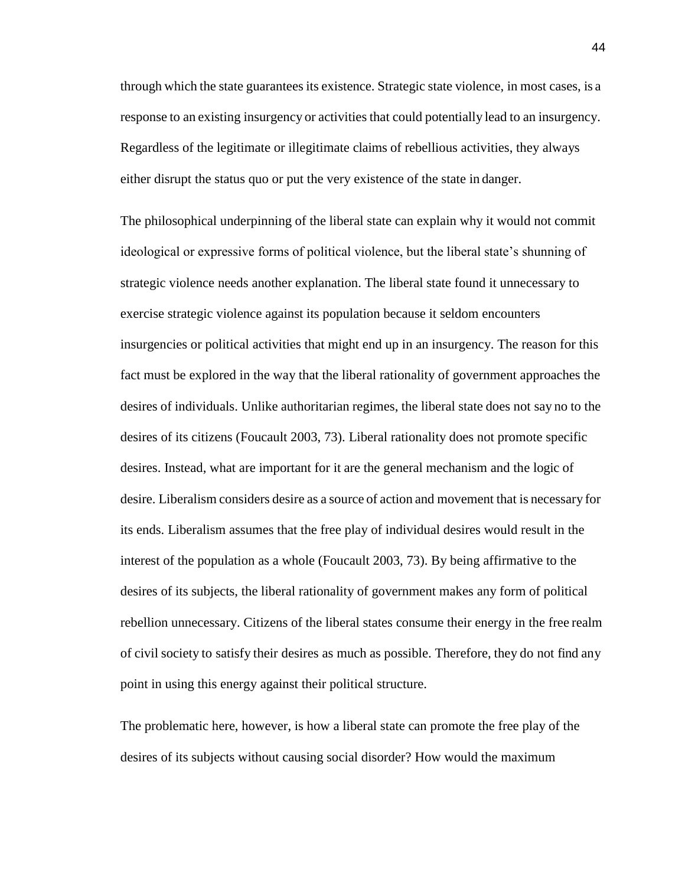through which the state guarantees its existence. Strategic state violence, in most cases, is a response to an existing insurgency or activities that could potentially lead to an insurgency. Regardless of the legitimate or illegitimate claims of rebellious activities, they always either disrupt the status quo or put the very existence of the state in danger.

The philosophical underpinning of the liberal state can explain why it would not commit ideological or expressive forms of political violence, but the liberal state's shunning of strategic violence needs another explanation. The liberal state found it unnecessary to exercise strategic violence against its population because it seldom encounters insurgencies or political activities that might end up in an insurgency. The reason for this fact must be explored in the way that the liberal rationality of government approaches the desires of individuals. Unlike authoritarian regimes, the liberal state does not say no to the desires of its citizens (Foucault 2003, 73). Liberal rationality does not promote specific desires. Instead, what are important for it are the general mechanism and the logic of desire. Liberalism considers desire as a source of action and movement that is necessary for its ends. Liberalism assumes that the free play of individual desires would result in the interest of the population as a whole (Foucault 2003, 73). By being affirmative to the desires of its subjects, the liberal rationality of government makes any form of political rebellion unnecessary. Citizens of the liberal states consume their energy in the free realm of civil society to satisfy their desires as much as possible. Therefore, they do not find any point in using this energy against their political structure.

The problematic here, however, is how a liberal state can promote the free play of the desires of its subjects without causing social disorder? How would the maximum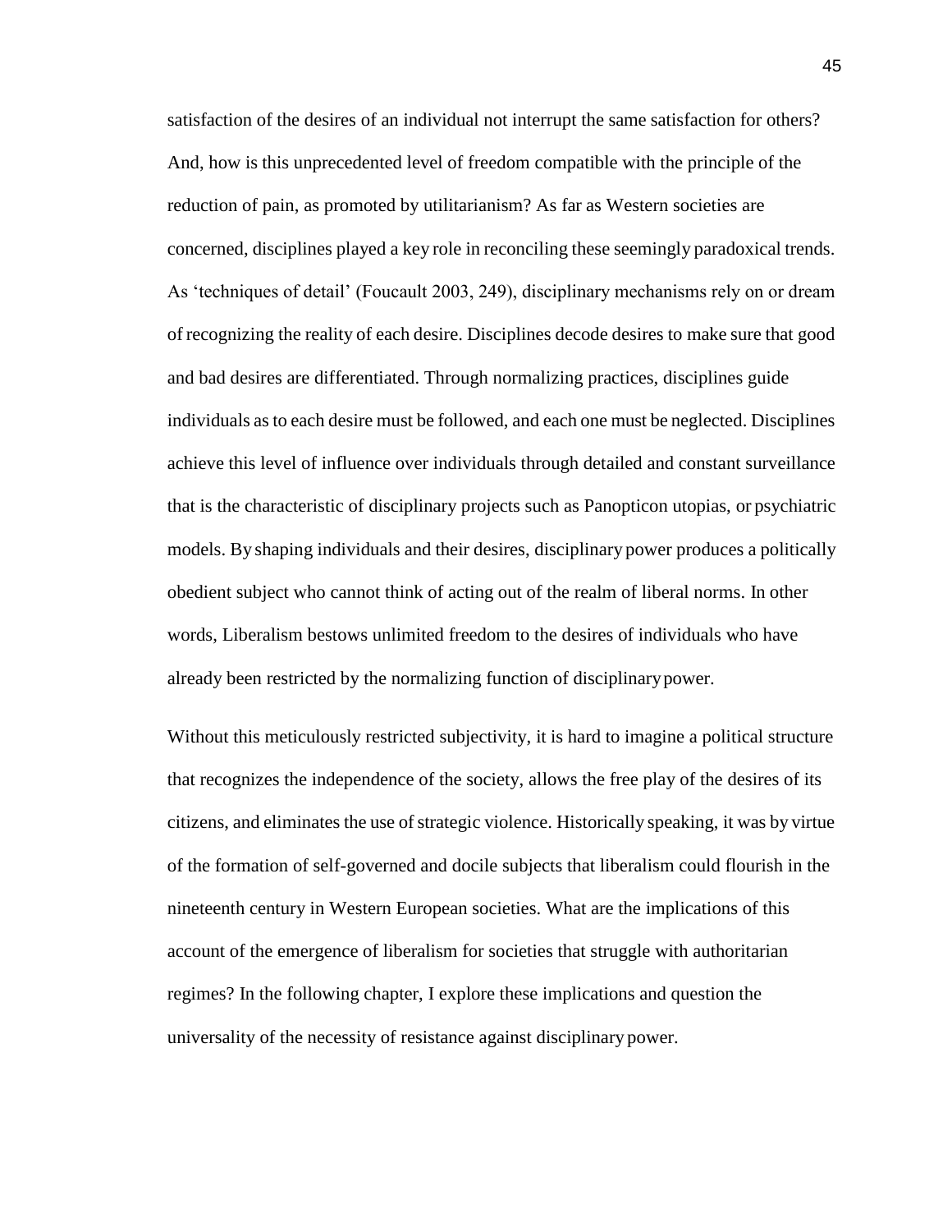satisfaction of the desires of an individual not interrupt the same satisfaction for others? And, how is this unprecedented level of freedom compatible with the principle of the reduction of pain, as promoted by utilitarianism? As far as Western societies are concerned, disciplines played a key role in reconciling these seemingly paradoxical trends. As 'techniques of detail' (Foucault 2003, 249), disciplinary mechanisms rely on or dream of recognizing the reality of each desire. Disciplines decode desires to make sure that good and bad desires are differentiated. Through normalizing practices, disciplines guide individuals as to each desire must be followed, and each one must be neglected. Disciplines achieve this level of influence over individuals through detailed and constant surveillance that is the characteristic of disciplinary projects such as Panopticon utopias, or psychiatric models. By shaping individuals and their desires, disciplinary power produces a politically obedient subject who cannot think of acting out of the realm of liberal norms. In other words, Liberalism bestows unlimited freedom to the desires of individuals who have already been restricted by the normalizing function of disciplinary power.

Without this meticulously restricted subjectivity, it is hard to imagine a political structure that recognizes the independence of the society, allows the free play of the desires of its citizens, and eliminates the use of strategic violence. Historically speaking, it was by virtue of the formation of self-governed and docile subjects that liberalism could flourish in the nineteenth century in Western European societies. What are the implications of this account of the emergence of liberalism for societies that struggle with authoritarian regimes? In the following chapter, I explore these implications and question the universality of the necessity of resistance against disciplinary power.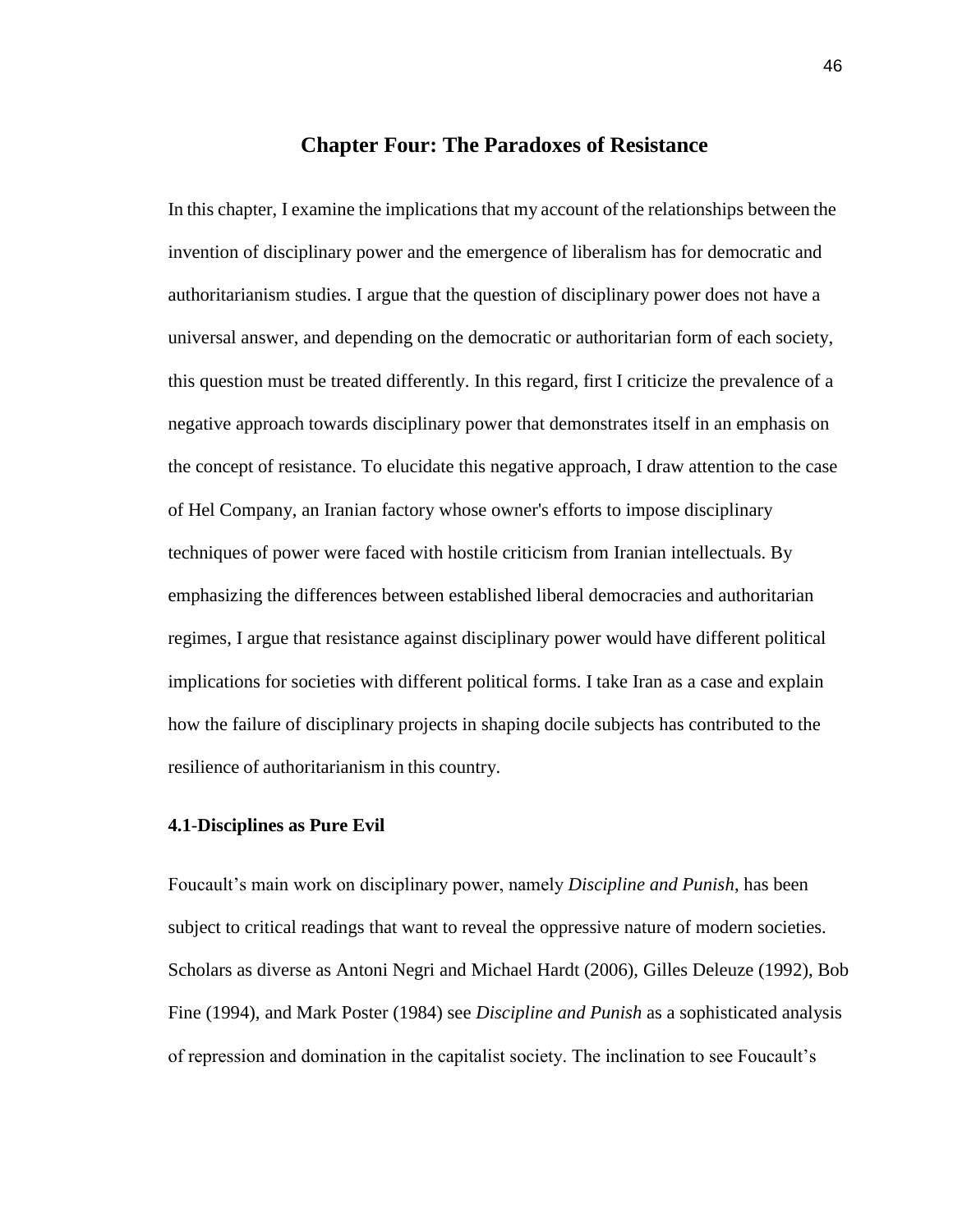# Chapter Four: The Paradoxes of Resistance

In this chapter, I examine the implications that my account of the relationships between the invention of disciplinary power and the emergence of liberalism has for democratic and authoritarianism studies. I argue that the question of disciplinary power does not have a universal answer, and depending on the democratic or authoritarian form of each society, this question must be treated differently. In this regard, first I criticize the prevalence of a negative approach towards disciplinary power that demonstrates itself in an emphasis on the concept of resistance. To elucidate this negative approach, I draw attention to the case of Hel Company, an Iranian factory whose owner's efforts to impose disciplinary techniques of power were faced with hostile criticism from Iranian intellectuals. By emphasizing the differences between established liberal democracies and authoritarian regimes, I argue that resistance against disciplinary power would have different political implications for societies with different political forms. I take Iran as a case and explain how the failure of disciplinary projects in shaping docile subjects has contributed to the resilience of authoritarianism in this country.

## 4.1-Disciplines as Pure Evil

Foucault's main work on disciplinary power, namely *Discipline and Punish*, has been subject to critical readings that want to reveal the oppressive nature of modern societies. Scholars as diverse as Antoni Negri and Michael Hardt (2006), Gilles Deleuze (1992), Bob Fine (1994), and Mark Poster (1984) see *Discipline and Punish* as a sophisticated analysis of repression and domination in the capitalist society. The inclination to see Foucault's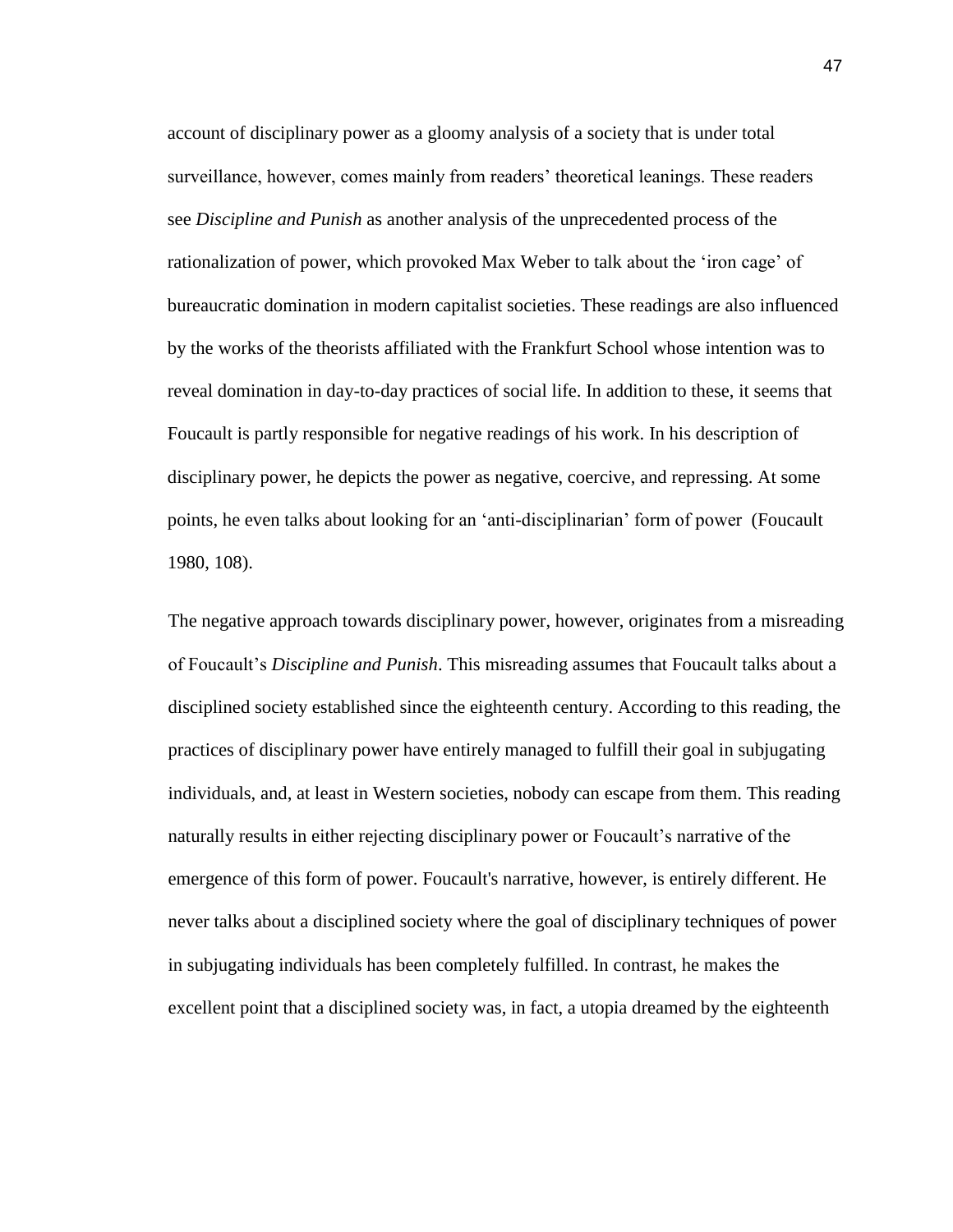account of disciplinary power as a gloomy analysis of a society that is under total surveillance, however, comes mainly from readers' theoretical leanings. These readers see *Discipline and Punish* as another analysis of the unprecedented process of the rationalization of power, which provoked Max Weber to talk about the 'iron cage' of bureaucratic domination in modern capitalist societies. These readings are also influenced by the works of the theorists affiliated with the Frankfurt School whose intention was to reveal domination in day-to-day practices of social life. In addition to these, it seems that Foucault is partly responsible for negative readings of his work. In his description of disciplinary power, he depicts the power as negative, coercive, and repressing. At some points, he even talks about looking for an 'anti-disciplinarian' form of power (Foucault 1980, 108).

The negative approach towards disciplinary power, however, originates from a misreading of Foucault's *Discipline and Punish*. This misreading assumes that Foucault talks about a disciplined society established since the eighteenth century. According to this reading, the practices of disciplinary power have entirely managed to fulfill their goal in subjugating individuals, and, at least in Western societies, nobody can escape from them. This reading naturally results in either rejecting disciplinary power or Foucault's narrative of the emergence of this form of power. Foucault's narrative, however, is entirely different. He never talks about a disciplined society where the goal of disciplinary techniques of power in subjugating individuals has been completely fulfilled. In contrast, he makes the excellent point that a disciplined society was, in fact, a utopia dreamed by the eighteenth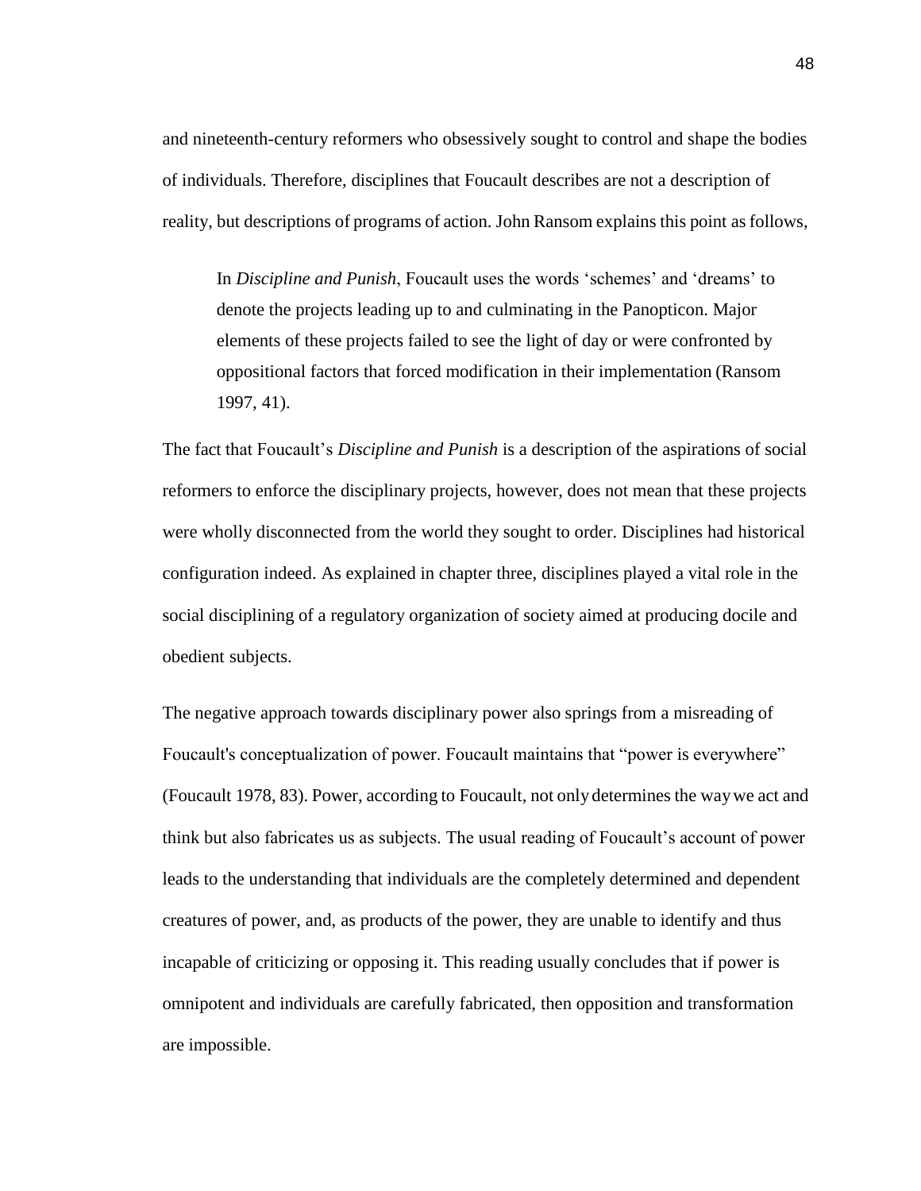and nineteenth-century reformers who obsessively sought to control and shape the bodies of individuals. Therefore, disciplines that Foucault describes are not a description of reality, but descriptions of programs of action. John Ransom explains this point as follows,

> In *Discipline and Punish*, Foucault uses the words 'schemes' and 'dreams' to denote the projects leading up to and culminating in the Panopticon. Major elements of these projects failed to see the light of day or were confronted by oppositional factors that forced modification in their implementation (Ransom 1997, 41).

The fact that Foucault's *Discipline and Punish* is a description of the aspirations of social reformers to enforce the disciplinary projects, however, does not mean that these projects were wholly disconnected from the world they sought to order. Disciplines had historical configuration indeed. As explained in chapter three, disciplines played a vital role in the social disciplining of a regulatory organization of society aimed at producing docile and obedient subjects.

The negative approach towards disciplinary power also springs from a misreading of Foucault's conceptualization of power. Foucault maintains that "power is everywhere" (Foucault 1978, 83). Power, according to Foucault, not only determines the way we act and think but also fabricates us as subjects. The usual reading of Foucault's account of power leads to the understanding that individuals are the completely determined and dependent creatures of power, and, as products of the power, they are unable to identify and thus incapable of criticizing or opposing it. This reading usually concludes that if power is omnipotent and individuals are carefully fabricated, then opposition and transformation are impossible.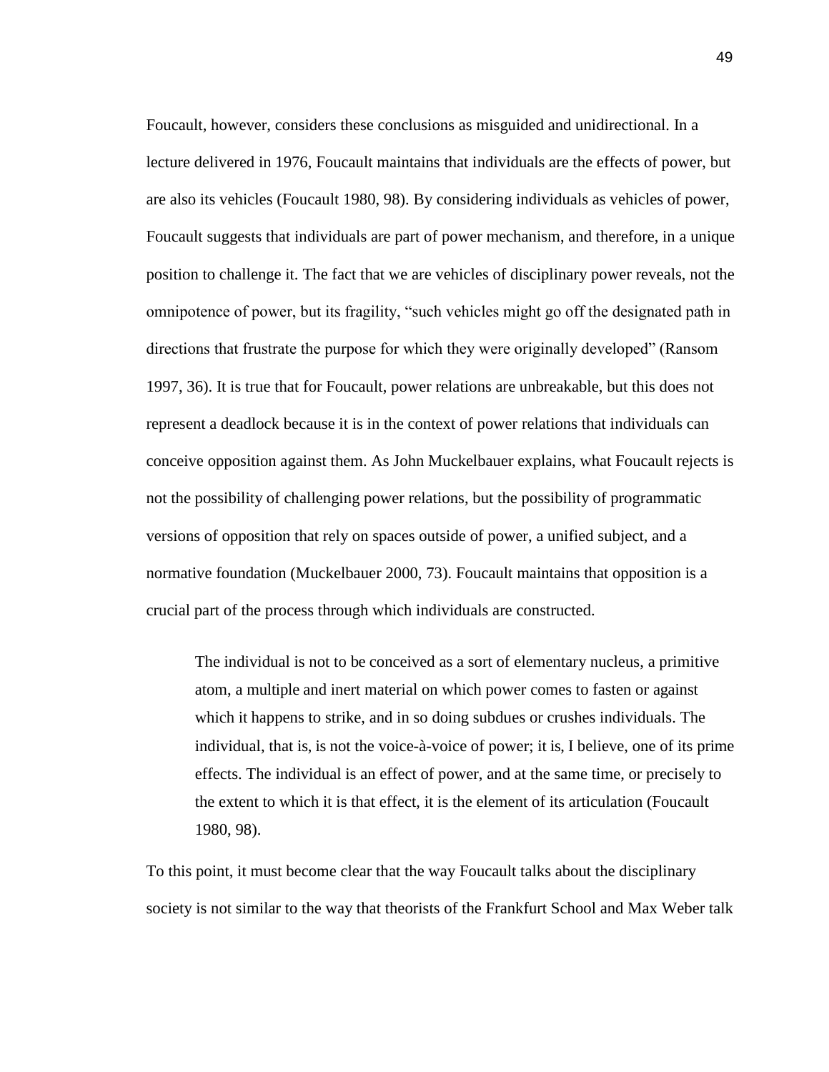Foucault, however, considers these conclusions as misguided and unidirectional. In a lecture delivered in 1976, Foucault maintains that individuals are the effects of power, but are also its vehicles (Foucault 1980, 98). By considering individuals as vehicles of power, Foucault suggests that individuals are part of power mechanism, and therefore, in a unique position to challenge it. The fact that we are vehicles of disciplinary power reveals, not the omnipotence of power, but its fragility, "such vehicles might go off the designated path in directions that frustrate the purpose for which they were originally developed" (Ransom 1997, 36). It is true that for Foucault, power relations are unbreakable, but this does not represent a deadlock because it is in the context of power relations that individuals can conceive opposition against them. As John Muckelbauer explains, what Foucault rejects is not the possibility of challenging power relations, but the possibility of programmatic versions of opposition that rely on spaces outside of power, a unified subject, and a normative foundation (Muckelbauer 2000, 73). Foucault maintains that opposition is a crucial part of the process through which individuals are constructed.

> The individual is not to be conceived as a sort of elementary nucleus, a primitive atom, a multiple and inert material on which power comes to fasten or against which it happens to strike, and in so doing subdues or crushes individuals. The individual, that is, is not the voice-à-voice of power; it is, I believe, one of its prime effects. The individual is an effect of power, and at the same time, or precisely to the extent to which it is that effect, it is the element of its articulation (Foucault 1980, 98).

To this point, it must become clear that the way Foucault talks about the disciplinary society is not similar to the way that theorists of the Frankfurt School and Max Weber talk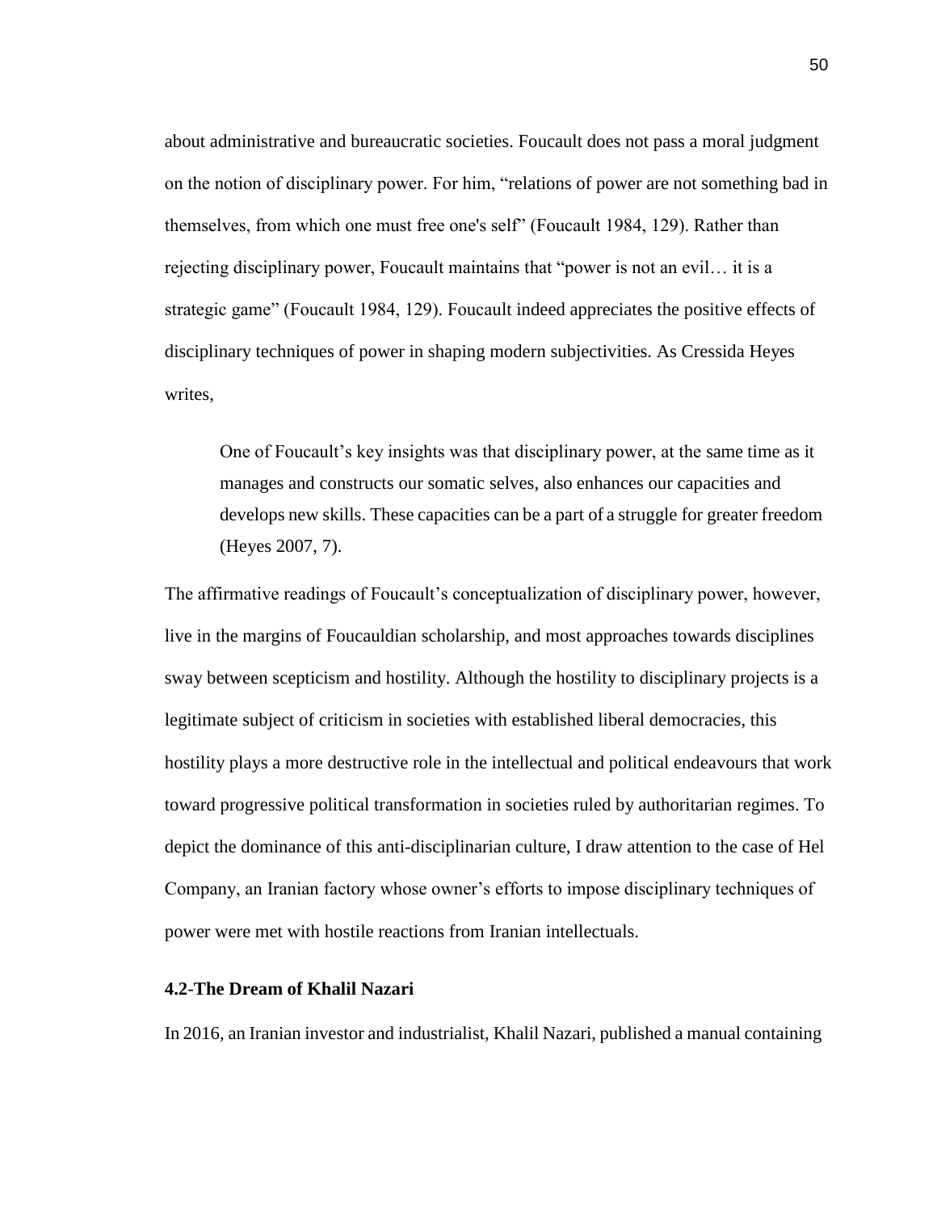about administrative and bureaucratic societies. Foucault does not pass a moral judgment on the notion of disciplinary power. For him, "relations of power are not something bad in themselves, from which one must free one's self" (Foucault 1984, 129). Rather than rejecting disciplinary power, Foucault maintains that "power is not an evil… it is a strategic game" (Foucault 1984, 129). Foucault indeed appreciates the positive effects of disciplinary techniques of power in shaping modern subjectivities. As Cressida Heyes writes,

> One of Foucault's key insights was that disciplinary power, at the same time as it manages and constructs our somatic selves, also enhances our capacities and develops new skills. These capacities can be a part of a struggle for greater freedom (Heyes 2007, 7).

The affirmative readings of Foucault's conceptualization of disciplinary power, however, live in the margins of Foucauldian scholarship, and most approaches towards disciplines sway between scepticism and hostility. Although the hostility to disciplinary projects is a legitimate subject of criticism in societies with established liberal democracies, this hostility plays a more destructive role in the intellectual and political endeavours that work toward progressive political transformation in societies ruled by authoritarian regimes. To depict the dominance of this anti-disciplinarian culture, I draw attention to the case of Hel Company, an Iranian factory whose owner's efforts to impose disciplinary techniques of power were met with hostile reactions from Iranian intellectuals.

### 4.2-The Dream of Khalil Nazari

In 2016, an Iranian investor and industrialist, Khalil Nazari, published a manual containing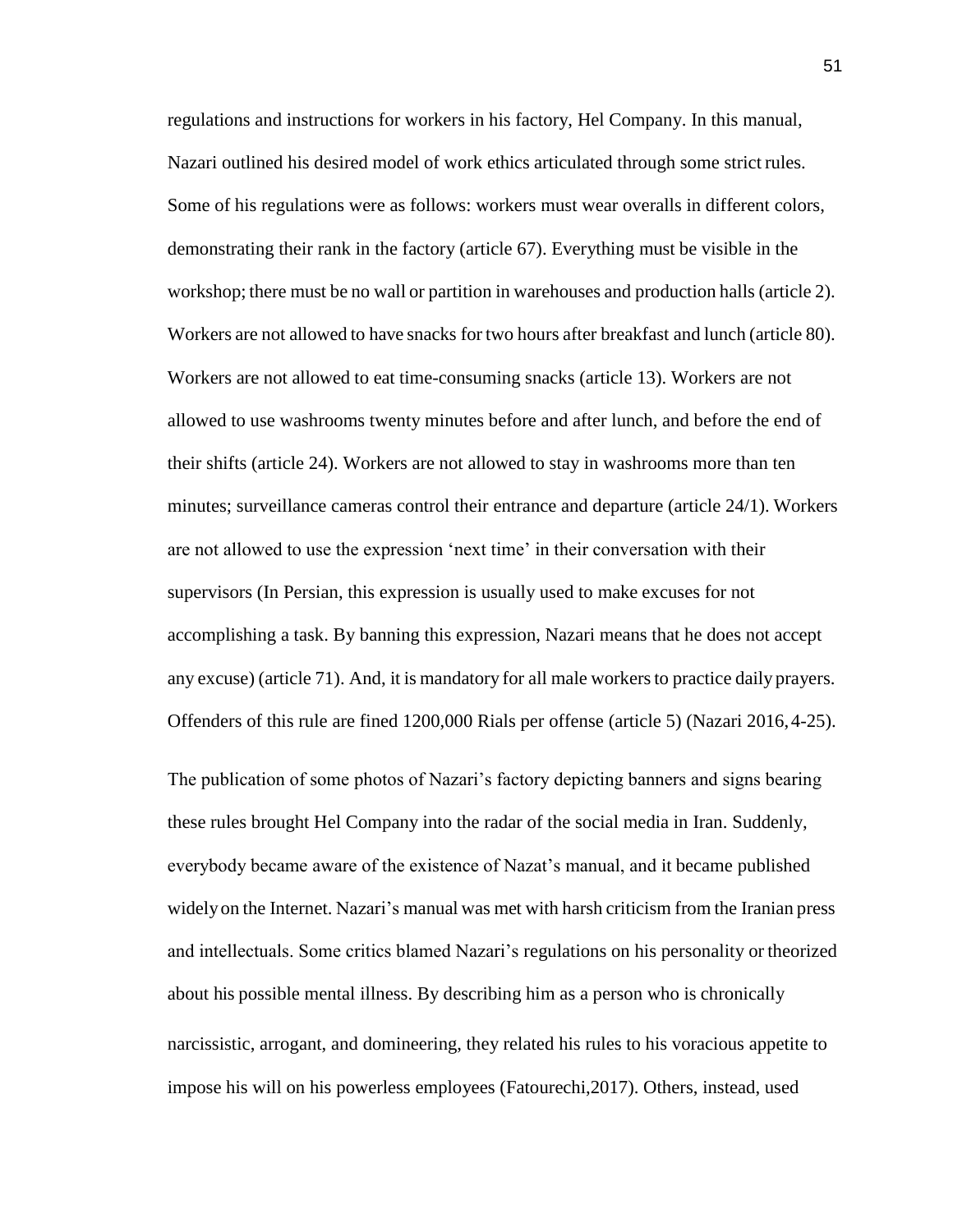regulations and instructions for workers in his factory, Hel Company. In this manual, Nazari outlined his desired model of work ethics articulated through some strict rules. Some of his regulations were as follows: workers must wear overalls in different colors, demonstrating their rank in the factory (article 67). Everything must be visible in the workshop; there must be no wall or partition in warehouses and production halls (article 2). Workers are not allowed to have snacks for two hours after breakfast and lunch (article 80). Workers are not allowed to eat time-consuming snacks (article 13). Workers are not allowed to use washrooms twenty minutes before and after lunch, and before the end of their shifts (article 24). Workers are not allowed to stay in washrooms more than ten minutes; surveillance cameras control their entrance and departure (article 24/1). Workers are not allowed to use the expression 'next time' in their conversation with their supervisors (In Persian, this expression is usually used to make excuses for not accomplishing a task. By banning this expression, Nazari means that he does not accept any excuse) (article 71). And, it is mandatory for all male workers to practice daily prayers. Offenders of this rule are fined 1200,000 Rials per offense (article 5) (Nazari 2016, 4-25).

The publication of some photos of Nazari's factory depicting banners and signs bearing these rules brought Hel Company into the radar of the social media in Iran. Suddenly, everybody became aware of the existence of Nazat's manual, and it became published widely on the Internet. Nazari's manual was met with harsh criticism from the Iranian press and intellectuals. Some critics blamed Nazari's regulations on his personality or theorized about his possible mental illness. By describing him as a person who is chronically narcissistic, arrogant, and domineering, they related his rules to his voracious appetite to impose his will on his powerless employees (Fatourechi,2017). Others, instead, used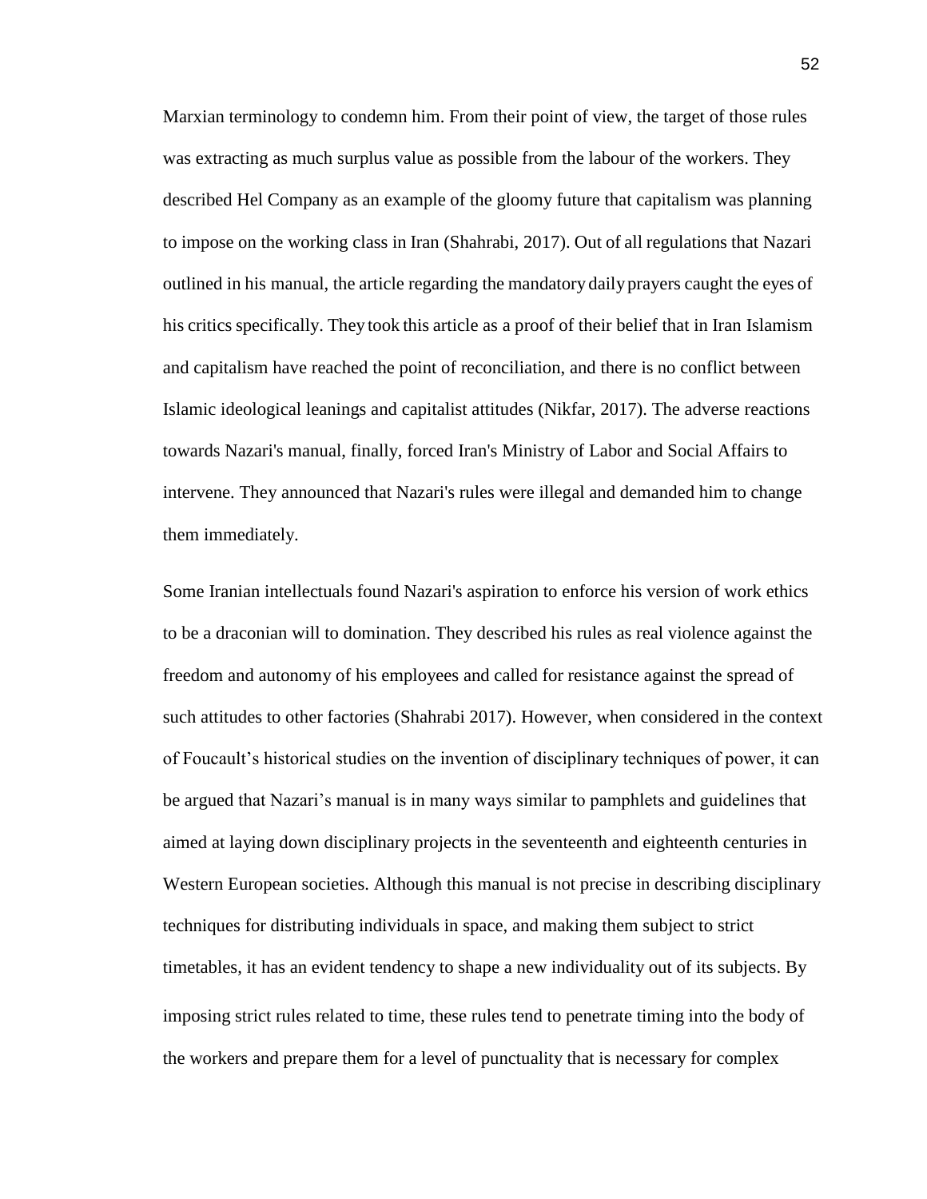Marxian terminology to condemn him. From their point of view, the target of those rules was extracting as much surplus value as possible from the labour of the workers. They described Hel Company as an example of the gloomy future that capitalism was planning to impose on the working class in Iran (Shahrabi, 2017). Out of all regulations that Nazari outlined in his manual, the article regarding the mandatory daily prayers caught the eyes of his critics specifically. They took this article as a proof of their belief that in Iran Islamism and capitalism have reached the point of reconciliation, and there is no conflict between Islamic ideological leanings and capitalist attitudes (Nikfar, 2017). The adverse reactions towards Nazari's manual, finally, forced Iran's Ministry of Labor and Social Affairs to intervene. They announced that Nazari's rules were illegal and demanded him to change them immediately.

Some Iranian intellectuals found Nazari's aspiration to enforce his version of work ethics to be a draconian will to domination. They described his rules as real violence against the freedom and autonomy of his employees and called for resistance against the spread of such attitudes to other factories (Shahrabi 2017). However, when considered in the context of Foucault's historical studies on the invention of disciplinary techniques of power, it can be argued that Nazari's manual is in many ways similar to pamphlets and guidelines that aimed at laying down disciplinary projects in the seventeenth and eighteenth centuries in Western European societies. Although this manual is not precise in describing disciplinary techniques for distributing individuals in space, and making them subject to strict timetables, it has an evident tendency to shape a new individuality out of its subjects. By imposing strict rules related to time, these rules tend to penetrate timing into the body of the workers and prepare them for a level of punctuality that is necessary for complex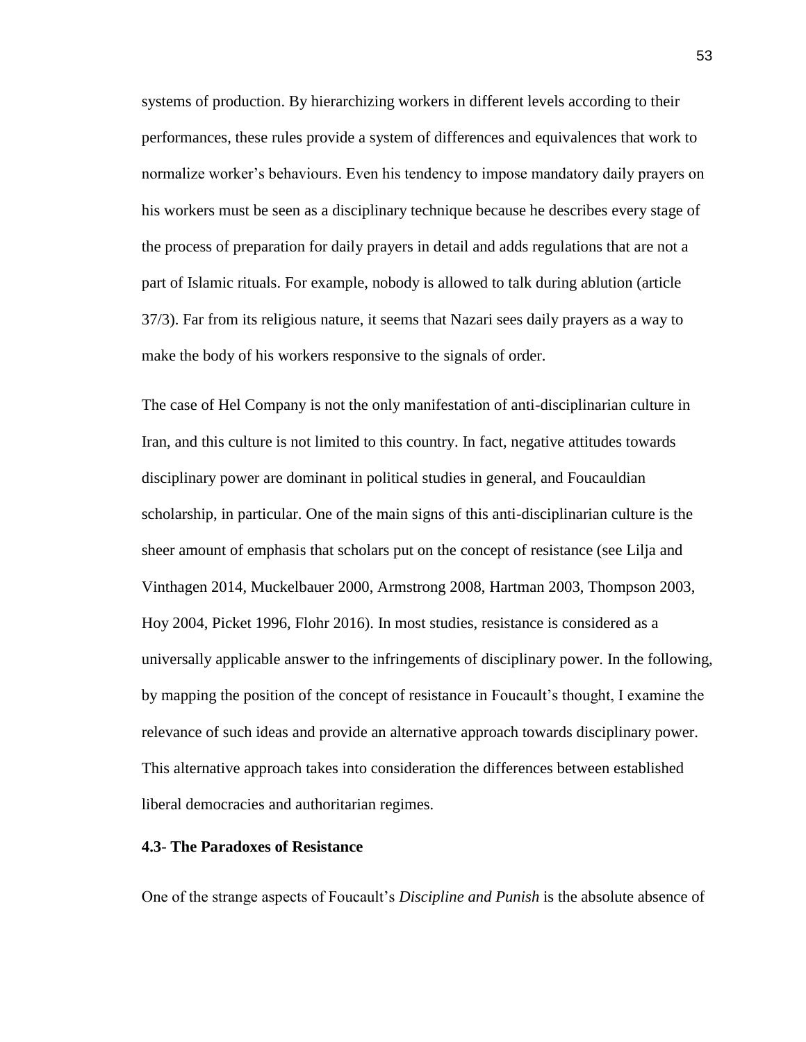systems of production. By hierarchizing workers in different levels according to their performances, these rules provide a system of differences and equivalences that work to normalize worker's behaviours. Even his tendency to impose mandatory daily prayers on his workers must be seen as a disciplinary technique because he describes every stage of the process of preparation for daily prayers in detail and adds regulations that are not a part of Islamic rituals. For example, nobody is allowed to talk during ablution (article 37/3). Far from its religious nature, it seems that Nazari sees daily prayers as a way to make the body of his workers responsive to the signals of order.

The case of Hel Company is not the only manifestation of anti-disciplinarian culture in Iran, and this culture is not limited to this country. In fact, negative attitudes towards disciplinary power are dominant in political studies in general, and Foucauldian scholarship, in particular. One of the main signs of this anti-disciplinarian culture is the sheer amount of emphasis that scholars put on the concept of resistance (see Lilja and Vinthagen 2014, Muckelbauer 2000, Armstrong 2008, Hartman 2003, Thompson 2003, Hoy 2004, Picket 1996, Flohr 2016). In most studies, resistance is considered as a universally applicable answer to the infringements of disciplinary power. In the following, by mapping the position of the concept of resistance in Foucault's thought, I examine the relevance of such ideas and provide an alternative approach towards disciplinary power. This alternative approach takes into consideration the differences between established liberal democracies and authoritarian regimes.

### 4.3- The Paradoxes of Resistance

One of the strange aspects of Foucault's *Discipline and Punish* is the absolute absence of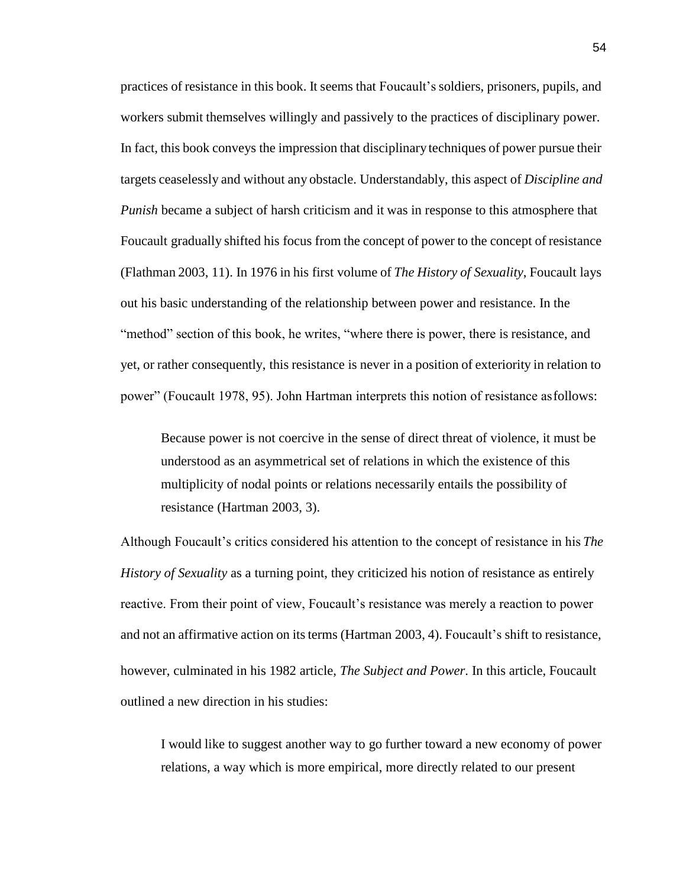practices of resistance in this book. It seems that Foucault's soldiers, prisoners, pupils, and workers submit themselves willingly and passively to the practices of disciplinary power. In fact, this book conveys the impression that disciplinary techniques of power pursue their targets ceaselessly and without any obstacle. Understandably, this aspect of *Discipline and Punish* became a subject of harsh criticism and it was in response to this atmosphere that Foucault gradually shifted his focus from the concept of power to the concept of resistance (Flathman 2003, 11). In 1976 in his first volume of *The History of Sexuality*, Foucault lays out his basic understanding of the relationship between power and resistance. In the "method" section of this book, he writes, "where there is power, there is resistance, and yet, or rather consequently, this resistance is never in a position of exteriority in relation to power" (Foucault 1978, 95). John Hartman interprets this notion of resistance as follows:

> Because power is not coercive in the sense of direct threat of violence, it must be understood as an asymmetrical set of relations in which the existence of this multiplicity of nodal points or relations necessarily entails the possibility of resistance (Hartman 2003, 3).

Although Foucault's critics considered his attention to the concept of resistance in his *The History of Sexuality* as a turning point, they criticized his notion of resistance as entirely reactive. From their point of view, Foucault's resistance was merely a reaction to power and not an affirmative action on its terms (Hartman 2003, 4). Foucault's shift to resistance, however, culminated in his 1982 article, *The Subject and Power*. In this article, Foucault outlined a new direction in his studies:

> I would like to suggest another way to go further toward a new economy of power relations, a way which is more empirical, more directly related to our present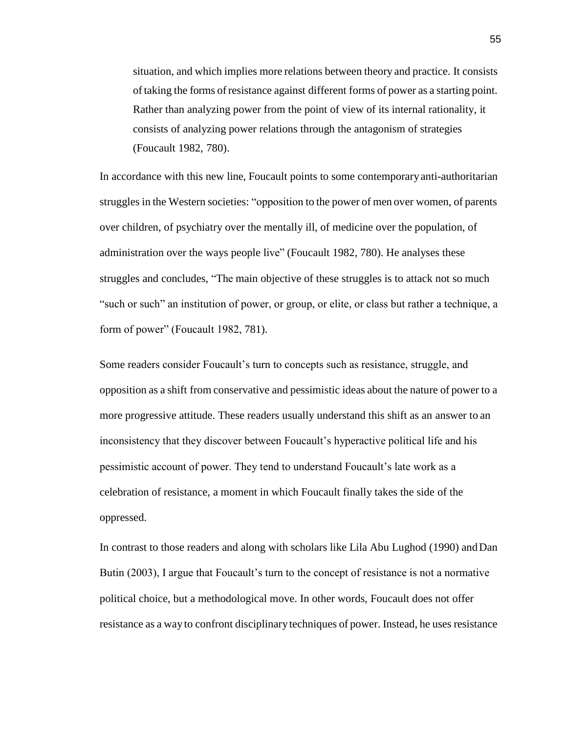> situation, and which implies more relations between theory and practice. It consists of taking the forms of resistance against different forms of power as a starting point. Rather than analyzing power from the point of view of its internal rationality, it consists of analyzing power relations through the antagonism of strategies (Foucault 1982, 780).

In accordance with this new line, Foucault points to some contemporary anti-authoritarian struggles in the Western societies: "opposition to the power of men over women, of parents over children, of psychiatry over the mentally ill, of medicine over the population, of administration over the ways people live" (Foucault 1982, 780). He analyses these struggles and concludes, "The main objective of these struggles is to attack not so much "such or such" an institution of power, or group, or elite, or class but rather a technique, a form of power" (Foucault 1982, 781).

Some readers consider Foucault's turn to concepts such as resistance, struggle, and opposition as a shift from conservative and pessimistic ideas about the nature of power to a more progressive attitude. These readers usually understand this shift as an answer to an inconsistency that they discover between Foucault's hyperactive political life and his pessimistic account of power. They tend to understand Foucault's late work as a celebration of resistance, a moment in which Foucault finally takes the side of the oppressed.

In contrast to those readers and along with scholars like Lila Abu Lughod (1990) and Dan Butin (2003), I argue that Foucault's turn to the concept of resistance is not a normative political choice, but a methodological move. In other words, Foucault does not offer resistance as a way to confront disciplinary techniques of power. Instead, he uses resistance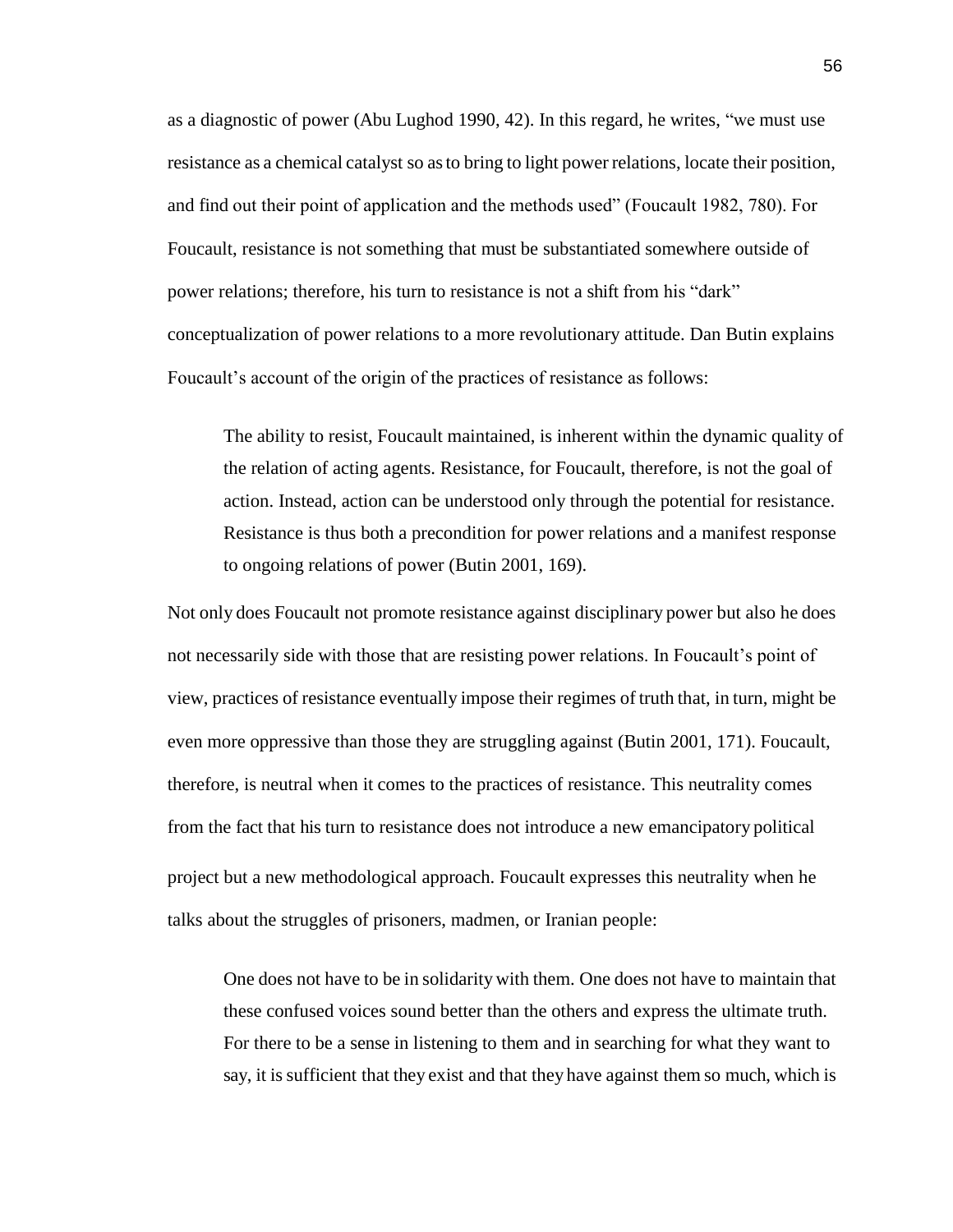as a diagnostic of power (Abu Lughod 1990, 42). In this regard, he writes, "we must use resistance as a chemical catalyst so as to bring to light power relations, locate their position, and find out their point of application and the methods used" (Foucault 1982, 780). For Foucault, resistance is not something that must be substantiated somewhere outside of power relations; therefore, his turn to resistance is not a shift from his "dark" conceptualization of power relations to a more revolutionary attitude. Dan Butin explains Foucault's account of the origin of the practices of resistance as follows:

> The ability to resist, Foucault maintained, is inherent within the dynamic quality of the relation of acting agents. Resistance, for Foucault, therefore, is not the goal of action. Instead, action can be understood only through the potential for resistance. Resistance is thus both a precondition for power relations and a manifest response to ongoing relations of power (Butin 2001, 169).

Not only does Foucault not promote resistance against disciplinary power but also he does not necessarily side with those that are resisting power relations. In Foucault's point of view, practices of resistance eventually impose their regimes of truth that, in turn, might be even more oppressive than those they are struggling against (Butin 2001, 171). Foucault, therefore, is neutral when it comes to the practices of resistance. This neutrality comes from the fact that his turn to resistance does not introduce a new emancipatory political project but a new methodological approach. Foucault expresses this neutrality when he talks about the struggles of prisoners, madmen, or Iranian people:

> One does not have to be in solidarity with them. One does not have to maintain that these confused voices sound better than the others and express the ultimate truth. For there to be a sense in listening to them and in searching for what they want to say, it is sufficient that they exist and that they have against them so much, which is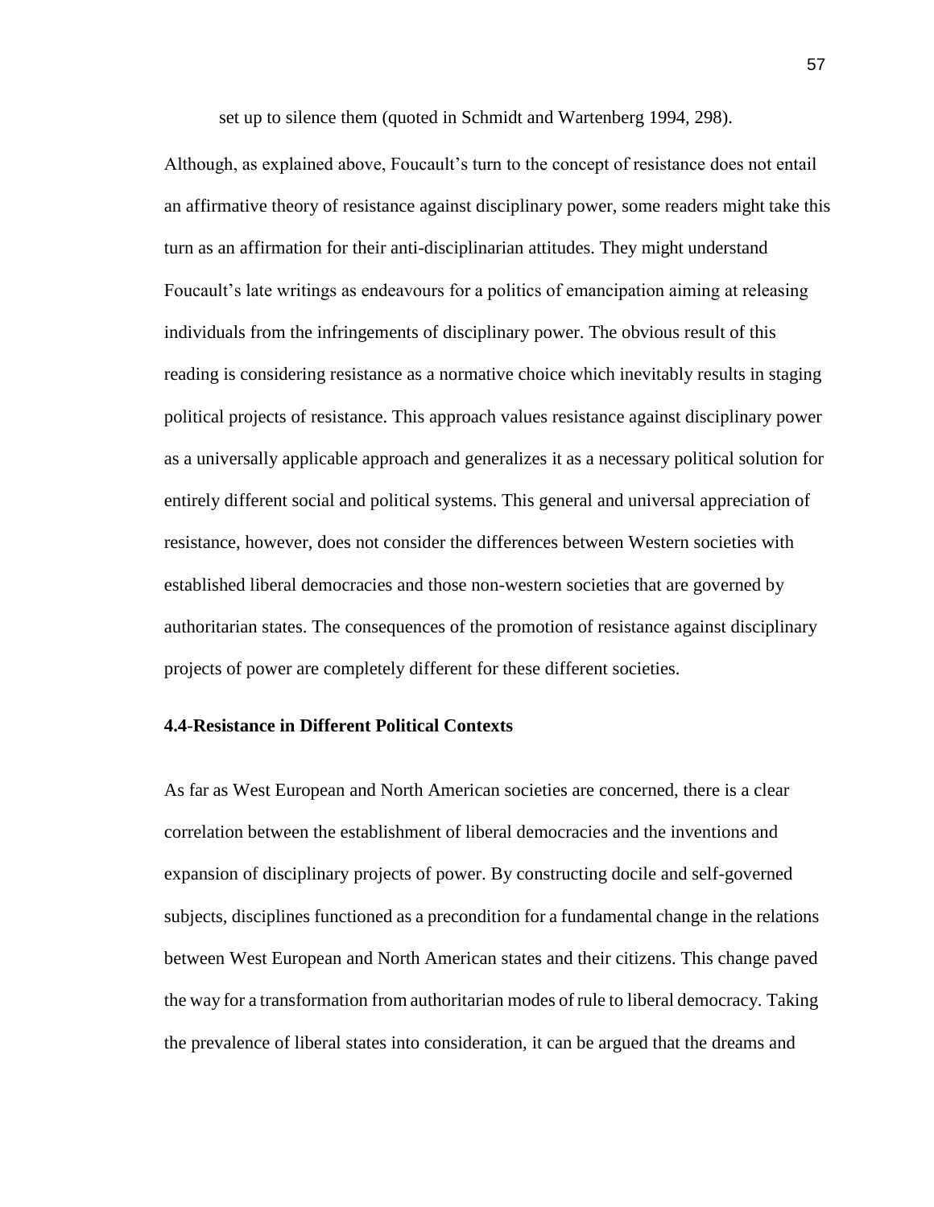set up to silence them (quoted in Schmidt and Wartenberg 1994, 298).

Although, as explained above, Foucault's turn to the concept of resistance does not entail an affirmative theory of resistance against disciplinary power, some readers might take this turn as an affirmation for their anti-disciplinarian attitudes. They might understand Foucault's late writings as endeavours for a politics of emancipation aiming at releasing individuals from the infringements of disciplinary power. The obvious result of this reading is considering resistance as a normative choice which inevitably results in staging political projects of resistance. This approach values resistance against disciplinary power as a universally applicable approach and generalizes it as a necessary political solution for entirely different social and political systems. This general and universal appreciation of resistance, however, does not consider the differences between Western societies with established liberal democracies and those non-western societies that are governed by authoritarian states. The consequences of the promotion of resistance against disciplinary projects of power are completely different for these different societies.

### 4.4-Resistance in Different Political Contexts

As far as West European and North American societies are concerned, there is a clear correlation between the establishment of liberal democracies and the inventions and expansion of disciplinary projects of power. By constructing docile and self-governed subjects, disciplines functioned as a precondition for a fundamental change in the relations between West European and North American states and their citizens. This change paved the way for a transformation from authoritarian modes of rule to liberal democracy. Taking the prevalence of liberal states into consideration, it can be argued that the dreams and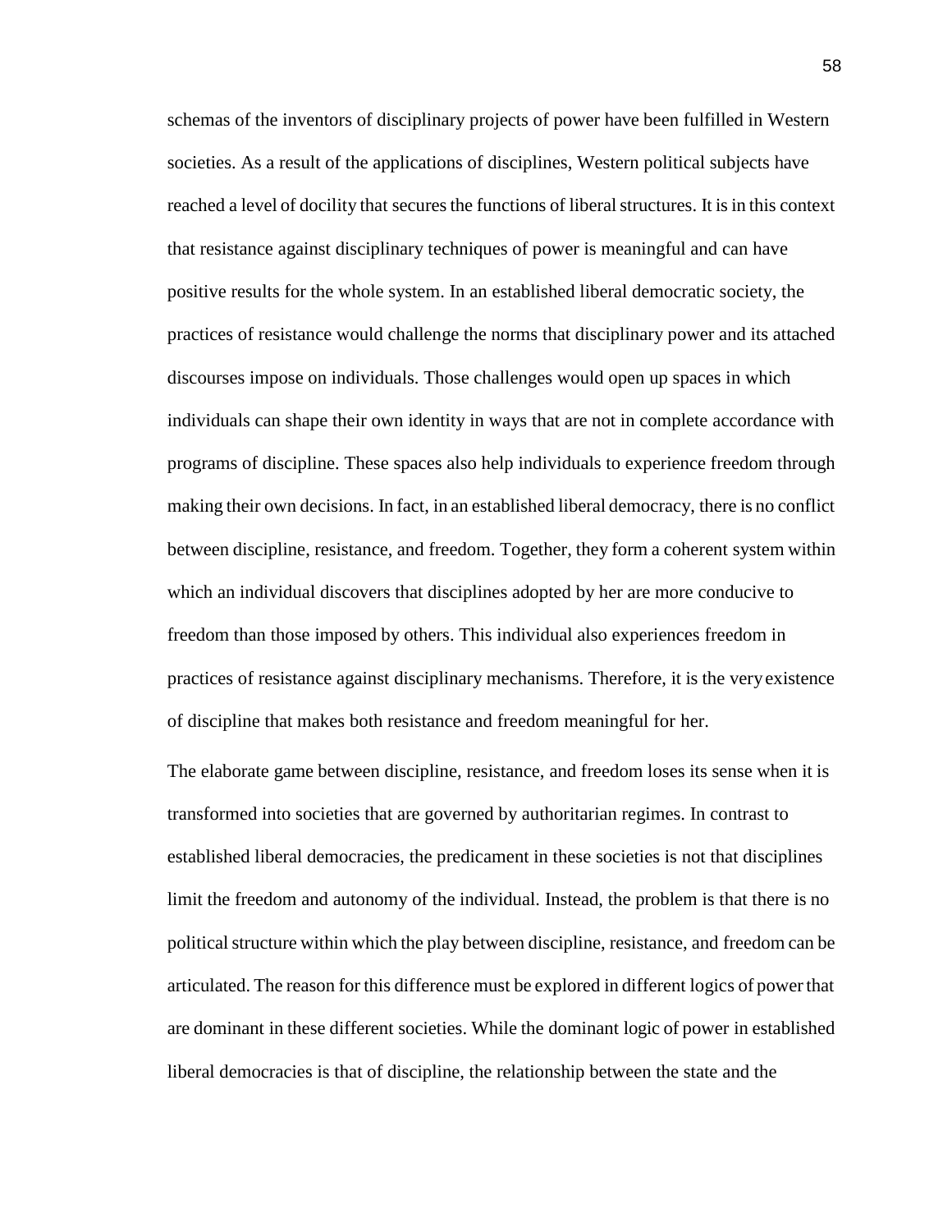schemas of the inventors of disciplinary projects of power have been fulfilled in Western societies. As a result of the applications of disciplines, Western political subjects have reached a level of docility that secures the functions of liberal structures. It is in this context that resistance against disciplinary techniques of power is meaningful and can have positive results for the whole system. In an established liberal democratic society, the practices of resistance would challenge the norms that disciplinary power and its attached discourses impose on individuals. Those challenges would open up spaces in which individuals can shape their own identity in ways that are not in complete accordance with programs of discipline. These spaces also help individuals to experience freedom through making their own decisions. In fact, in an established liberal democracy, there is no conflict between discipline, resistance, and freedom. Together, they form a coherent system within which an individual discovers that disciplines adopted by her are more conducive to freedom than those imposed by others. This individual also experiences freedom in practices of resistance against disciplinary mechanisms. Therefore, it is the very existence of discipline that makes both resistance and freedom meaningful for her.

The elaborate game between discipline, resistance, and freedom loses its sense when it is transformed into societies that are governed by authoritarian regimes. In contrast to established liberal democracies, the predicament in these societies is not that disciplines limit the freedom and autonomy of the individual. Instead, the problem is that there is no political structure within which the play between discipline, resistance, and freedom can be articulated. The reason for this difference must be explored in different logics of power that are dominant in these different societies. While the dominant logic of power in established liberal democracies is that of discipline, the relationship between the state and the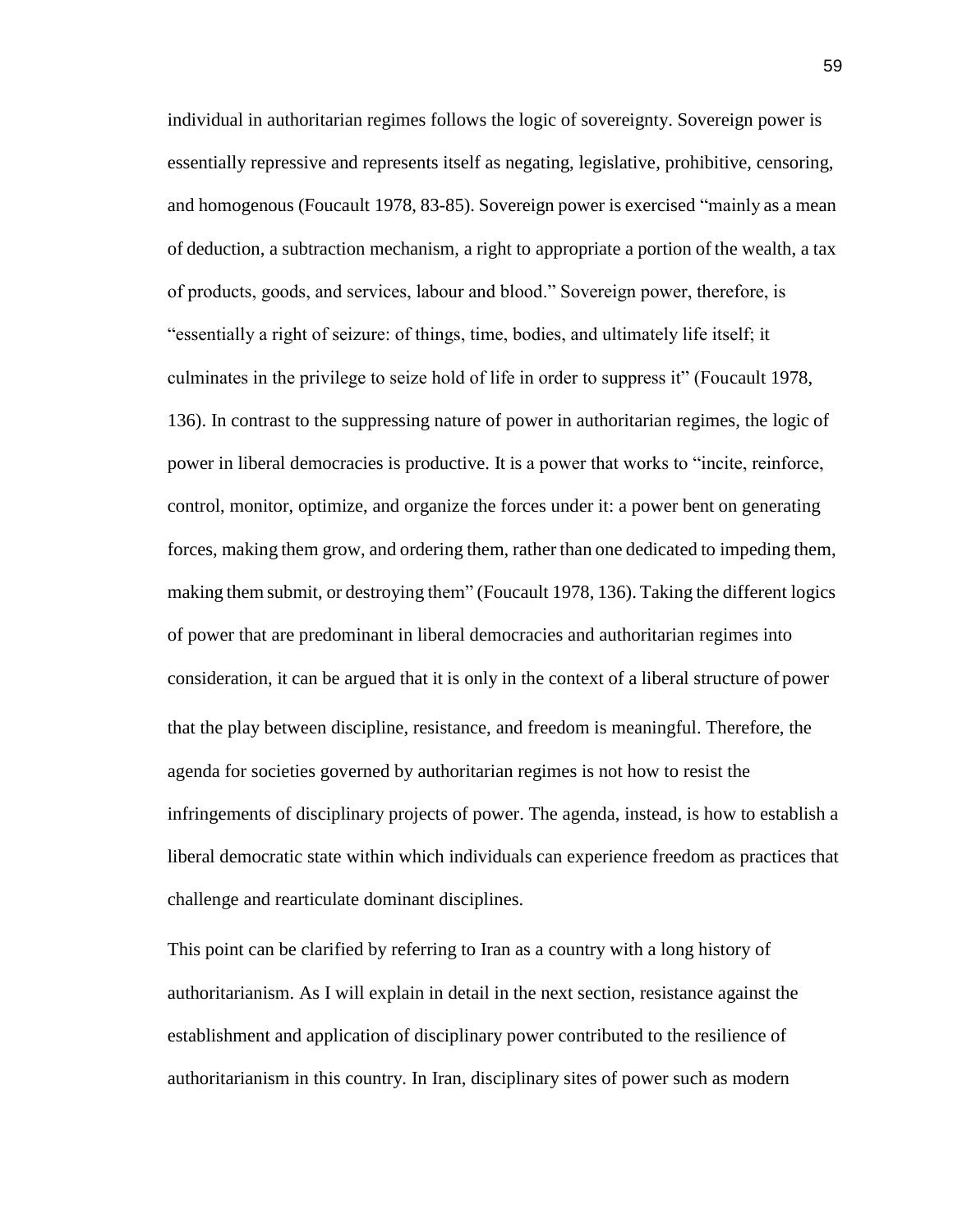individual in authoritarian regimes follows the logic of sovereignty. Sovereign power is essentially repressive and represents itself as negating, legislative, prohibitive, censoring, and homogenous (Foucault 1978, 83-85). Sovereign power is exercised "mainly as a mean of deduction, a subtraction mechanism, a right to appropriate a portion of the wealth, a tax of products, goods, and services, labour and blood." Sovereign power, therefore, is "essentially a right of seizure: of things, time, bodies, and ultimately life itself; it culminates in the privilege to seize hold of life in order to suppress it" (Foucault 1978, 136). In contrast to the suppressing nature of power in authoritarian regimes, the logic of power in liberal democracies is productive. It is a power that works to "incite, reinforce, control, monitor, optimize, and organize the forces under it: a power bent on generating forces, making them grow, and ordering them, rather than one dedicated to impeding them, making them submit, or destroying them" (Foucault 1978, 136). Taking the different logics of power that are predominant in liberal democracies and authoritarian regimes into consideration, it can be argued that it is only in the context of a liberal structure of power that the play between discipline, resistance, and freedom is meaningful. Therefore, the agenda for societies governed by authoritarian regimes is not how to resist the infringements of disciplinary projects of power. The agenda, instead, is how to establish a liberal democratic state within which individuals can experience freedom as practices that challenge and rearticulate dominant disciplines.

This point can be clarified by referring to Iran as a country with a long history of authoritarianism. As I will explain in detail in the next section, resistance against the establishment and application of disciplinary power contributed to the resilience of authoritarianism in this country. In Iran, disciplinary sites of power such as modern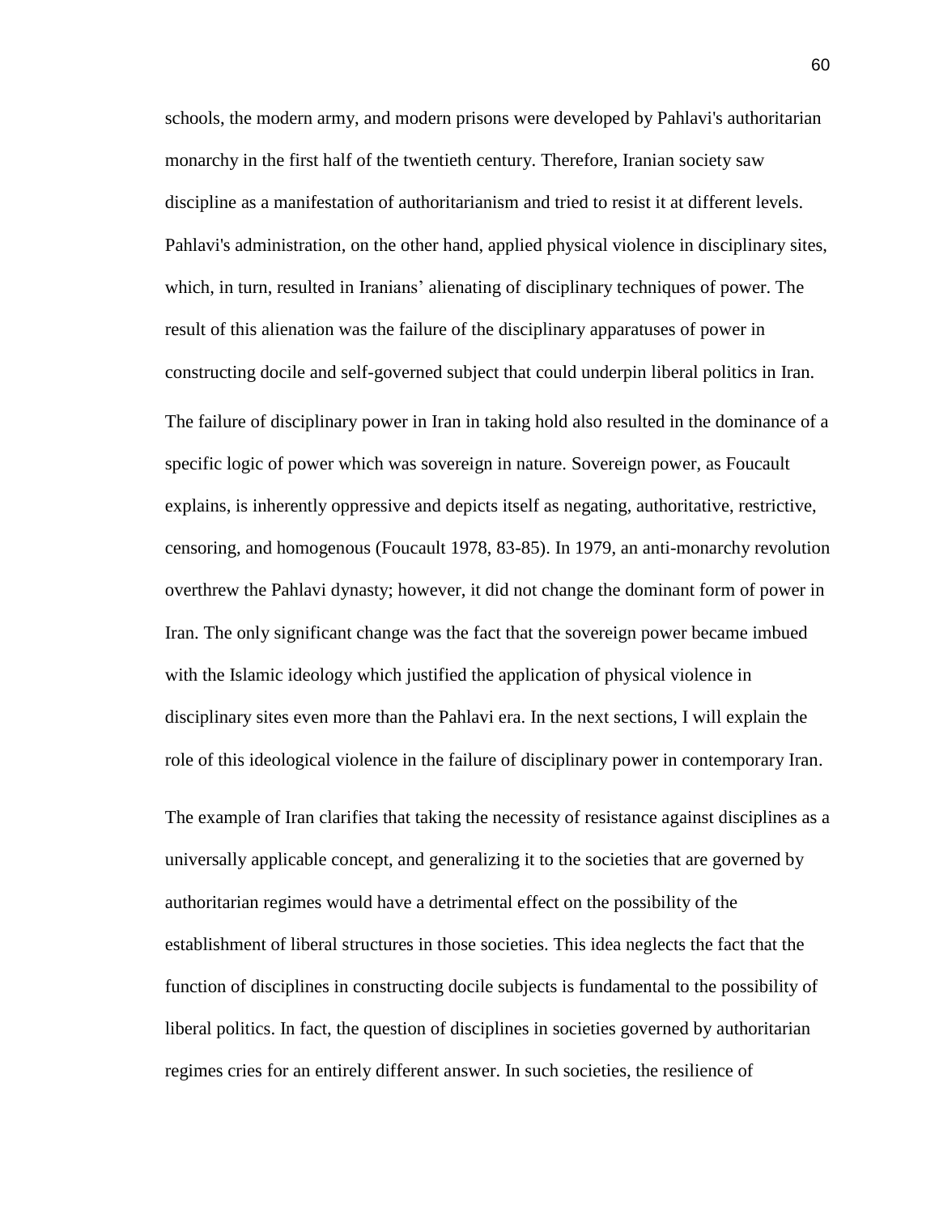schools, the modern army, and modern prisons were developed by Pahlavi's authoritarian monarchy in the first half of the twentieth century. Therefore, Iranian society saw discipline as a manifestation of authoritarianism and tried to resist it at different levels. Pahlavi's administration, on the other hand, applied physical violence in disciplinary sites, which, in turn, resulted in Iranians' alienating of disciplinary techniques of power. The result of this alienation was the failure of the disciplinary apparatuses of power in constructing docile and self-governed subject that could underpin liberal politics in Iran.

The failure of disciplinary power in Iran in taking hold also resulted in the dominance of a specific logic of power which was sovereign in nature. Sovereign power, as Foucault explains, is inherently oppressive and depicts itself as negating, authoritative, restrictive, censoring, and homogenous (Foucault 1978, 83-85). In 1979, an anti-monarchy revolution overthrew the Pahlavi dynasty; however, it did not change the dominant form of power in Iran. The only significant change was the fact that the sovereign power became imbued with the Islamic ideology which justified the application of physical violence in disciplinary sites even more than the Pahlavi era. In the next sections, I will explain the role of this ideological violence in the failure of disciplinary power in contemporary Iran.

The example of Iran clarifies that taking the necessity of resistance against disciplines as a universally applicable concept, and generalizing it to the societies that are governed by authoritarian regimes would have a detrimental effect on the possibility of the establishment of liberal structures in those societies. This idea neglects the fact that the function of disciplines in constructing docile subjects is fundamental to the possibility of liberal politics. In fact, the question of disciplines in societies governed by authoritarian regimes cries for an entirely different answer. In such societies, the resilience of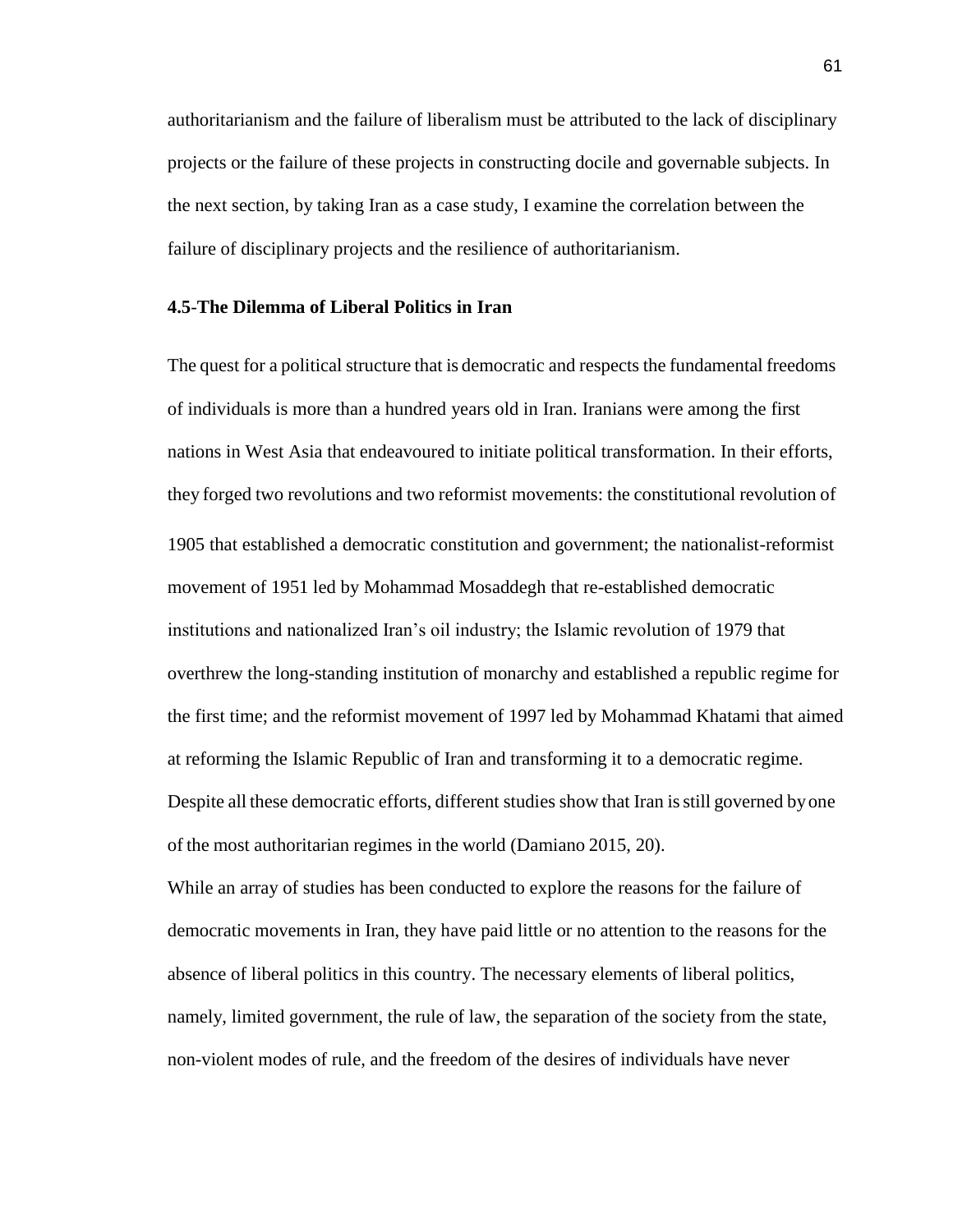authoritarianism and the failure of liberalism must be attributed to the lack of disciplinary projects or the failure of these projects in constructing docile and governable subjects. In the next section, by taking Iran as a case study, I examine the correlation between the failure of disciplinary projects and the resilience of authoritarianism.

### 4.5-The Dilemma of Liberal Politics in Iran

The quest for a political structure that is democratic and respects the fundamental freedoms of individuals is more than a hundred years old in Iran. Iranians were among the first nations in West Asia that endeavoured to initiate political transformation. In their efforts, they forged two revolutions and two reformist movements: the constitutional revolution of 1905 that established a democratic constitution and government; the nationalist-reformist movement of 1951 led by Mohammad Mosaddegh that re-established democratic institutions and nationalized Iran's oil industry; the Islamic revolution of 1979 that overthrew the long-standing institution of monarchy and established a republic regime for the first time; and the reformist movement of 1997 led by Mohammad Khatami that aimed at reforming the Islamic Republic of Iran and transforming it to a democratic regime. Despite all these democratic efforts, different studies show that Iran is still governed by one of the most authoritarian regimes in the world (Damiano 2015, 20).

While an array of studies has been conducted to explore the reasons for the failure of democratic movements in Iran, they have paid little or no attention to the reasons for the absence of liberal politics in this country. The necessary elements of liberal politics, namely, limited government, the rule of law, the separation of the society from the state, non-violent modes of rule, and the freedom of the desires of individuals have never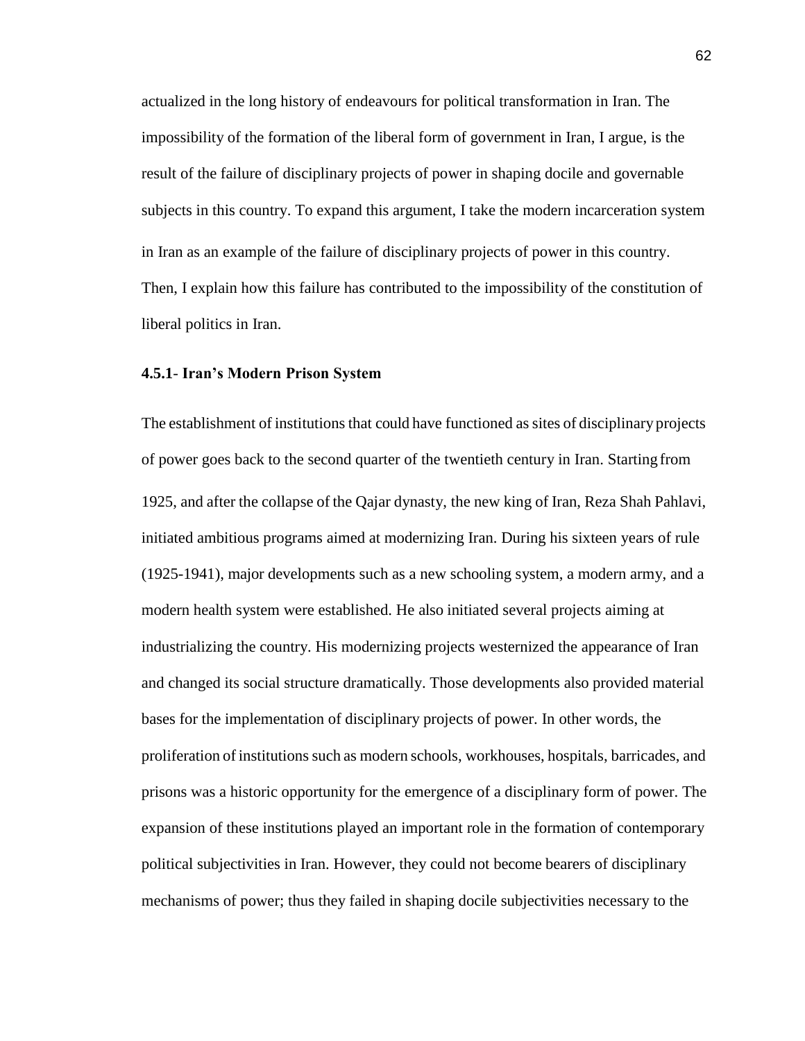actualized in the long history of endeavours for political transformation in Iran. The impossibility of the formation of the liberal form of government in Iran, I argue, is the result of the failure of disciplinary projects of power in shaping docile and governable subjects in this country. To expand this argument, I take the modern incarceration system in Iran as an example of the failure of disciplinary projects of power in this country. Then, I explain how this failure has contributed to the impossibility of the constitution of liberal politics in Iran.

#### 4.5.1- Iran's Modern Prison System

The establishment of institutions that could have functioned as sites of disciplinary projects of power goes back to the second quarter of the twentieth century in Iran. Starting from 1925, and after the collapse of the Qajar dynasty, the new king of Iran, Reza Shah Pahlavi, initiated ambitious programs aimed at modernizing Iran. During his sixteen years of rule (1925-1941), major developments such as a new schooling system, a modern army, and a modern health system were established. He also initiated several projects aiming at industrializing the country. His modernizing projects westernized the appearance of Iran and changed its social structure dramatically. Those developments also provided material bases for the implementation of disciplinary projects of power. In other words, the proliferation of institutions such as modern schools, workhouses, hospitals, barricades, and prisons was a historic opportunity for the emergence of a disciplinary form of power. The expansion of these institutions played an important role in the formation of contemporary political subjectivities in Iran. However, they could not become bearers of disciplinary mechanisms of power; thus they failed in shaping docile subjectivities necessary to the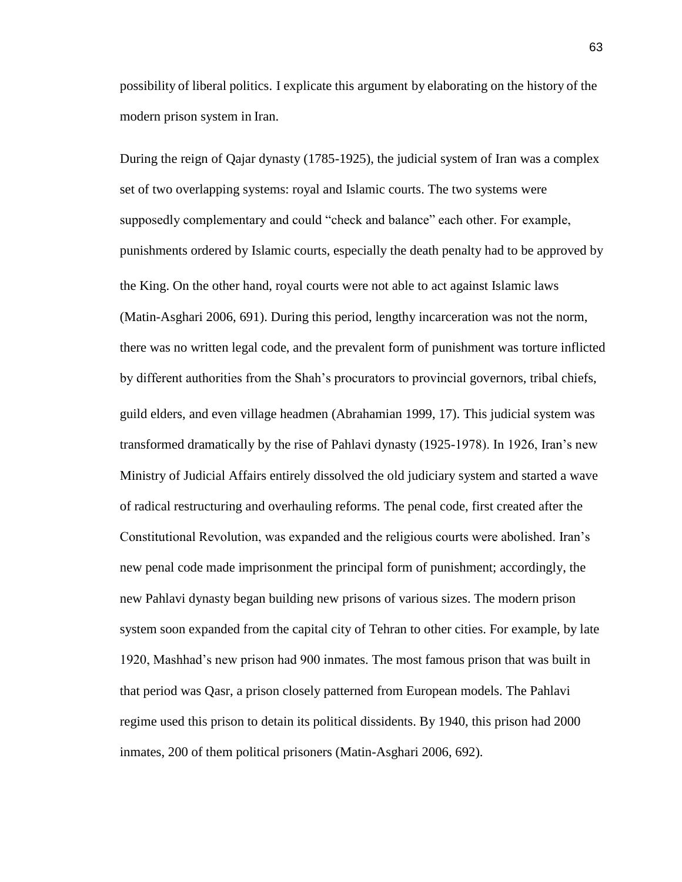possibility of liberal politics. I explicate this argument by elaborating on the history of the modern prison system in Iran.

During the reign of Qajar dynasty (1785-1925), the judicial system of Iran was a complex set of two overlapping systems: royal and Islamic courts. The two systems were supposedly complementary and could "check and balance" each other. For example, punishments ordered by Islamic courts, especially the death penalty had to be approved by the King. On the other hand, royal courts were not able to act against Islamic laws (Matin-Asghari 2006, 691). During this period, lengthy incarceration was not the norm, there was no written legal code, and the prevalent form of punishment was torture inflicted by different authorities from the Shah's procurators to provincial governors, tribal chiefs, guild elders, and even village headmen (Abrahamian 1999, 17). This judicial system was transformed dramatically by the rise of Pahlavi dynasty (1925-1978). In 1926, Iran's new Ministry of Judicial Affairs entirely dissolved the old judiciary system and started a wave of radical restructuring and overhauling reforms. The penal code, first created after the Constitutional Revolution, was expanded and the religious courts were abolished. Iran's new penal code made imprisonment the principal form of punishment; accordingly, the new Pahlavi dynasty began building new prisons of various sizes. The modern prison system soon expanded from the capital city of Tehran to other cities. For example, by late 1920, Mashhad's new prison had 900 inmates. The most famous prison that was built in that period was Qasr, a prison closely patterned from European models. The Pahlavi regime used this prison to detain its political dissidents. By 1940, this prison had 2000 inmates, 200 of them political prisoners (Matin-Asghari 2006, 692).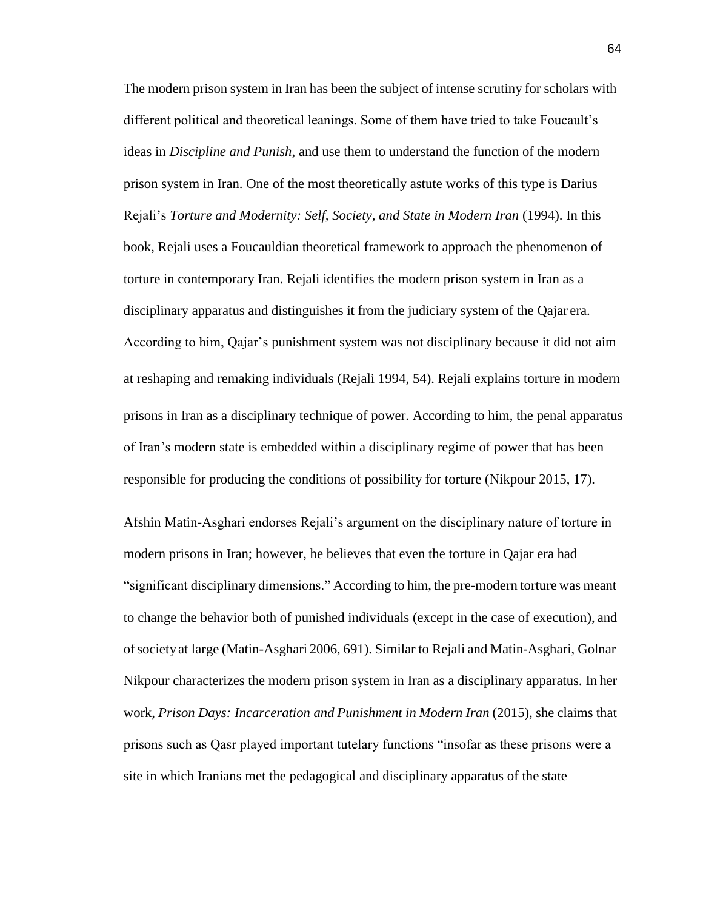The modern prison system in Iran has been the subject of intense scrutiny for scholars with different political and theoretical leanings. Some of them have tried to take Foucault's ideas in *Discipline and Punish*, and use them to understand the function of the modern prison system in Iran. One of the most theoretically astute works of this type is Darius Rejali's *Torture and Modernity: Self, Society, and State in Modern Iran* (1994). In this book, Rejali uses a Foucauldian theoretical framework to approach the phenomenon of torture in contemporary Iran. Rejali identifies the modern prison system in Iran as a disciplinary apparatus and distinguishes it from the judiciary system of the Qajar era. According to him, Qajar's punishment system was not disciplinary because it did not aim at reshaping and remaking individuals (Rejali 1994, 54). Rejali explains torture in modern prisons in Iran as a disciplinary technique of power. According to him, the penal apparatus of Iran's modern state is embedded within a disciplinary regime of power that has been responsible for producing the conditions of possibility for torture (Nikpour 2015, 17).

Afshin Matin-Asghari endorses Rejali's argument on the disciplinary nature of torture in modern prisons in Iran; however, he believes that even the torture in Qajar era had "significant disciplinary dimensions." According to him, the pre-modern torture was meant to change the behavior both of punished individuals (except in the case of execution), and of society at large (Matin-Asghari 2006, 691). Similar to Rejali and Matin-Asghari, Golnar Nikpour characterizes the modern prison system in Iran as a disciplinary apparatus. In her work, *Prison Days: Incarceration and Punishment in Modern Iran* (2015), she claims that prisons such as Qasr played important tutelary functions "insofar as these prisons were a site in which Iranians met the pedagogical and disciplinary apparatus of the state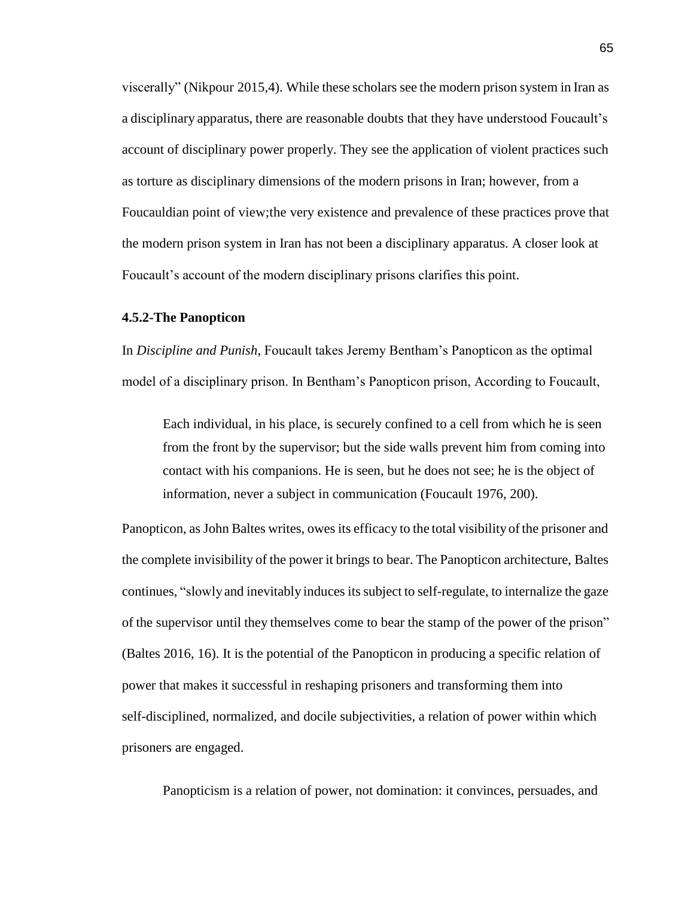viscerally" (Nikpour 2015,4). While these scholars see the modern prison system in Iran as a disciplinary apparatus, there are reasonable doubts that they have understood Foucault's account of disciplinary power properly. They see the application of violent practices such as torture as disciplinary dimensions of the modern prisons in Iran; however, from a Foucauldian point of view;the very existence and prevalence of these practices prove that the modern prison system in Iran has not been a disciplinary apparatus. A closer look at Foucault's account of the modern disciplinary prisons clarifies this point.

### 4.5.2-The Panopticon

In *Discipline and Punish*, Foucault takes Jeremy Bentham's Panopticon as the optimal model of a disciplinary prison. In Bentham's Panopticon prison, According to Foucault,

> Each individual, in his place, is securely confined to a cell from which he is seen from the front by the supervisor; but the side walls prevent him from coming into contact with his companions. He is seen, but he does not see; he is the object of information, never a subject in communication (Foucault 1976, 200).

Panopticon, as John Baltes writes, owes its efficacy to the total visibility of the prisoner and the complete invisibility of the power it brings to bear. The Panopticon architecture, Baltes continues, "slowly and inevitably induces its subject to self-regulate, to internalize the gaze of the supervisor until they themselves come to bear the stamp of the power of the prison" (Baltes 2016, 16). It is the potential of the Panopticon in producing a specific relation of power that makes it successful in reshaping prisoners and transforming them into self-disciplined, normalized, and docile subjectivities, a relation of power within which prisoners are engaged.

Panopticism is a relation of power, not domination: it convinces, persuades, and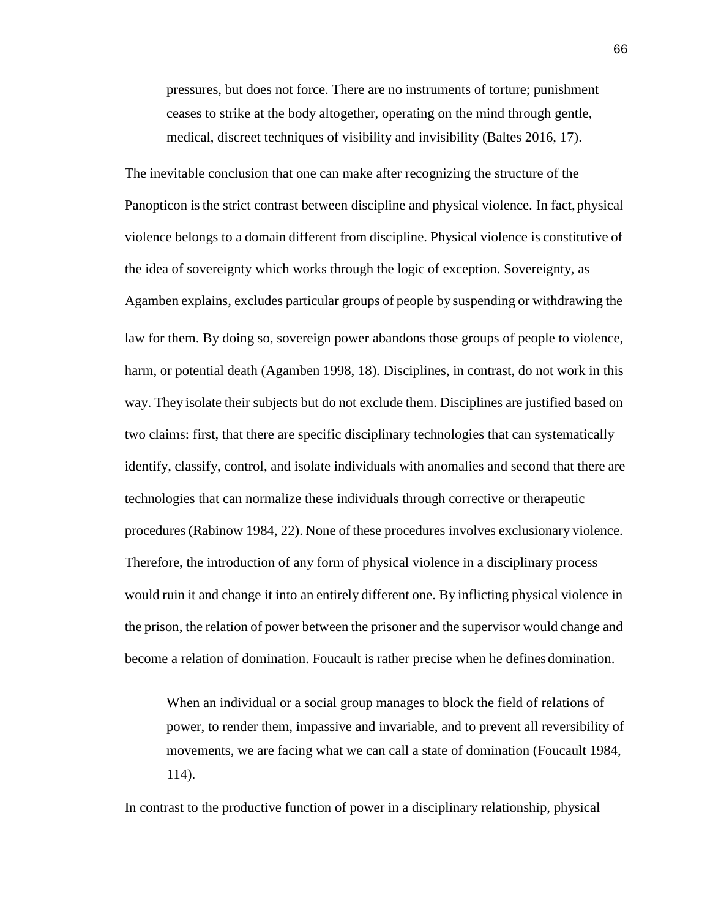> pressures, but does not force. There are no instruments of torture; punishment ceases to strike at the body altogether, operating on the mind through gentle, medical, discreet techniques of visibility and invisibility (Baltes 2016, 17).

The inevitable conclusion that one can make after recognizing the structure of the Panopticon is the strict contrast between discipline and physical violence. In fact, physical violence belongs to a domain different from discipline. Physical violence is constitutive of the idea of sovereignty which works through the logic of exception. Sovereignty, as Agamben explains, excludes particular groups of people by suspending or withdrawing the law for them. By doing so, sovereign power abandons those groups of people to violence, harm, or potential death (Agamben 1998, 18). Disciplines, in contrast, do not work in this way. They isolate their subjects but do not exclude them. Disciplines are justified based on two claims: first, that there are specific disciplinary technologies that can systematically identify, classify, control, and isolate individuals with anomalies and second that there are technologies that can normalize these individuals through corrective or therapeutic procedures (Rabinow 1984, 22). None of these procedures involves exclusionary violence. Therefore, the introduction of any form of physical violence in a disciplinary process would ruin it and change it into an entirely different one. By inflicting physical violence in the prison, the relation of power between the prisoner and the supervisor would change and become a relation of domination. Foucault is rather precise when he defines domination.

> When an individual or a social group manages to block the field of relations of power, to render them, impassive and invariable, and to prevent all reversibility of movements, we are facing what we can call a state of domination (Foucault 1984, 114).

In contrast to the productive function of power in a disciplinary relationship, physical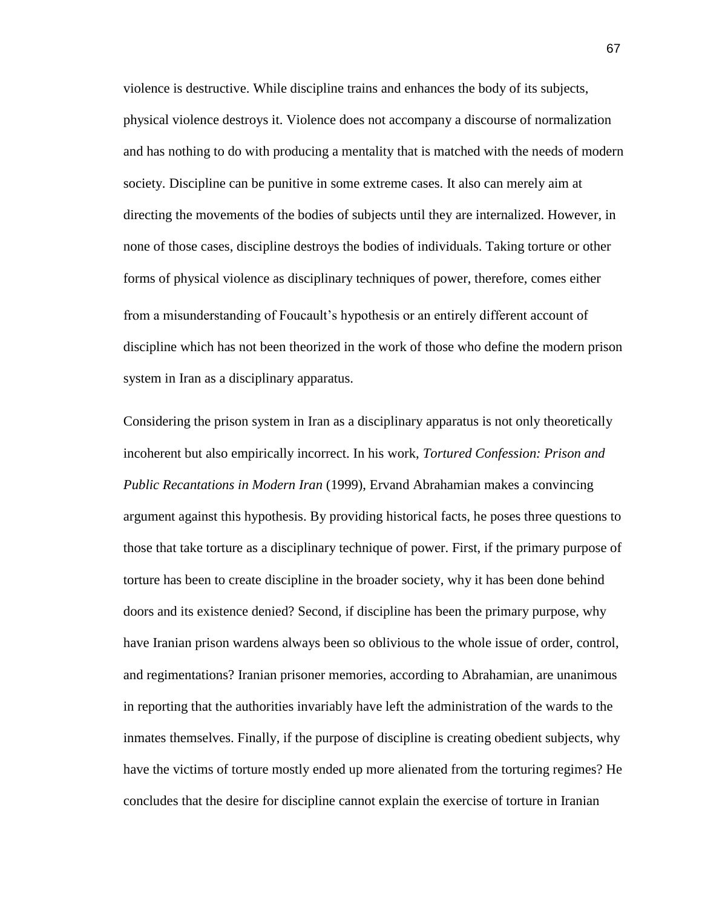violence is destructive. While discipline trains and enhances the body of its subjects, physical violence destroys it. Violence does not accompany a discourse of normalization and has nothing to do with producing a mentality that is matched with the needs of modern society. Discipline can be punitive in some extreme cases. It also can merely aim at directing the movements of the bodies of subjects until they are internalized. However, in none of those cases, discipline destroys the bodies of individuals. Taking torture or other forms of physical violence as disciplinary techniques of power, therefore, comes either from a misunderstanding of Foucault's hypothesis or an entirely different account of discipline which has not been theorized in the work of those who define the modern prison system in Iran as a disciplinary apparatus.

Considering the prison system in Iran as a disciplinary apparatus is not only theoretically incoherent but also empirically incorrect. In his work, *Tortured Confession: Prison and Public Recantations in Modern Iran* (1999), Ervand Abrahamian makes a convincing argument against this hypothesis. By providing historical facts, he poses three questions to those that take torture as a disciplinary technique of power. First, if the primary purpose of torture has been to create discipline in the broader society, why it has been done behind doors and its existence denied? Second, if discipline has been the primary purpose, why have Iranian prison wardens always been so oblivious to the whole issue of order, control, and regimentations? Iranian prisoner memories, according to Abrahamian, are unanimous in reporting that the authorities invariably have left the administration of the wards to the inmates themselves. Finally, if the purpose of discipline is creating obedient subjects, why have the victims of torture mostly ended up more alienated from the torturing regimes? He concludes that the desire for discipline cannot explain the exercise of torture in Iranian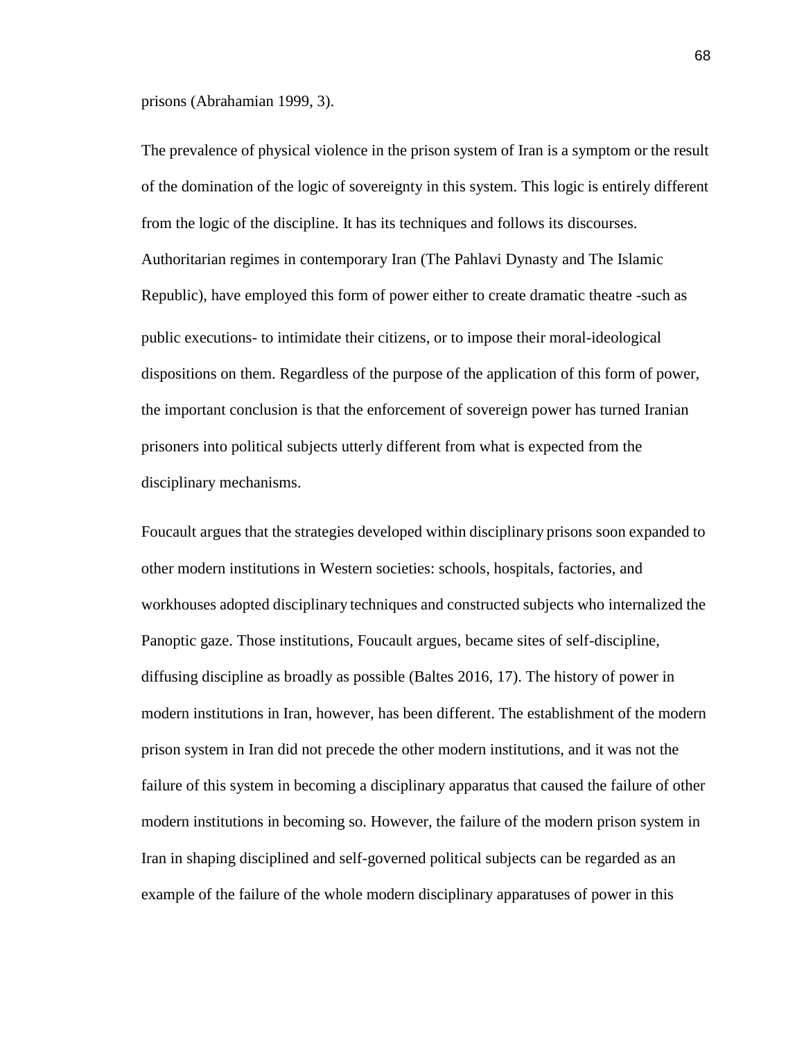prisons (Abrahamian 1999, 3).

The prevalence of physical violence in the prison system of Iran is a symptom or the result of the domination of the logic of sovereignty in this system. This logic is entirely different from the logic of the discipline. It has its techniques and follows its discourses. Authoritarian regimes in contemporary Iran (The Pahlavi Dynasty and The Islamic Republic), have employed this form of power either to create dramatic theatre -such as public executions- to intimidate their citizens, or to impose their moral-ideological dispositions on them. Regardless of the purpose of the application of this form of power, the important conclusion is that the enforcement of sovereign power has turned Iranian prisoners into political subjects utterly different from what is expected from the disciplinary mechanisms.

Foucault argues that the strategies developed within disciplinary prisons soon expanded to other modern institutions in Western societies: schools, hospitals, factories, and workhouses adopted disciplinary techniques and constructed subjects who internalized the Panoptic gaze. Those institutions, Foucault argues, became sites of self-discipline, diffusing discipline as broadly as possible (Baltes 2016, 17). The history of power in modern institutions in Iran, however, has been different. The establishment of the modern prison system in Iran did not precede the other modern institutions, and it was not the failure of this system in becoming a disciplinary apparatus that caused the failure of other modern institutions in becoming so. However, the failure of the modern prison system in Iran in shaping disciplined and self-governed political subjects can be regarded as an example of the failure of the whole modern disciplinary apparatuses of power in this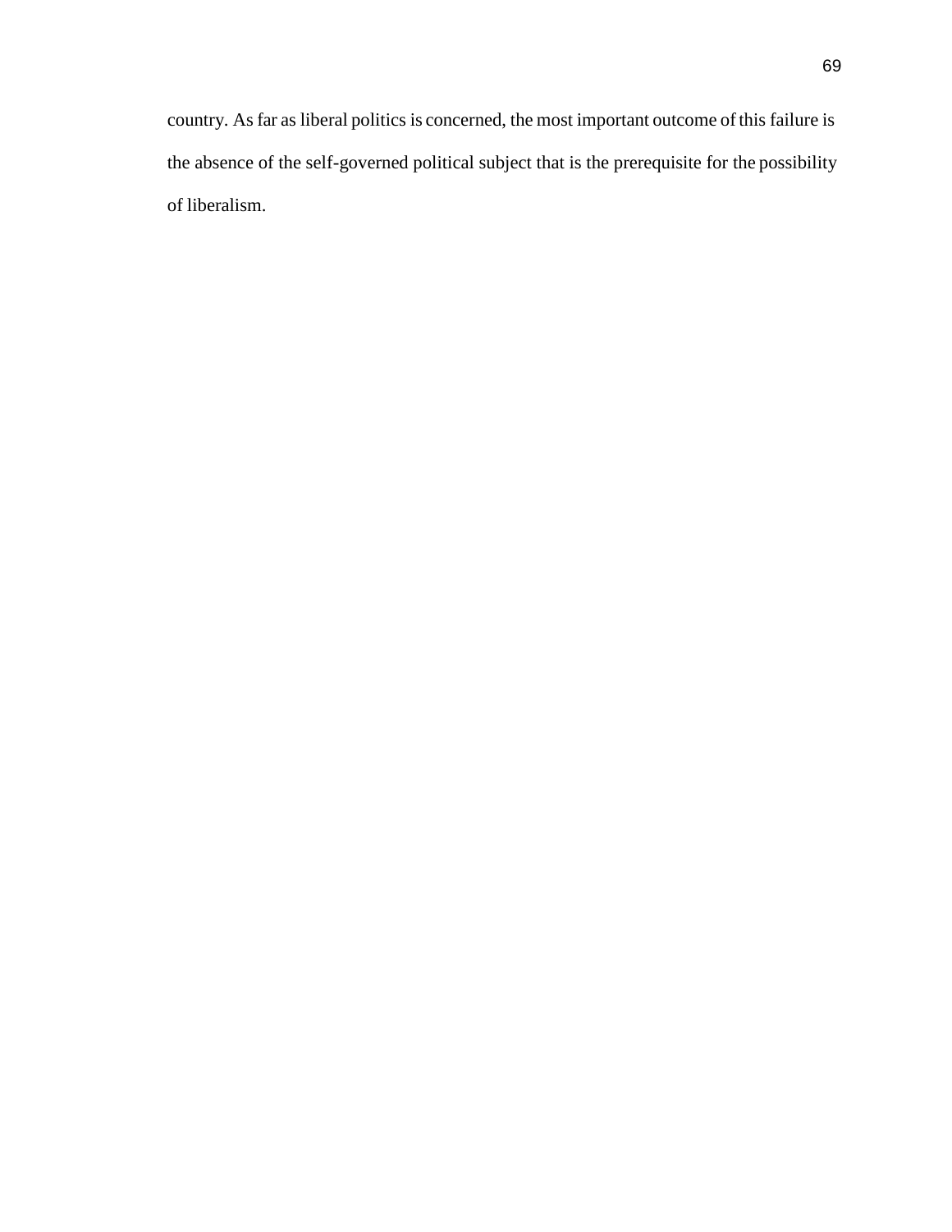country. As far as liberal politics is concerned, the most important outcome of this failure is the absence of the self-governed political subject that is the prerequisite for the possibility of liberalism.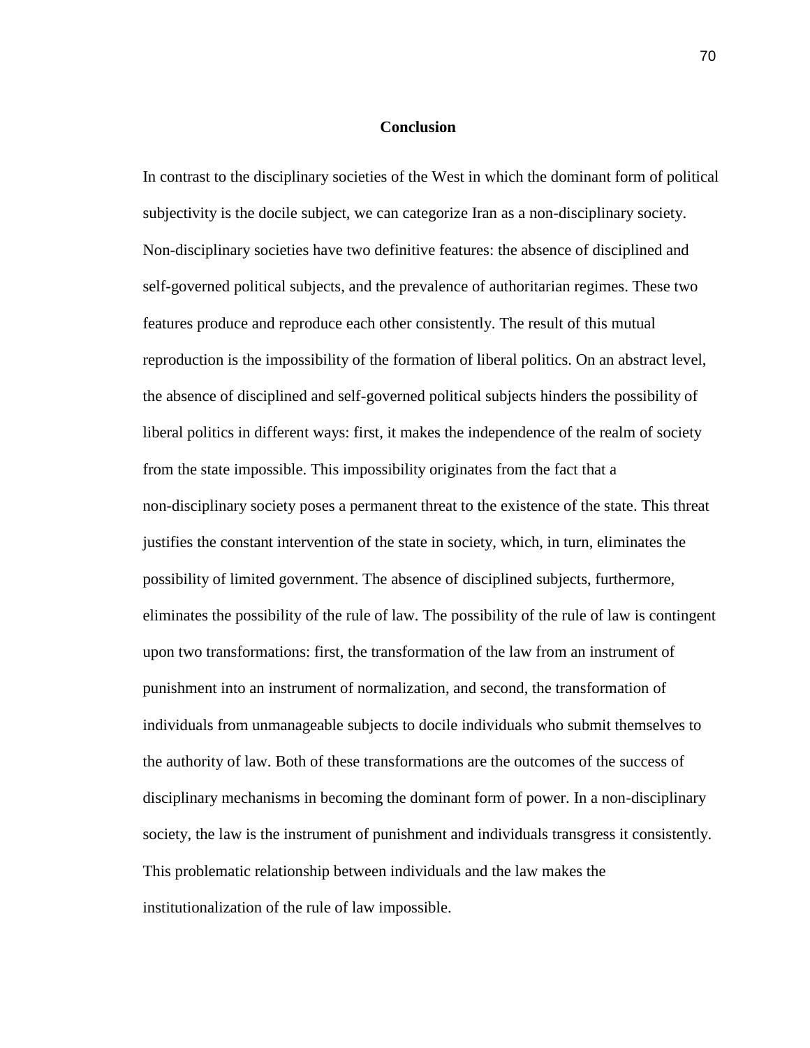# Conclusion

In contrast to the disciplinary societies of the West in which the dominant form of political subjectivity is the docile subject, we can categorize Iran as a non-disciplinary society. Non-disciplinary societies have two definitive features: the absence of disciplined and self-governed political subjects, and the prevalence of authoritarian regimes. These two features produce and reproduce each other consistently. The result of this mutual reproduction is the impossibility of the formation of liberal politics. On an abstract level, the absence of disciplined and self-governed political subjects hinders the possibility of liberal politics in different ways: first, it makes the independence of the realm of society from the state impossible. This impossibility originates from the fact that a non-disciplinary society poses a permanent threat to the existence of the state. This threat justifies the constant intervention of the state in society, which, in turn, eliminates the possibility of limited government. The absence of disciplined subjects, furthermore, eliminates the possibility of the rule of law. The possibility of the rule of law is contingent upon two transformations: first, the transformation of the law from an instrument of punishment into an instrument of normalization, and second, the transformation of individuals from unmanageable subjects to docile individuals who submit themselves to the authority of law. Both of these transformations are the outcomes of the success of disciplinary mechanisms in becoming the dominant form of power. In a non-disciplinary society, the law is the instrument of punishment and individuals transgress it consistently. This problematic relationship between individuals and the law makes the institutionalization of the rule of law impossible.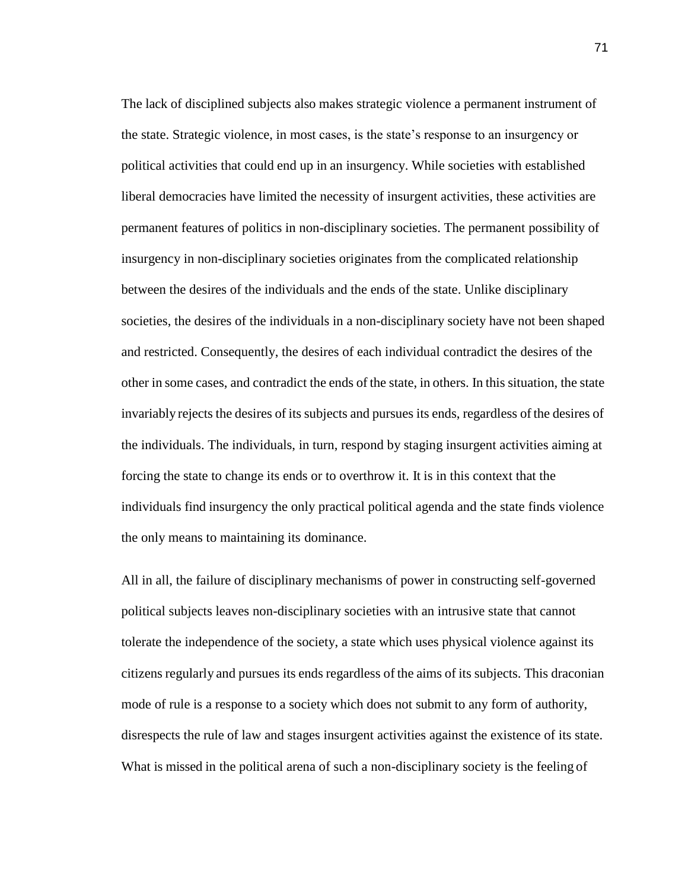The lack of disciplined subjects also makes strategic violence a permanent instrument of the state. Strategic violence, in most cases, is the state's response to an insurgency or political activities that could end up in an insurgency. While societies with established liberal democracies have limited the necessity of insurgent activities, these activities are permanent features of politics in non-disciplinary societies. The permanent possibility of insurgency in non-disciplinary societies originates from the complicated relationship between the desires of the individuals and the ends of the state. Unlike disciplinary societies, the desires of the individuals in a non-disciplinary society have not been shaped and restricted. Consequently, the desires of each individual contradict the desires of the other in some cases, and contradict the ends of the state, in others. In this situation, the state invariably rejects the desires of its subjects and pursues its ends, regardless of the desires of the individuals. The individuals, in turn, respond by staging insurgent activities aiming at forcing the state to change its ends or to overthrow it. It is in this context that the individuals find insurgency the only practical political agenda and the state finds violence the only means to maintaining its dominance.

All in all, the failure of disciplinary mechanisms of power in constructing self-governed political subjects leaves non-disciplinary societies with an intrusive state that cannot tolerate the independence of the society, a state which uses physical violence against its citizens regularly and pursues its ends regardless of the aims of its subjects. This draconian mode of rule is a response to a society which does not submit to any form of authority, disrespects the rule of law and stages insurgent activities against the existence of its state. What is missed in the political arena of such a non-disciplinary society is the feeling of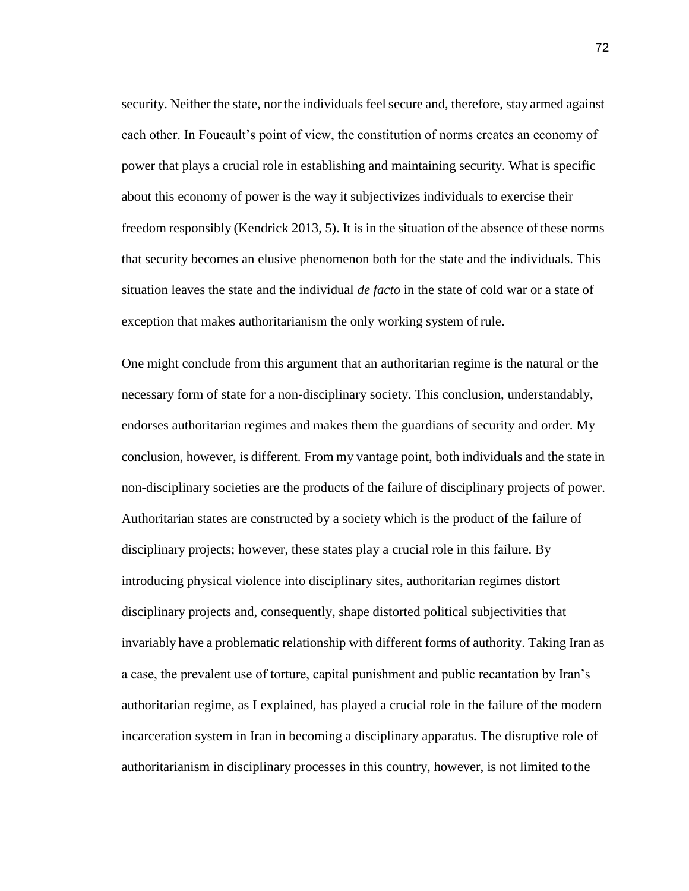security. Neither the state, nor the individuals feel secure and, therefore, stay armed against each other. In Foucault's point of view, the constitution of norms creates an economy of power that plays a crucial role in establishing and maintaining security. What is specific about this economy of power is the way it subjectivizes individuals to exercise their freedom responsibly (Kendrick 2013, 5). It is in the situation of the absence of these norms that security becomes an elusive phenomenon both for the state and the individuals. This situation leaves the state and the individual *de facto* in the state of cold war or a state of exception that makes authoritarianism the only working system of rule.

One might conclude from this argument that an authoritarian regime is the natural or the necessary form of state for a non-disciplinary society. This conclusion, understandably, endorses authoritarian regimes and makes them the guardians of security and order. My conclusion, however, is different. From my vantage point, both individuals and the state in non-disciplinary societies are the products of the failure of disciplinary projects of power. Authoritarian states are constructed by a society which is the product of the failure of disciplinary projects; however, these states play a crucial role in this failure. By introducing physical violence into disciplinary sites, authoritarian regimes distort disciplinary projects and, consequently, shape distorted political subjectivities that invariably have a problematic relationship with different forms of authority. Taking Iran as a case, the prevalent use of torture, capital punishment and public recantation by Iran's authoritarian regime, as I explained, has played a crucial role in the failure of the modern incarceration system in Iran in becoming a disciplinary apparatus. The disruptive role of authoritarianism in disciplinary processes in this country, however, is not limited to the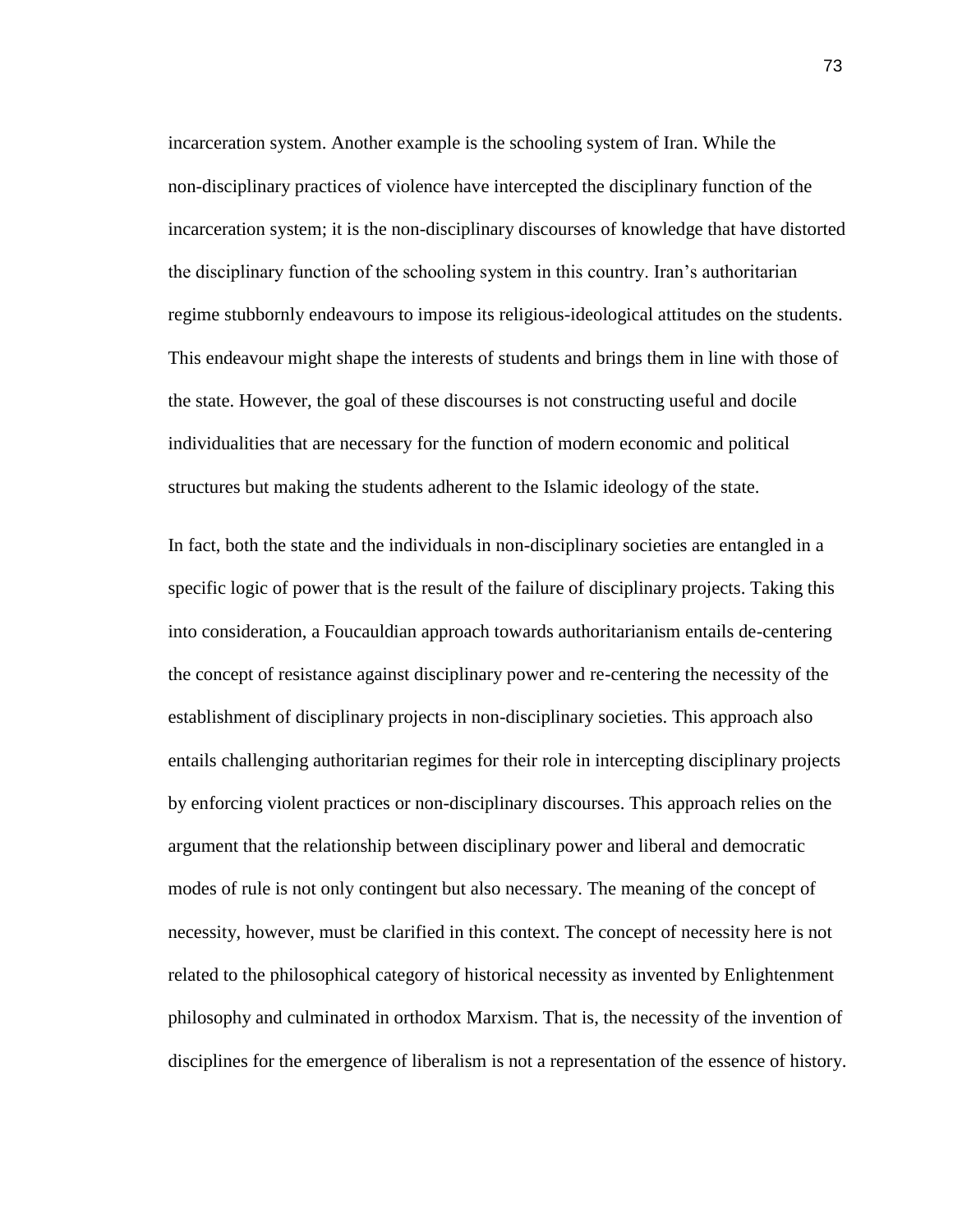incarceration system. Another example is the schooling system of Iran. While the non-disciplinary practices of violence have intercepted the disciplinary function of the incarceration system; it is the non-disciplinary discourses of knowledge that have distorted the disciplinary function of the schooling system in this country. Iran's authoritarian regime stubbornly endeavours to impose its religious-ideological attitudes on the students. This endeavour might shape the interests of students and brings them in line with those of the state. However, the goal of these discourses is not constructing useful and docile individualities that are necessary for the function of modern economic and political structures but making the students adherent to the Islamic ideology of the state.

In fact, both the state and the individuals in non-disciplinary societies are entangled in a specific logic of power that is the result of the failure of disciplinary projects. Taking this into consideration, a Foucauldian approach towards authoritarianism entails de-centering the concept of resistance against disciplinary power and re-centering the necessity of the establishment of disciplinary projects in non-disciplinary societies. This approach also entails challenging authoritarian regimes for their role in intercepting disciplinary projects by enforcing violent practices or non-disciplinary discourses. This approach relies on the argument that the relationship between disciplinary power and liberal and democratic modes of rule is not only contingent but also necessary. The meaning of the concept of necessity, however, must be clarified in this context. The concept of necessity here is not related to the philosophical category of historical necessity as invented by Enlightenment philosophy and culminated in orthodox Marxism. That is, the necessity of the invention of disciplines for the emergence of liberalism is not a representation of the essence of history.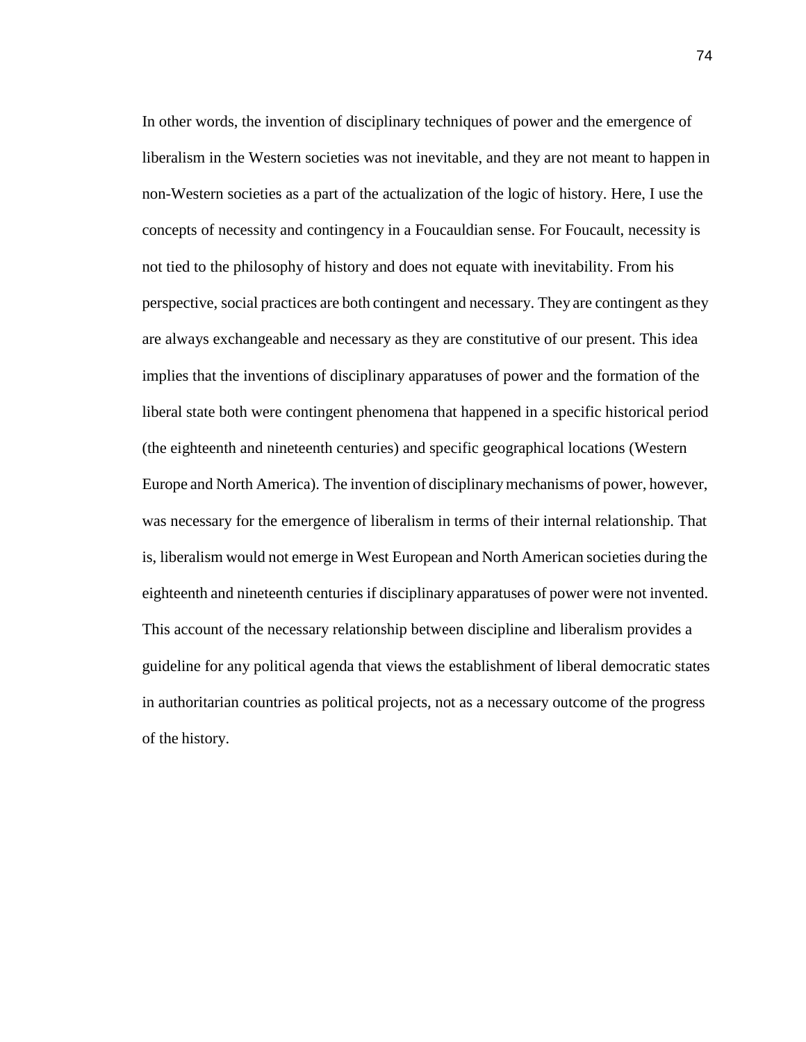In other words, the invention of disciplinary techniques of power and the emergence of liberalism in the Western societies was not inevitable, and they are not meant to happen in non-Western societies as a part of the actualization of the logic of history. Here, I use the concepts of necessity and contingency in a Foucauldian sense. For Foucault, necessity is not tied to the philosophy of history and does not equate with inevitability. From his perspective, social practices are both contingent and necessary. They are contingent as they are always exchangeable and necessary as they are constitutive of our present. This idea implies that the inventions of disciplinary apparatuses of power and the formation of the liberal state both were contingent phenomena that happened in a specific historical period (the eighteenth and nineteenth centuries) and specific geographical locations (Western Europe and North America). The invention of disciplinary mechanisms of power, however, was necessary for the emergence of liberalism in terms of their internal relationship. That is, liberalism would not emerge in West European and North American societies during the eighteenth and nineteenth centuries if disciplinary apparatuses of power were not invented. This account of the necessary relationship between discipline and liberalism provides a guideline for any political agenda that views the establishment of liberal democratic states in authoritarian countries as political projects, not as a necessary outcome of the progress of the history.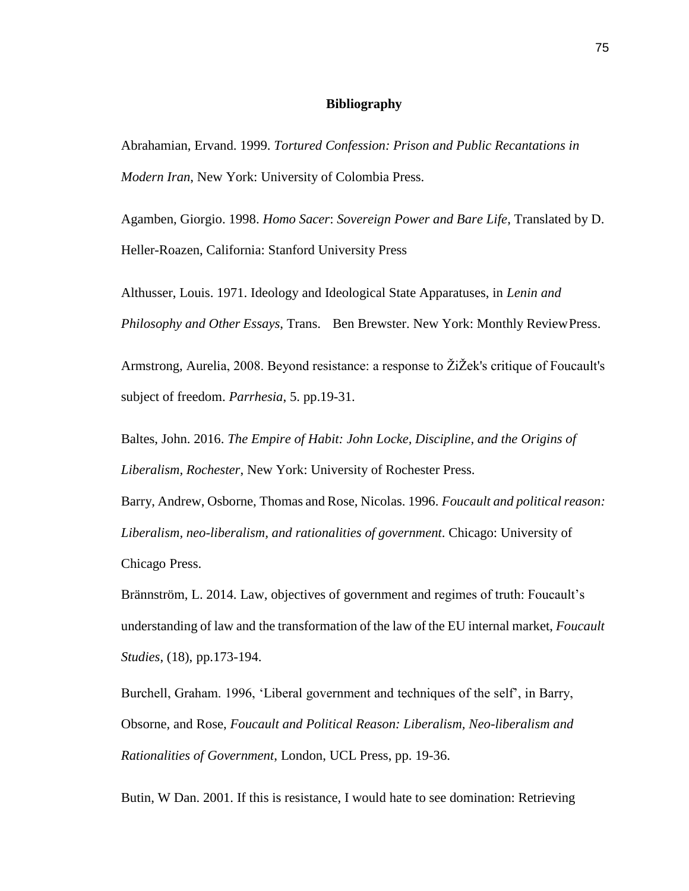**Bibliography**

Abrahamian, Ervand. 1999. *Tortured Confession: Prison and Public Recantations in Modern Iran*, New York: University of Colombia Press.

Agamben, Giorgio. 1998. *Homo Sacer*: *Sovereign Power and Bare Life*, Translated by D. Heller-Roazen, California: Stanford University Press

Althusser, Louis. 1971. Ideology and Ideological State Apparatuses, in *Lenin and Philosophy and Other Essays*, Trans. Ben Brewster. New York: Monthly Review Press.

Armstrong, Aurelia, 2008. Beyond resistance: a response to ŽiŽek's critique of Foucault's subject of freedom. *Parrhesia*, 5. pp.19-31.

Baltes, John. 2016. *The Empire of Habit: John Locke, Discipline, and the Origins of Liberalism, Rochester*, New York: University of Rochester Press.

Barry, Andrew, Osborne, Thomas and Rose, Nicolas. 1996. *Foucault and political reason: Liberalism, neo-liberalism, and rationalities of government*. Chicago: University of Chicago Press.

Brännström, L. 2014. Law, objectives of government and regimes of truth: Foucault's understanding of law and the transformation of the law of the EU internal market, *Foucault Studies*, (18), pp.173-194.

Burchell, Graham. 1996, 'Liberal government and techniques of the self', in Barry, Obsorne, and Rose, *Foucault and Political Reason: Liberalism, Neo-liberalism and Rationalities of Government*, London, UCL Press, pp. 19-36.

Butin, W Dan. 2001. If this is resistance, I would hate to see domination: Retrieving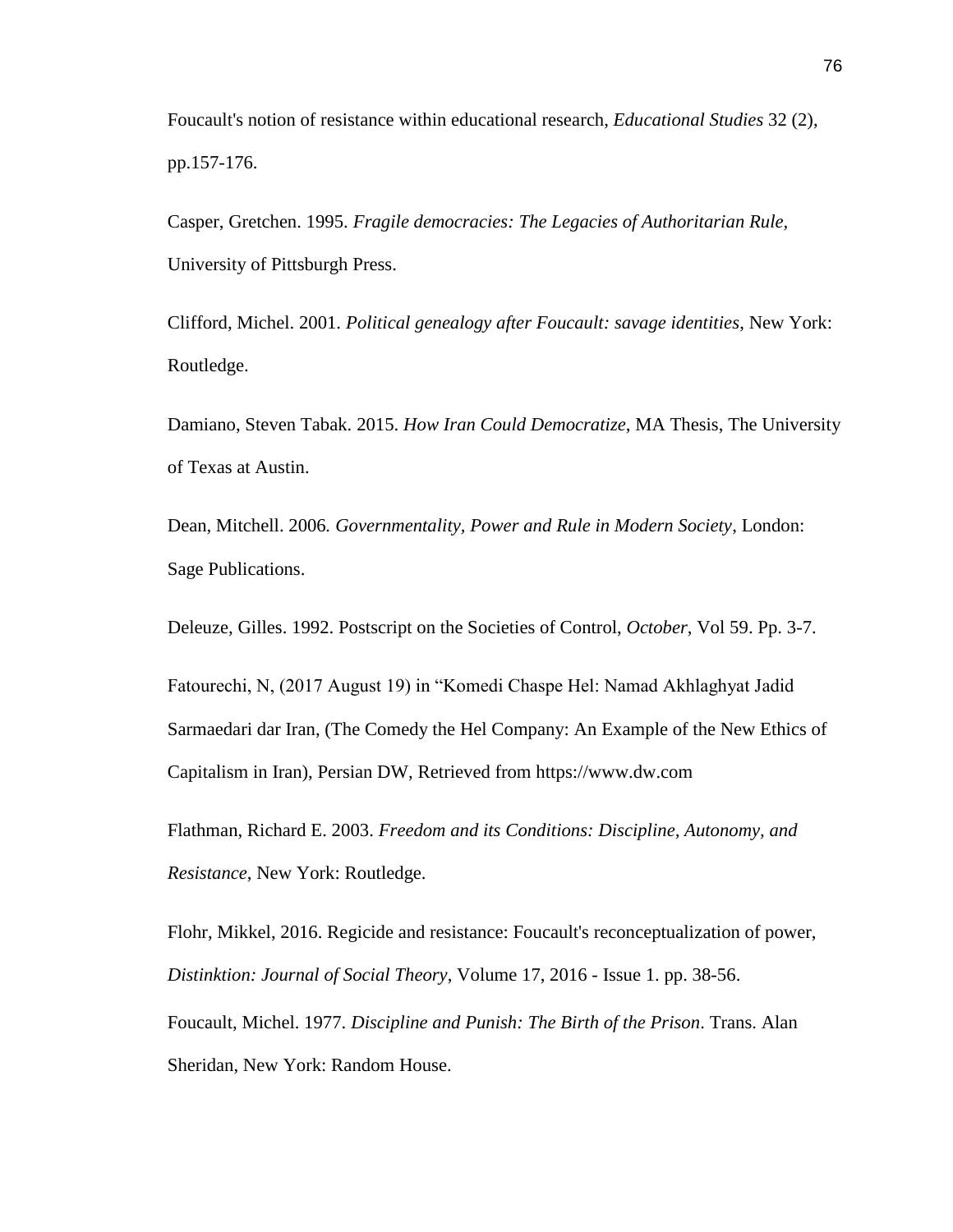Foucault's notion of resistance within educational research, *Educational Studies* 32 (2), pp.157-176.

Casper, Gretchen. 1995. *Fragile democracies: The Legacies of Authoritarian Rule*, University of Pittsburgh Press.

Clifford, Michel. 2001. *Political genealogy after Foucault: savage identities*, New York: Routledge.

Damiano, Steven Tabak. 2015. *How Iran Could Democratize*, MA Thesis, The University of Texas at Austin.

Dean, Mitchell. 2006*. Governmentality, Power and Rule in Modern Society*, London: Sage Publications.

Deleuze, Gilles. 1992. Postscript on the Societies of Control, *October*, Vol 59. Pp. 3-7.

Fatourechi, N, (2017 August 19) in "Komedi Chaspe Hel: Namad Akhlaghyat Jadid Sarmaedari dar Iran, (The Comedy the Hel Company: An Example of the New Ethics of Capitalism in Iran), Persian DW, Retrieved from https://www.dw.com

Flathman, Richard E. 2003. *Freedom and its Conditions: Discipline, Autonomy, and Resistance*, New York: Routledge.

Flohr, Mikkel, 2016. Regicide and resistance: Foucault's reconceptualization of power, *Distinktion: Journal of Social Theory*, Volume 17, 2016 - Issue 1. pp. 38-56.

Foucault, Michel. 1977. *Discipline and Punish: The Birth of the Prison*. Trans. Alan Sheridan, New York: Random House.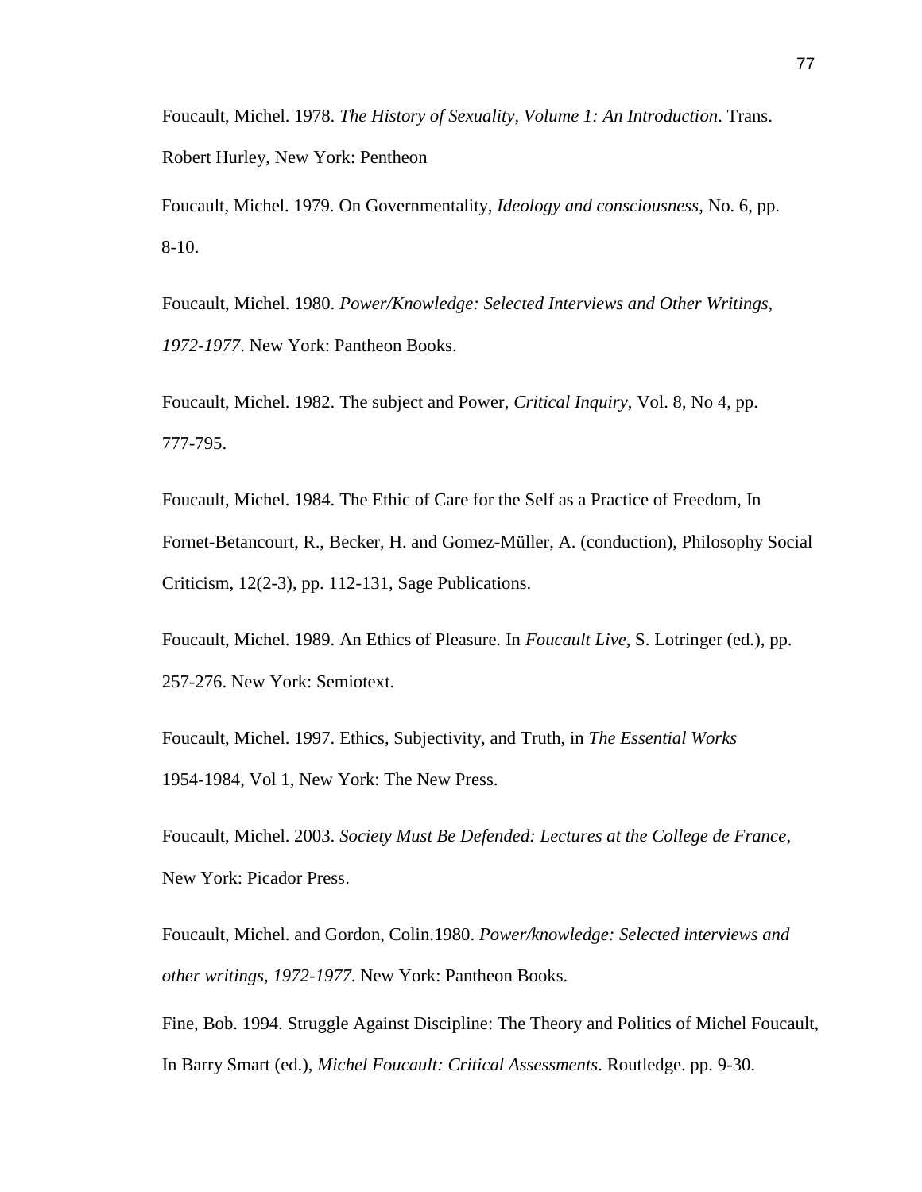Foucault, Michel. 1978. *The History of Sexuality, Volume 1: An Introduction*. Trans. Robert Hurley, New York: Pentheon

Foucault, Michel. 1979. On Governmentality, *Ideology and consciousness*, No. 6, pp. 8-10.

Foucault, Michel. 1980. *Power/Knowledge: Selected Interviews and Other Writings, 1972-1977*. New York: Pantheon Books.

Foucault, Michel. 1982. The subject and Power, *Critical Inquiry*, Vol. 8, No 4, pp. 777-795.

Foucault, Michel. 1984. The Ethic of Care for the Self as a Practice of Freedom, In Fornet-Betancourt, R., Becker, H. and Gomez-Müller, A. (conduction), Philosophy Social Criticism, 12(2-3), pp. 112-131, Sage Publications.

Foucault, Michel. 1989. An Ethics of Pleasure. In *Foucault Live*, S. Lotringer (ed.), pp. 257-276. New York: Semiotext.

Foucault, Michel. 1997. Ethics, Subjectivity, and Truth, in *The Essential Works* 1954-1984, Vol 1, New York: The New Press.

Foucault, Michel. 2003. *Society Must Be Defended: Lectures at the College de France*, New York: Picador Press.

Foucault, Michel. and Gordon, Colin.1980. *Power/knowledge: Selected interviews and other writings, 1972-1977*. New York: Pantheon Books.

Fine, Bob. 1994. Struggle Against Discipline: The Theory and Politics of Michel Foucault, In Barry Smart (ed.), *Michel Foucault: Critical Assessments*. Routledge. pp. 9-30.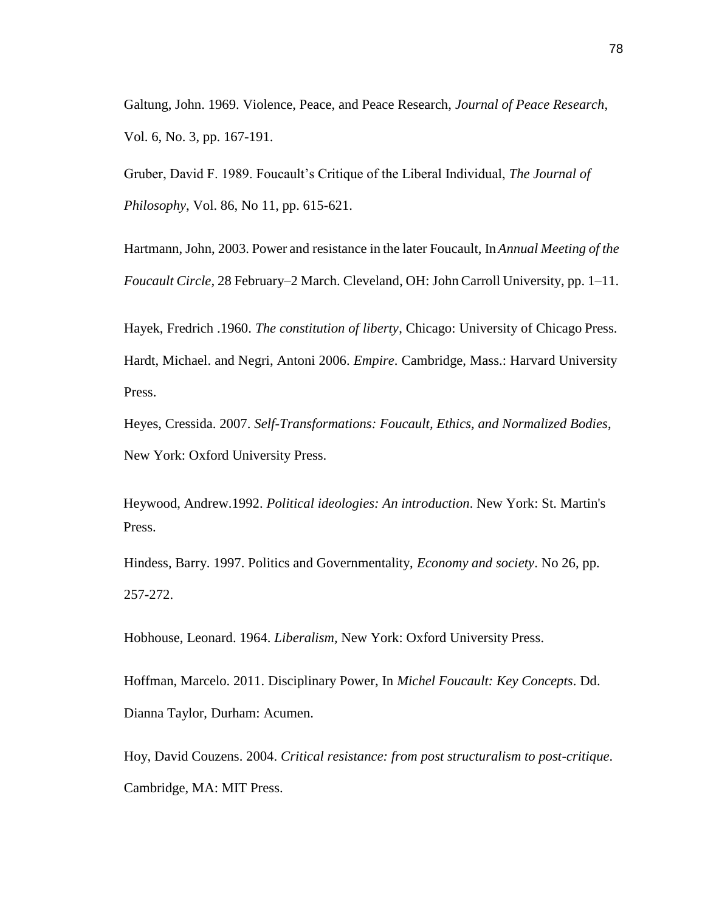Galtung, John. 1969. Violence, Peace, and Peace Research, *Journal of Peace Research*, Vol. 6, No. 3, pp. 167-191.

Gruber, David F. 1989. Foucault's Critique of the Liberal Individual, *The Journal of Philosophy*, Vol. 86, No 11, pp. 615-621.

Hartmann, John, 2003. Power and resistance in the later Foucault, In *Annual Meeting of the Foucault Circle*, 28 February–2 March. Cleveland, OH: John Carroll University, pp. 1–11.

Hayek, Fredrich .1960. *The constitution of liberty*, Chicago: University of Chicago Press.

Hardt, Michael. and Negri, Antoni 2006. *Empire*. Cambridge, Mass.: Harvard University Press.

Heyes, Cressida. 2007. *Self-Transformations: Foucault, Ethics, and Normalized Bodies*, New York: Oxford University Press.

Heywood, Andrew.1992. *Political ideologies: An introduction*. New York: St. Martin's Press.

Hindess, Barry. 1997. Politics and Governmentality, *Economy and society*. No 26, pp. 257-272.

Hobhouse, Leonard. 1964. *Liberalism,* New York: Oxford University Press.

Hoffman, Marcelo. 2011. Disciplinary Power, In *Michel Foucault: Key Concepts*. Dd. Dianna Taylor, Durham: Acumen.

Hoy, David Couzens. 2004. *Critical resistance: from post structuralism to post-critique*. Cambridge, MA: MIT Press.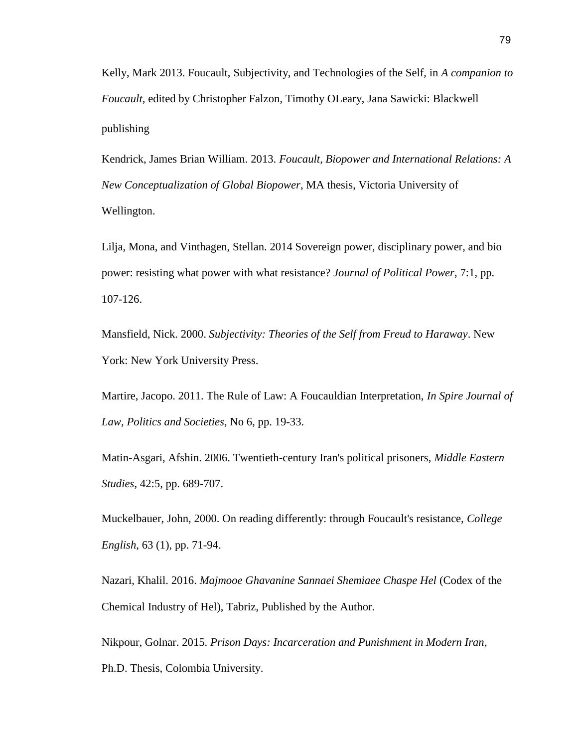Kelly, Mark 2013. Foucault, Subjectivity, and Technologies of the Self, in *A companion to Foucault*, edited by Christopher Falzon, Timothy OLeary, Jana Sawicki: Blackwell publishing

Kendrick, James Brian William. 2013. *Foucault, Biopower and International Relations: A New Conceptualization of Global Biopower*, MA thesis, Victoria University of Wellington.

Lilja, Mona, and Vinthagen, Stellan. 2014 Sovereign power, disciplinary power, and bio power: resisting what power with what resistance? *Journal of Political Power*, 7:1, pp. 107-126.

Mansfield, Nick. 2000. *Subjectivity: Theories of the Self from Freud to Haraway*. New York: New York University Press.

Martire, Jacopo. 2011. The Rule of Law: A Foucauldian Interpretation, *In Spire Journal of Law, Politics and Societies*, No 6, pp. 19-33.

Matin-Asgari, Afshin. 2006. Twentieth-century Iran's political prisoners, *Middle Eastern Studies*, 42:5, pp. 689-707.

Muckelbauer, John, 2000. On reading differently: through Foucault's resistance, *College English*, 63 (1), pp. 71-94.

Nazari, Khalil. 2016. *Majmooe Ghavanine Sannaei Shemiaee Chaspe Hel* (Codex of the Chemical Industry of Hel), Tabriz, Published by the Author.

Nikpour, Golnar. 2015. *Prison Days: Incarceration and Punishment in Modern Iran*, Ph.D. Thesis, Colombia University.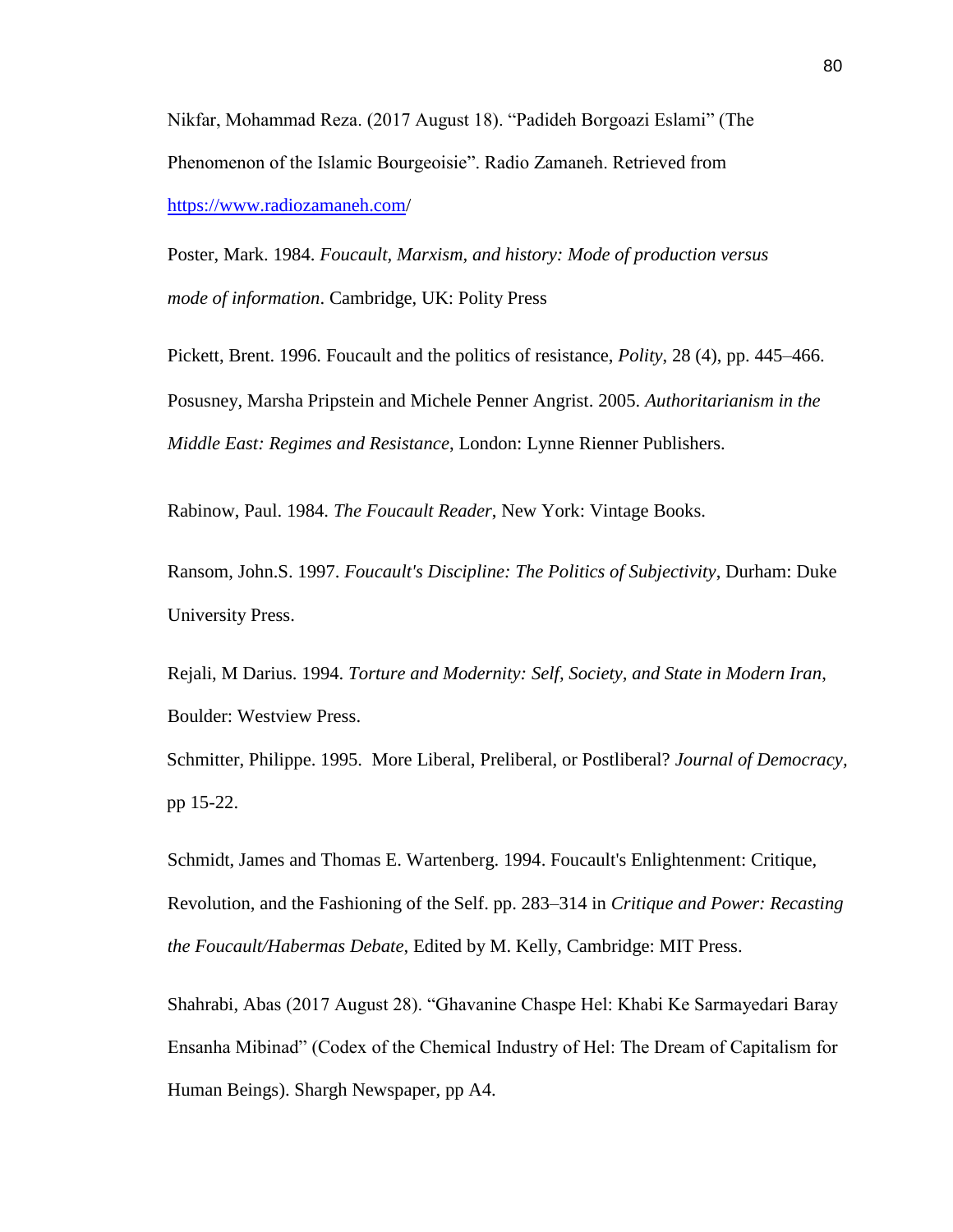Nikfar, Mohammad Reza. (2017 August 18). "Padideh Borgoazi Eslami" (The Phenomenon of the Islamic Bourgeoisie". Radio Zamaneh. Retrieved from https://www.radiozamaneh.com/

Poster, Mark. 1984. *Foucault, Marxism, and history: Mode of production versus mode of information*. Cambridge, UK: Polity Press

Pickett, Brent. 1996. Foucault and the politics of resistance, *Polity*, 28 (4), pp. 445–466.

Posusney, Marsha Pripstein and Michele Penner Angrist. 2005. *Authoritarianism in the Middle East: Regimes and Resistance*, London: Lynne Rienner Publishers.

Rabinow, Paul. 1984. *The Foucault Reader*, New York: Vintage Books.

Ransom, John.S. 1997. *Foucault's Discipline: The Politics of Subjectivity*, Durham: Duke University Press.

Rejali, M Darius. 1994. *Torture and Modernity: Self, Society, and State in Modern Iran*, Boulder: Westview Press.

Schmitter, Philippe. 1995. More Liberal, Preliberal, or Postliberal? *Journal of Democracy,* pp 15-22.

Schmidt, James and Thomas E. Wartenberg. 1994. Foucault's Enlightenment: Critique, Revolution, and the Fashioning of the Self. pp. 283–314 in *Critique and Power: Recasting the Foucault/Habermas Debate*, Edited by M. Kelly, Cambridge: MIT Press.

Shahrabi, Abas (2017 August 28). "Ghavanine Chaspe Hel: Khabi Ke Sarmayedari Baray Ensanha Mibinad" (Codex of the Chemical Industry of Hel: The Dream of Capitalism for Human Beings). Shargh Newspaper, pp A4.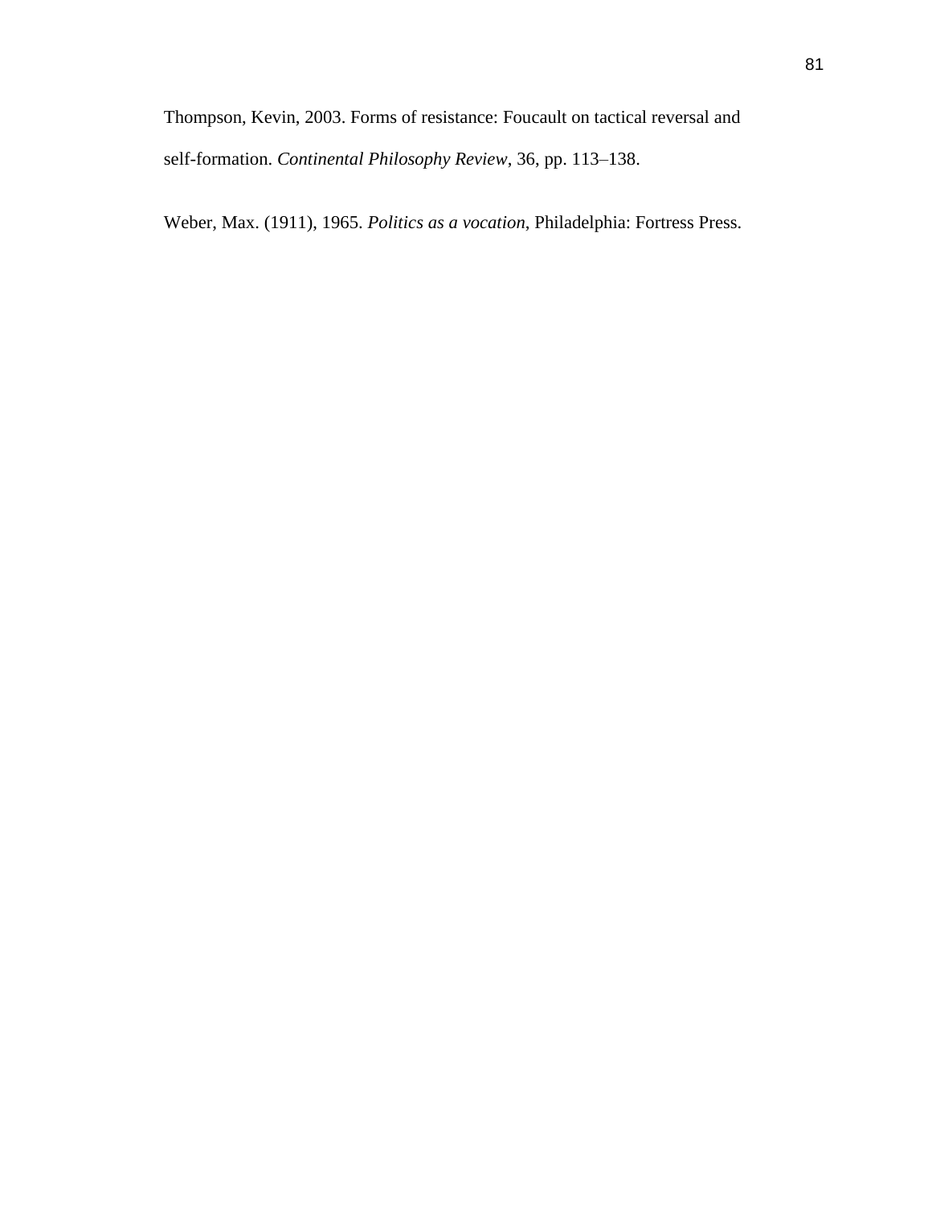Thompson, Kevin, 2003. Forms of resistance: Foucault on tactical reversal and self-formation. *Continental Philosophy Review*, 36, pp. 113–138.

Weber, Max. (1911), 1965. *Politics as a vocation*, Philadelphia: Fortress Press.